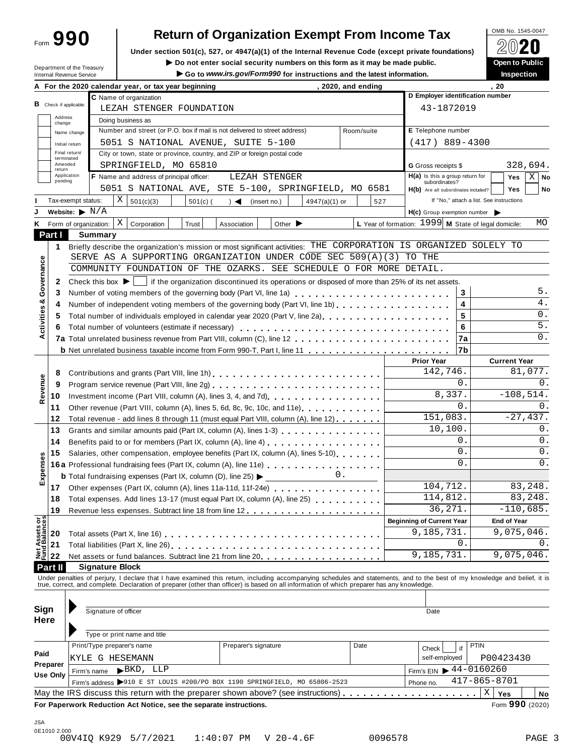Form **990**

# Return of Organization Exempt From Income Tax

OMB No. 1545-0047

**2020**

**Under section 501(c), 527, or 4947(a)(1) of the Internal Revenue Code (except private foundations)**

▶ **Do not enter social security numbers on this form as it may be made public.**

▶ **Go to *www.irs.gov/Form990* for instructions and the latest information.**

Department of the Treasury
Internal Revenue Service

**Open to Public Inspection**

**A For the 2020 calendar year, or tax year beginning , 2020, and ending , 20**

**B** Check if applicable: Address change / Name change / Initial return / Final return/terminated / Amended return / Application pending

**C** Name of organization: LEZAH STENGER FOUNDATION

Doing business as

Number and street (or P.O. box if mail is not delivered to street address): 5051 S NATIONAL AVENUE, SUITE 5-100 Room/suite

City or town, state or province, country, and ZIP or foreign postal code: SPRINGFIELD, MO 65810

**D Employer identification number:** 43-1872019

**E Telephone number:** (417) 889-4300

**G** Gross receipts $ 328,694.

**F** Name and address of principal officer: LEZAH STENGER
5051 S NATIONAL AVE, STE 5-100, SPRINGFIELD, MO 6581

**H(a)** Is this a group return for subordinates? Yes [ ] No [X]

**H(b)** Are all subordinates included? Yes [ ] No [ ]
If "No," attach a list. See instructions

**I** Tax-exempt status: [X] 501(c)(3) [ ] 501(c) ( ) ◀ (insert no.) [ ] 4947(a)(1) or [ ] 527

**J** Website: ▶ N/A

**H(c)** Group exemption number ▶

**K** Form of organization: [X] Corporation [ ] Trust [ ] Association [ ] Other ▶

**L** Year of formation: 1999 **M** State of legal domicile: MO

## Part I Summary

**Activities & Governance**

1 Briefly describe the organization's mission or most significant activities: THE CORPORATION IS ORGANIZED SOLELY TO SERVE AS A SUPPORTING ORGANIZATION UNDER CODE SEC 509(A)(3) TO THE COMMUNITY FOUNDATION OF THE OZARKS. SEE SCHEDULE O FOR MORE DETAIL.

2 Check this box ▶ [ ] if the organization discontinued its operations or disposed of more than 25% of its net assets.

| | | | |
|---|---|---|---|
| 3 | Number of voting members of the governing body (Part VI, line 1a) | 3 | 5. |
| 4 | Number of independent voting members of the governing body (Part VI, line 1b) | 4 | 4. |
| 5 | Total number of individuals employed in calendar year 2020 (Part V, line 2a) | 5 | 0. |
| 6 | Total number of volunteers (estimate if necessary) | 6 | 5. |
| 7a | Total unrelated business revenue from Part VIII, column (C), line 12 | 7a | 0. |
| b | Net unrelated business taxable income from Form 990-T, Part I, line 11 | 7b | |

| | | | Prior Year | Current Year |
|---|---|---|---|---|
| **Revenue** | 8 | Contributions and grants (Part VIII, line 1h) | 142,746. | 81,077. |
| | 9 | Program service revenue (Part VIII, line 2g) | 0. | 0. |
| | 10 | Investment income (Part VIII, column (A), lines 3, 4, and 7d) | 8,337. | -108,514. |
| | 11 | Other revenue (Part VIII, column (A), lines 5, 6d, 8c, 9c, 10c, and 11e) | 0. | 0. |
| | 12 | Total revenue - add lines 8 through 11 (must equal Part VIII, column (A), line 12) | 151,083. | -27,437. |
| **Expenses** | 13 | Grants and similar amounts paid (Part IX, column (A), lines 1-3) | 10,100. | 0. |
| | 14 | Benefits paid to or for members (Part IX, column (A), line 4) | 0. | 0. |
| | 15 | Salaries, other compensation, employee benefits (Part IX, column (A), lines 5-10) | 0. | 0. |
| | 16a | Professional fundraising fees (Part IX, column (A), line 11e) | 0. | 0. |
| | b | Total fundraising expenses (Part IX, column (D), line 25) ▶ 0. | | |
| | 17 | Other expenses (Part IX, column (A), lines 11a-11d, 11f-24e) | 104,712. | 83,248. |
| | 18 | Total expenses. Add lines 13-17 (must equal Part IX, column (A), line 25) | 114,812. | 83,248. |
| | 19 | Revenue less expenses. Subtract line 18 from line 12 | 36,271. | -110,685. |
| | | | **Beginning of Current Year** | **End of Year** |
| **Net Assets or Fund Balances** | 20 | Total assets (Part X, line 16) | 9,185,731. | 9,075,046. |
| | 21 | Total liabilities (Part X, line 26) | 0. | 0. |
| | 22 | Net assets or fund balances. Subtract line 21 from line 20 | 9,185,731. | 9,075,046. |

## Part II Signature Block

Under penalties of perjury, I declare that I have examined this return, including accompanying schedules and statements, and to the best of my knowledge and belief, it is true, correct, and complete. Declaration of preparer (other than officer) is based on all information of which preparer has any knowledge.

**Sign Here**

Signature of officer Date

Type or print name and title

**Paid Preparer Use Only**

| Print/Type preparer's name | Preparer's signature | Date | Check [ ] if self-employed | PTIN |
|---|---|---|---|---|
| KYLE G HESEMANN | | | | P00423430 |

Firm's name ▶ BKD, LLP Firm's EIN ▶ 44-0160260

Firm's address ▶ 910 E ST LOUIS #200/PO BOX 1190 SPRINGFIELD, MO 65806-2523 Phone no. 417-865-8701

May the IRS discuss this return with the preparer shown above? (see instructions) [X] Yes [ ] No

**For Paperwork Reduction Act Notice, see the separate instructions.** Form **990** (2020)

JSA
0E1010 2.000
00V4IQ K929 5/7/2021 1:40:07 PM V 20-4.6F 0096578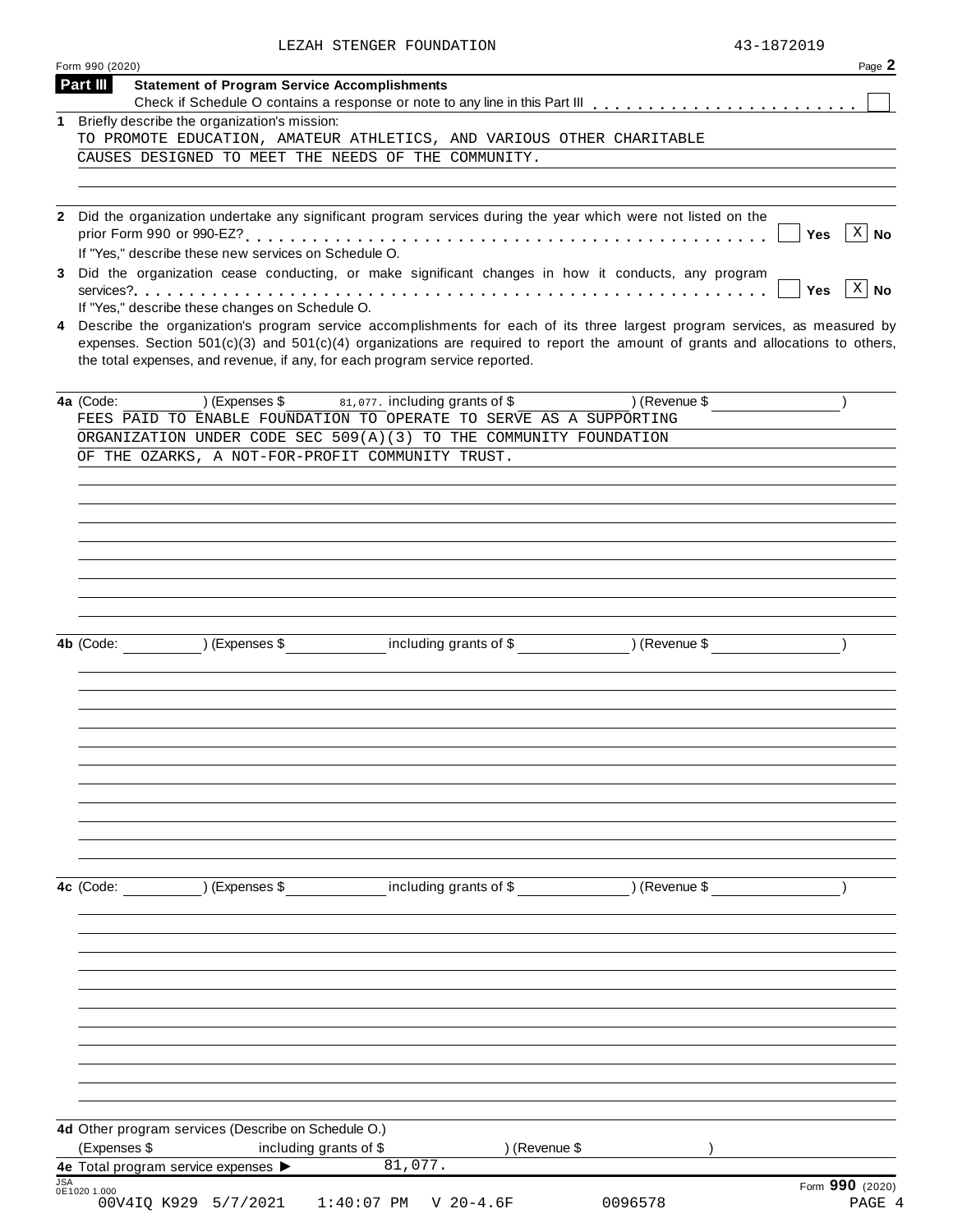LEZAH STENGER FOUNDATION 43-1872019

Form 990 (2020) Page **2**

**Part III** **Statement of Program Service Accomplishments**

Check if Schedule O contains a response or note to any line in this Part III . . . . . . . . . . . . . . . . . . . . . . . ☐

**1** Briefly describe the organization's mission:

TO PROMOTE EDUCATION, AMATEUR ATHLETICS, AND VARIOUS OTHER CHARITABLE CAUSES DESIGNED TO MEET THE NEEDS OF THE COMMUNITY.

**2** Did the organization undertake any significant program services during the year which were not listed on the prior Form 990 or 990-EZ? . . . . . . . . . . . . . . . . . . . . . . . . . . . . . . . . . . . . . . . . . . ☐ **Yes** ☒ **No**

If "Yes," describe these new services on Schedule O.

**3** Did the organization cease conducting, or make significant changes in how it conducts, any program services? . . . . . . . . . . . . . . . . . . . . . . . . . . . . . . . . . . . . . . . . . . . . . . . . . . . . . . ☐ **Yes** ☒ **No**

If "Yes," describe these changes on Schedule O.

**4** Describe the organization's program service accomplishments for each of its three largest program services, as measured by expenses. Section 501(c)(3) and 501(c)(4) organizations are required to report the amount of grants and allocations to others, the total expenses, and revenue, if any, for each program service reported.

**4a** (Code: ) (Expenses $ 81,077. including grants of $ ) (Revenue $ )

FEES PAID TO ENABLE FOUNDATION TO OPERATE TO SERVE AS A SUPPORTING ORGANIZATION UNDER CODE SEC 509(A)(3) TO THE COMMUNITY FOUNDATION OF THE OZARKS, A NOT-FOR-PROFIT COMMUNITY TRUST.

**4b** (Code: ) (Expenses $ including grants of $ ) (Revenue $ )

**4c** (Code: ) (Expenses $ including grants of $ ) (Revenue $ )

**4d** Other program services (Describe on Schedule O.)

(Expenses $ including grants of $ ) (Revenue $ )

**4e** Total program service expenses ▶ 81,077.

Form **990** (2020)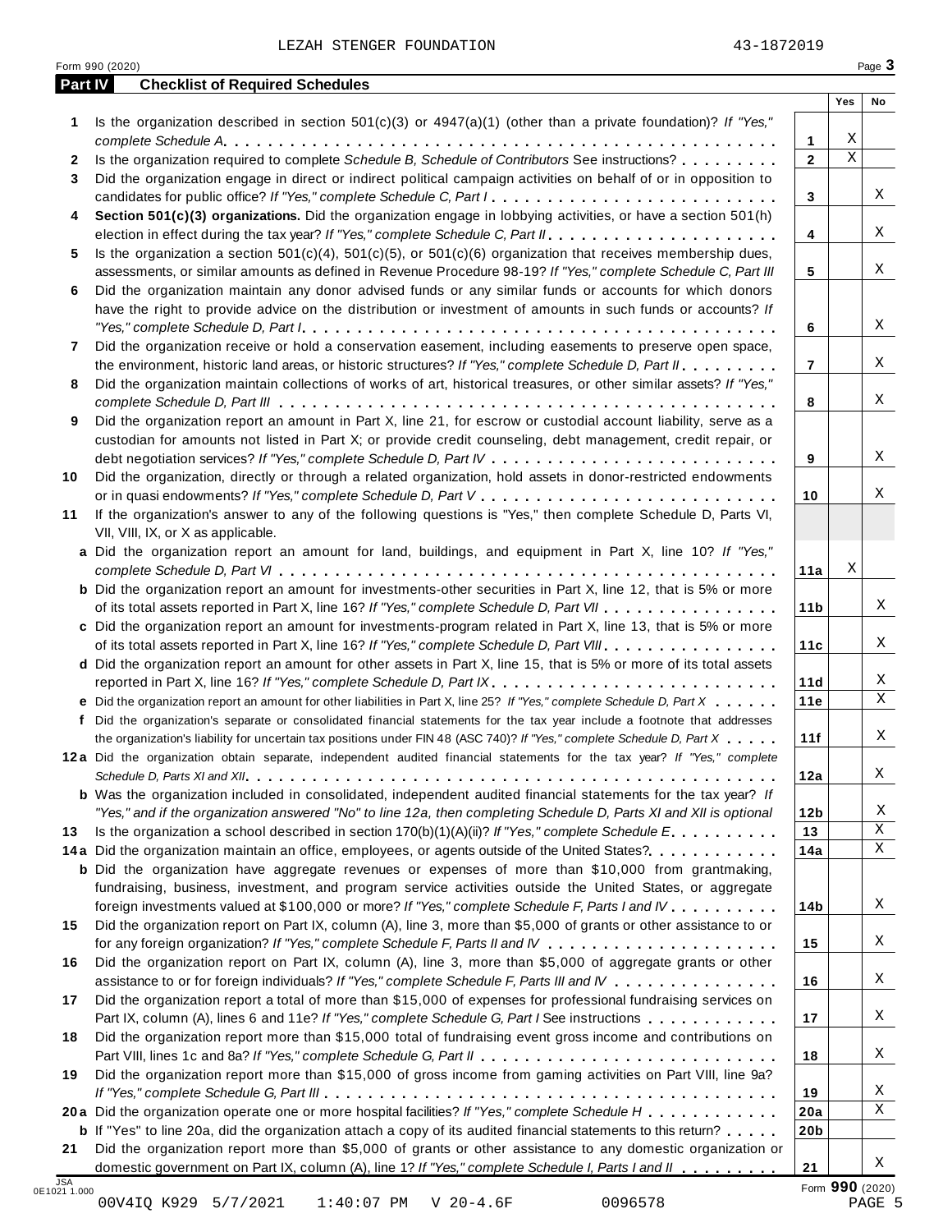LEZAH STENGER FOUNDATION 43-1872019

Form 990 (2020)

## Part IV Checklist of Required Schedules

| | | Line | Yes | No |
|---|---|---|---|---|
| **1** | Is the organization described in section 501(c)(3) or 4947(a)(1) (other than a private foundation)? *If "Yes," complete Schedule A* | 1 | X | |
| **2** | Is the organization required to complete *Schedule B, Schedule of Contributors* See instructions? | 2 | X | |
| **3** | Did the organization engage in direct or indirect political campaign activities on behalf of or in opposition to candidates for public office? *If "Yes," complete Schedule C, Part I* | 3 | | X |
| **4** | **Section 501(c)(3) organizations.** Did the organization engage in lobbying activities, or have a section 501(h) election in effect during the tax year? *If "Yes," complete Schedule C, Part II* | 4 | | X |
| **5** | Is the organization a section 501(c)(4), 501(c)(5), or 501(c)(6) organization that receives membership dues, assessments, or similar amounts as defined in Revenue Procedure 98-19? *If "Yes," complete Schedule C, Part III* | 5 | | X |
| **6** | Did the organization maintain any donor advised funds or any similar funds or accounts for which donors have the right to provide advice on the distribution or investment of amounts in such funds or accounts? *If "Yes," complete Schedule D, Part I* | 6 | | X |
| **7** | Did the organization receive or hold a conservation easement, including easements to preserve open space, the environment, historic land areas, or historic structures? *If "Yes," complete Schedule D, Part II* | 7 | | X |
| **8** | Did the organization maintain collections of works of art, historical treasures, or other similar assets? *If "Yes," complete Schedule D, Part III* | 8 | | X |
| **9** | Did the organization report an amount in Part X, line 21, for escrow or custodial account liability, serve as a custodian for amounts not listed in Part X; or provide credit counseling, debt management, credit repair, or debt negotiation services? *If "Yes," complete Schedule D, Part IV* | 9 | | X |
| **10** | Did the organization, directly or through a related organization, hold assets in donor-restricted endowments or in quasi endowments? *If "Yes," complete Schedule D, Part V* | 10 | | X |
| **11** | If the organization's answer to any of the following questions is "Yes," then complete Schedule D, Parts VI, VII, VIII, IX, or X as applicable. | | | |
| **a** | Did the organization report an amount for land, buildings, and equipment in Part X, line 10? *If "Yes," complete Schedule D, Part VI* | 11a | X | |
| **b** | Did the organization report an amount for investments-other securities in Part X, line 12, that is 5% or more of its total assets reported in Part X, line 16? *If "Yes," complete Schedule D, Part VII* | 11b | | X |
| **c** | Did the organization report an amount for investments-program related in Part X, line 13, that is 5% or more of its total assets reported in Part X, line 16? *If "Yes," complete Schedule D, Part VIII* | 11c | | X |
| **d** | Did the organization report an amount for other assets in Part X, line 15, that is 5% or more of its total assets reported in Part X, line 16? *If "Yes," complete Schedule D, Part IX* | 11d | | X |
| **e** | Did the organization report an amount for other liabilities in Part X, line 25? *If "Yes," complete Schedule D, Part X* | 11e | | X |
| **f** | Did the organization's separate or consolidated financial statements for the tax year include a footnote that addresses the organization's liability for uncertain tax positions under FIN 48 (ASC 740)? *If "Yes," complete Schedule D, Part X* | 11f | | X |
| **12a** | Did the organization obtain separate, independent audited financial statements for the tax year? *If "Yes," complete Schedule D, Parts XI and XII* | 12a | | X |
| **b** | Was the organization included in consolidated, independent audited financial statements for the tax year? *If "Yes," and if the organization answered "No" to line 12a, then completing Schedule D, Parts XI and XII is optional* | 12b | | X |
| **13** | Is the organization a school described in section 170(b)(1)(A)(ii)? *If "Yes," complete Schedule E* | 13 | | X |
| **14a** | Did the organization maintain an office, employees, or agents outside of the United States? | 14a | | X |
| **b** | Did the organization have aggregate revenues or expenses of more than $10,000 from grantmaking, fundraising, business, investment, and program service activities outside the United States, or aggregate foreign investments valued at $100,000 or more? *If "Yes," complete Schedule F, Parts I and IV* | 14b | | X |
| **15** | Did the organization report on Part IX, column (A), line 3, more than $5,000 of grants or other assistance to or for any foreign organization? *If "Yes," complete Schedule F, Parts II and IV* | 15 | | X |
| **16** | Did the organization report on Part IX, column (A), line 3, more than $5,000 of aggregate grants or other assistance to or for foreign individuals? *If "Yes," complete Schedule F, Parts III and IV* | 16 | | X |
| **17** | Did the organization report a total of more than $15,000 of expenses for professional fundraising services on Part IX, column (A), lines 6 and 11e? *If "Yes," complete Schedule G, Part I* See instructions | 17 | | X |
| **18** | Did the organization report more than $15,000 total of fundraising event gross income and contributions on Part VIII, lines 1c and 8a? *If "Yes," complete Schedule G, Part II* | 18 | | X |
| **19** | Did the organization report more than $15,000 of gross income from gaming activities on Part VIII, line 9a? *If "Yes," complete Schedule G, Part III* | 19 | | X |
| **20a** | Did the organization operate one or more hospital facilities? *If "Yes," complete Schedule H* | 20a | | X |
| **b** | If "Yes" to line 20a, did the organization attach a copy of its audited financial statements to this return? | 20b | | |
| **21** | Did the organization report more than $5,000 of grants or other assistance to any domestic organization or domestic government on Part IX, column (A), line 1? *If "Yes," complete Schedule I, Parts I and II* | 21 | | X |

JSA 0E1021 1.000

Form **990** (2020)

00V4IQ K929 5/7/2021 1:40:07 PM V 20-4.6F 0096578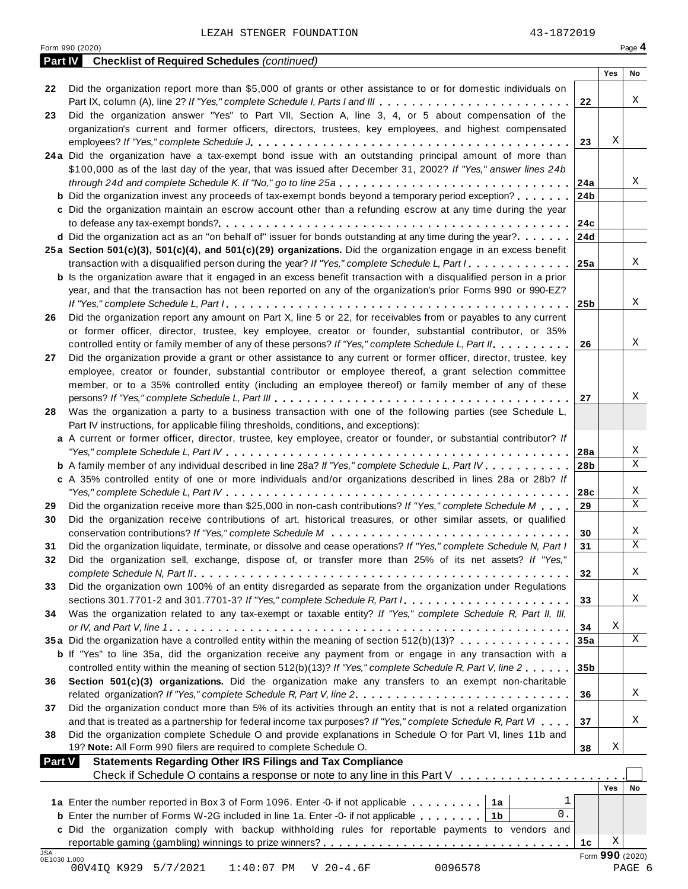LEZAH STENGER FOUNDATION 43-1872019

Form 990 (2020) Page **4**

**Part IV Checklist of Required Schedules** *(continued)*

| | | | Yes | No |
|---|---|---|---|---|
| **22** | Did the organization report more than $5,000 of grants or other assistance to or for domestic individuals on Part IX, column (A), line 2? *If "Yes," complete Schedule I, Parts I and III* | **22** | | X |
| **23** | Did the organization answer "Yes" to Part VII, Section A, line 3, 4, or 5 about compensation of the organization's current and former officers, directors, trustees, key employees, and highest compensated employees? *If "Yes," complete Schedule J* | **23** | X | |
| **24a** | Did the organization have a tax-exempt bond issue with an outstanding principal amount of more than $100,000 as of the last day of the year, that was issued after December 31, 2002? *If "Yes," answer lines 24b through 24d and complete Schedule K. If "No," go to line 25a* | **24a** | | X |
| **b** | Did the organization invest any proceeds of tax-exempt bonds beyond a temporary period exception? | **24b** | | |
| **c** | Did the organization maintain an escrow account other than a refunding escrow at any time during the year to defease any tax-exempt bonds? | **24c** | | |
| **d** | Did the organization act as an "on behalf of" issuer for bonds outstanding at any time during the year? | **24d** | | |
| **25a** | **Section 501(c)(3), 501(c)(4), and 501(c)(29) organizations.** Did the organization engage in an excess benefit transaction with a disqualified person during the year? *If "Yes," complete Schedule L, Part I* | **25a** | | X |
| **b** | Is the organization aware that it engaged in an excess benefit transaction with a disqualified person in a prior year, and that the transaction has not been reported on any of the organization's prior Forms 990 or 990-EZ? *If "Yes," complete Schedule L, Part I* | **25b** | | X |
| **26** | Did the organization report any amount on Part X, line 5 or 22, for receivables from or payables to any current or former officer, director, trustee, key employee, creator or founder, substantial contributor, or 35% controlled entity or family member of any of these persons? *If "Yes," complete Schedule L, Part II* | **26** | | X |
| **27** | Did the organization provide a grant or other assistance to any current or former officer, director, trustee, key employee, creator or founder, substantial contributor or employee thereof, a grant selection committee member, or to a 35% controlled entity (including an employee thereof) or family member of any of these persons? *If "Yes," complete Schedule L, Part III* | **27** | | X |
| **28** | Was the organization a party to a business transaction with one of the following parties (see Schedule L, Part IV instructions, for applicable filing thresholds, conditions, and exceptions): | | | |
| **a** | A current or former officer, director, trustee, key employee, creator or founder, or substantial contributor? *If "Yes," complete Schedule L, Part IV* | **28a** | | X |
| **b** | A family member of any individual described in line 28a? *If "Yes," complete Schedule L, Part IV* | **28b** | | X |
| **c** | A 35% controlled entity of one or more individuals and/or organizations described in lines 28a or 28b? *If "Yes," complete Schedule L, Part IV* | **28c** | | X |
| **29** | Did the organization receive more than $25,000 in non-cash contributions? *If "Yes," complete Schedule M* | **29** | | X |
| **30** | Did the organization receive contributions of art, historical treasures, or other similar assets, or qualified conservation contributions? *If "Yes," complete Schedule M* | **30** | | X |
| **31** | Did the organization liquidate, terminate, or dissolve and cease operations? *If "Yes," complete Schedule N, Part I* | **31** | | X |
| **32** | Did the organization sell, exchange, dispose of, or transfer more than 25% of its net assets? *If "Yes," complete Schedule N, Part II* | **32** | | X |
| **33** | Did the organization own 100% of an entity disregarded as separate from the organization under Regulations sections 301.7701-2 and 301.7701-3? *If "Yes," complete Schedule R, Part I* | **33** | | X |
| **34** | Was the organization related to any tax-exempt or taxable entity? *If "Yes," complete Schedule R, Part II, III, or IV, and Part V, line 1* | **34** | X | |
| **35a** | Did the organization have a controlled entity within the meaning of section 512(b)(13)? | **35a** | | X |
| **b** | If "Yes" to line 35a, did the organization receive any payment from or engage in any transaction with a controlled entity within the meaning of section 512(b)(13)? *If "Yes," complete Schedule R, Part V, line 2* | **35b** | | |
| **36** | **Section 501(c)(3) organizations.** Did the organization make any transfers to an exempt non-charitable related organization? *If "Yes," complete Schedule R, Part V, line 2* | **36** | | X |
| **37** | Did the organization conduct more than 5% of its activities through an entity that is not a related organization and that is treated as a partnership for federal income tax purposes? *If "Yes," complete Schedule R, Part VI* | **37** | | X |
| **38** | Did the organization complete Schedule O and provide explanations in Schedule O for Part VI, lines 11b and 19? **Note:** All Form 990 filers are required to complete Schedule O. | **38** | X | |

**Part V Statements Regarding Other IRS Filings and Tax Compliance**

Check if Schedule O contains a response or note to any line in this Part V ☐

| | | | | | Yes | No |
|---|---|---|---|---|---|---|
| **1a** | Enter the number reported in Box 3 of Form 1096. Enter -0- if not applicable | **1a** | 1 | | | |
| **b** | Enter the number of Forms W-2G included in line 1a. Enter -0- if not applicable | **1b** | 0. | | | |
| **c** | Did the organization comply with backup withholding rules for reportable payments to vendors and reportable gaming (gambling) winnings to prize winners? | | | **1c** | X | |

JSA 0E1030 1.000

Form **990** (2020)

00V4IQ K929 5/7/2021 1:40:07 PM V 20-4.6F 0096578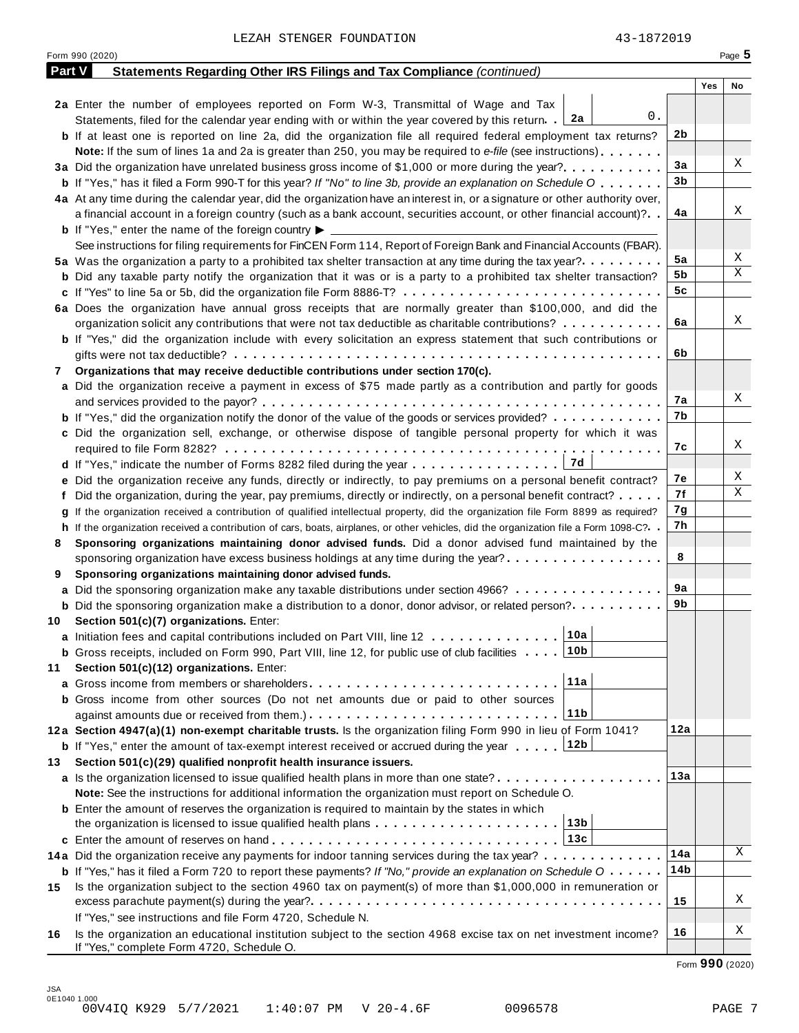LEZAH STENGER FOUNDATION 43-1872019

Form 990 (2020) Page 5

## Part V Statements Regarding Other IRS Filings and Tax Compliance *(continued)*

| | | | Yes | No |
|---|---|---|---|---|
| **2a** | Enter the number of employees reported on Form W-3, Transmittal of Wage and Tax Statements, filed for the calendar year ending with or within the year covered by this return . . **2a** 0. | | | |
| **b** | If at least one is reported on line 2a, did the organization file all required federal employment tax returns? | **2b** | | |
| | **Note:** If the sum of lines 1a and 2a is greater than 250, you may be required to *e-file* (see instructions) | | | |
| **3a** | Did the organization have unrelated business gross income of $1,000 or more during the year? | **3a** | | X |
| **b** | If "Yes," has it filed a Form 990-T for this year? *If "No" to line 3b, provide an explanation on Schedule O* | **3b** | | |
| **4a** | At any time during the calendar year, did the organization have an interest in, or a signature or other authority over, a financial account in a foreign country (such as a bank account, securities account, or other financial account)? | **4a** | | X |
| **b** | If "Yes," enter the name of the foreign country ▶ | | | |
| | See instructions for filing requirements for FinCEN Form 114, Report of Foreign Bank and Financial Accounts (FBAR). | | | |
| **5a** | Was the organization a party to a prohibited tax shelter transaction at any time during the tax year? | **5a** | | X |
| **b** | Did any taxable party notify the organization that it was or is a party to a prohibited tax shelter transaction? | **5b** | | X |
| **c** | If "Yes" to line 5a or 5b, did the organization file Form 8886-T? | **5c** | | |
| **6a** | Does the organization have annual gross receipts that are normally greater than $100,000, and did the organization solicit any contributions that were not tax deductible as charitable contributions? | **6a** | | X |
| **b** | If "Yes," did the organization include with every solicitation an express statement that such contributions or gifts were not tax deductible? | **6b** | | |
| **7** | **Organizations that may receive deductible contributions under section 170(c).** | | | |
| **a** | Did the organization receive a payment in excess of $75 made partly as a contribution and partly for goods and services provided to the payor? | **7a** | | X |
| **b** | If "Yes," did the organization notify the donor of the value of the goods or services provided? | **7b** | | |
| **c** | Did the organization sell, exchange, or otherwise dispose of tangible personal property for which it was required to file Form 8282? | **7c** | | X |
| **d** | If "Yes," indicate the number of Forms 8282 filed during the year . . . **7d** | | | |
| **e** | Did the organization receive any funds, directly or indirectly, to pay premiums on a personal benefit contract? | **7e** | | X |
| **f** | Did the organization, during the year, pay premiums, directly or indirectly, on a personal benefit contract? | **7f** | | X |
| **g** | If the organization received a contribution of qualified intellectual property, did the organization file Form 8899 as required? | **7g** | | |
| **h** | If the organization received a contribution of cars, boats, airplanes, or other vehicles, did the organization file a Form 1098-C? | **7h** | | |
| **8** | **Sponsoring organizations maintaining donor advised funds.** Did a donor advised fund maintained by the sponsoring organization have excess business holdings at any time during the year? | **8** | | |
| **9** | **Sponsoring organizations maintaining donor advised funds.** | | | |
| **a** | Did the sponsoring organization make any taxable distributions under section 4966? | **9a** | | |
| **b** | Did the sponsoring organization make a distribution to a donor, donor advisor, or related person? | **9b** | | |
| **10** | **Section 501(c)(7) organizations.** Enter: | | | |
| **a** | Initiation fees and capital contributions included on Part VIII, line 12 . . . **10a** | | | |
| **b** | Gross receipts, included on Form 990, Part VIII, line 12, for public use of club facilities . . . **10b** | | | |
| **11** | **Section 501(c)(12) organizations.** Enter: | | | |
| **a** | Gross income from members or shareholders . . . **11a** | | | |
| **b** | Gross income from other sources (Do not net amounts due or paid to other sources against amounts due or received from them.) . . . **11b** | | | |
| **12a** | **Section 4947(a)(1) non-exempt charitable trusts.** Is the organization filing Form 990 in lieu of Form 1041? | **12a** | | |
| **b** | If "Yes," enter the amount of tax-exempt interest received or accrued during the year . . . **12b** | | | |
| **13** | **Section 501(c)(29) qualified nonprofit health insurance issuers.** | | | |
| **a** | Is the organization licensed to issue qualified health plans in more than one state? | **13a** | | |
| | **Note:** See the instructions for additional information the organization must report on Schedule O. | | | |
| **b** | Enter the amount of reserves the organization is required to maintain by the states in which the organization is licensed to issue qualified health plans . . . **13b** | | | |
| **c** | Enter the amount of reserves on hand . . . **13c** | | | |
| **14a** | Did the organization receive any payments for indoor tanning services during the tax year? | **14a** | | X |
| **b** | If "Yes," has it filed a Form 720 to report these payments? *If "No," provide an explanation on Schedule O* | **14b** | | |
| **15** | Is the organization subject to the section 4960 tax on payment(s) of more than $1,000,000 in remuneration or excess parachute payment(s) during the year? | **15** | | X |
| | If "Yes," see instructions and file Form 4720, Schedule N. | | | |
| **16** | Is the organization an educational institution subject to the section 4968 excise tax on net investment income? If "Yes," complete Form 4720, Schedule O. | **16** | | X |

Form **990** (2020)

JSA
0E1040 1.000
00V4IQ K929 5/7/2021 1:40:07 PM V 20-4.6F 0096578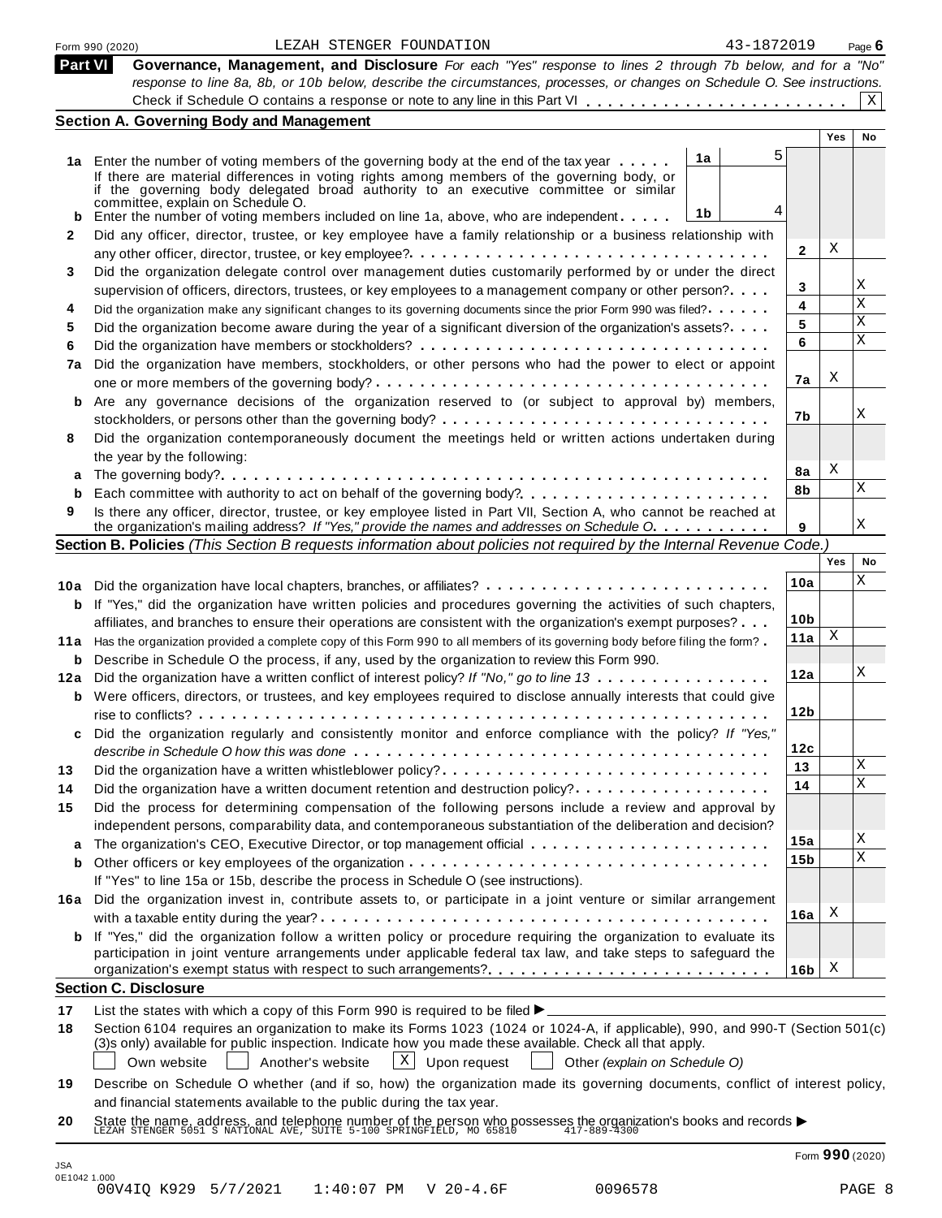Form 990 (2020) LEZAH STENGER FOUNDATION 43-1872019

## Part VI Governance, Management, and Disclosure

*For each "Yes" response to lines 2 through 7b below, and for a "No" response to line 8a, 8b, or 10b below, describe the circumstances, processes, or changes on Schedule O. See instructions.*

Check if Schedule O contains a response or note to any line in this Part VI . . . . . . . . . . . . . . . . . . . . . . . . [X]

### Section A. Governing Body and Management

| | | | | Yes | No |
|---|---|---|---|---|---|
| **1a** | Enter the number of voting members of the governing body at the end of the tax year . . . . . If there are material differences in voting rights among members of the governing body, or if the governing body delegated broad authority to an executive committee or similar committee, explain on Schedule O. | 1a: 5 | | | |
| **b** | Enter the number of voting members included on line 1a, above, who are independent . . . . . | 1b: 4 | | | |
| **2** | Did any officer, director, trustee, or key employee have a family relationship or a business relationship with any other officer, director, trustee, or key employee? | | 2 | X | |
| **3** | Did the organization delegate control over management duties customarily performed by or under the direct supervision of officers, directors, trustees, or key employees to a management company or other person? | | 3 | | X |
| **4** | Did the organization make any significant changes to its governing documents since the prior Form 990 was filed? | | 4 | | X |
| **5** | Did the organization become aware during the year of a significant diversion of the organization's assets? | | 5 | | X |
| **6** | Did the organization have members or stockholders? | | 6 | | X |
| **7a** | Did the organization have members, stockholders, or other persons who had the power to elect or appoint one or more members of the governing body? | | 7a | X | |
| **b** | Are any governance decisions of the organization reserved to (or subject to approval by) members, stockholders, or persons other than the governing body? | | 7b | | X |
| **8** | Did the organization contemporaneously document the meetings held or written actions undertaken during the year by the following: | | | | |
| **a** | The governing body? | | 8a | X | |
| **b** | Each committee with authority to act on behalf of the governing body? | | 8b | | X |
| **9** | Is there any officer, director, trustee, or key employee listed in Part VII, Section A, who cannot be reached at the organization's mailing address? *If "Yes," provide the names and addresses on Schedule O.* | | 9 | | X |

### Section B. Policies *(This Section B requests information about policies not required by the Internal Revenue Code.)*

| | | | Yes | No |
|---|---|---|---|---|
| **10a** | Did the organization have local chapters, branches, or affiliates? | 10a | | X |
| **b** | If "Yes," did the organization have written policies and procedures governing the activities of such chapters, affiliates, and branches to ensure their operations are consistent with the organization's exempt purposes? | 10b | | |
| **11a** | Has the organization provided a complete copy of this Form 990 to all members of its governing body before filing the form? | 11a | X | |
| **b** | Describe in Schedule O the process, if any, used by the organization to review this Form 990. | | | |
| **12a** | Did the organization have a written conflict of interest policy? *If "No," go to line 13* | 12a | | X |
| **b** | Were officers, directors, or trustees, and key employees required to disclose annually interests that could give rise to conflicts? | 12b | | |
| **c** | Did the organization regularly and consistently monitor and enforce compliance with the policy? *If "Yes," describe in Schedule O how this was done* | 12c | | |
| **13** | Did the organization have a written whistleblower policy? | 13 | | X |
| **14** | Did the organization have a written document retention and destruction policy? | 14 | | X |
| **15** | Did the process for determining compensation of the following persons include a review and approval by independent persons, comparability data, and contemporaneous substantiation of the deliberation and decision? | | | |
| **a** | The organization's CEO, Executive Director, or top management official | 15a | | X |
| **b** | Other officers or key employees of the organization | 15b | | X |
| | If "Yes" to line 15a or 15b, describe the process in Schedule O (see instructions). | | | |
| **16a** | Did the organization invest in, contribute assets to, or participate in a joint venture or similar arrangement with a taxable entity during the year? | 16a | X | |
| **b** | If "Yes," did the organization follow a written policy or procedure requiring the organization to evaluate its participation in joint venture arrangements under applicable federal tax law, and take steps to safeguard the organization's exempt status with respect to such arrangements? | 16b | X | |

### Section C. Disclosure

**17** List the states with which a copy of this Form 990 is required to be filed ▶

**18** Section 6104 requires an organization to make its Forms 1023 (1024 or 1024-A, if applicable), 990, and 990-T (Section 501(c)(3)s only) available for public inspection. Indicate how you made these available. Check all that apply.

[ ] Own website [ ] Another's website [X] Upon request [ ] Other *(explain on Schedule O)*

**19** Describe on Schedule O whether (and if so, how) the organization made its governing documents, conflict of interest policy, and financial statements available to the public during the tax year.

**20** State the name, address, and telephone number of the person who possesses the organization's books and records ▶
LEZAH STENGER 5051 S NATIONAL AVE, SUITE 5-100 SPRINGFIELD, MO 65810 417-889-4300

Form **990** (2020)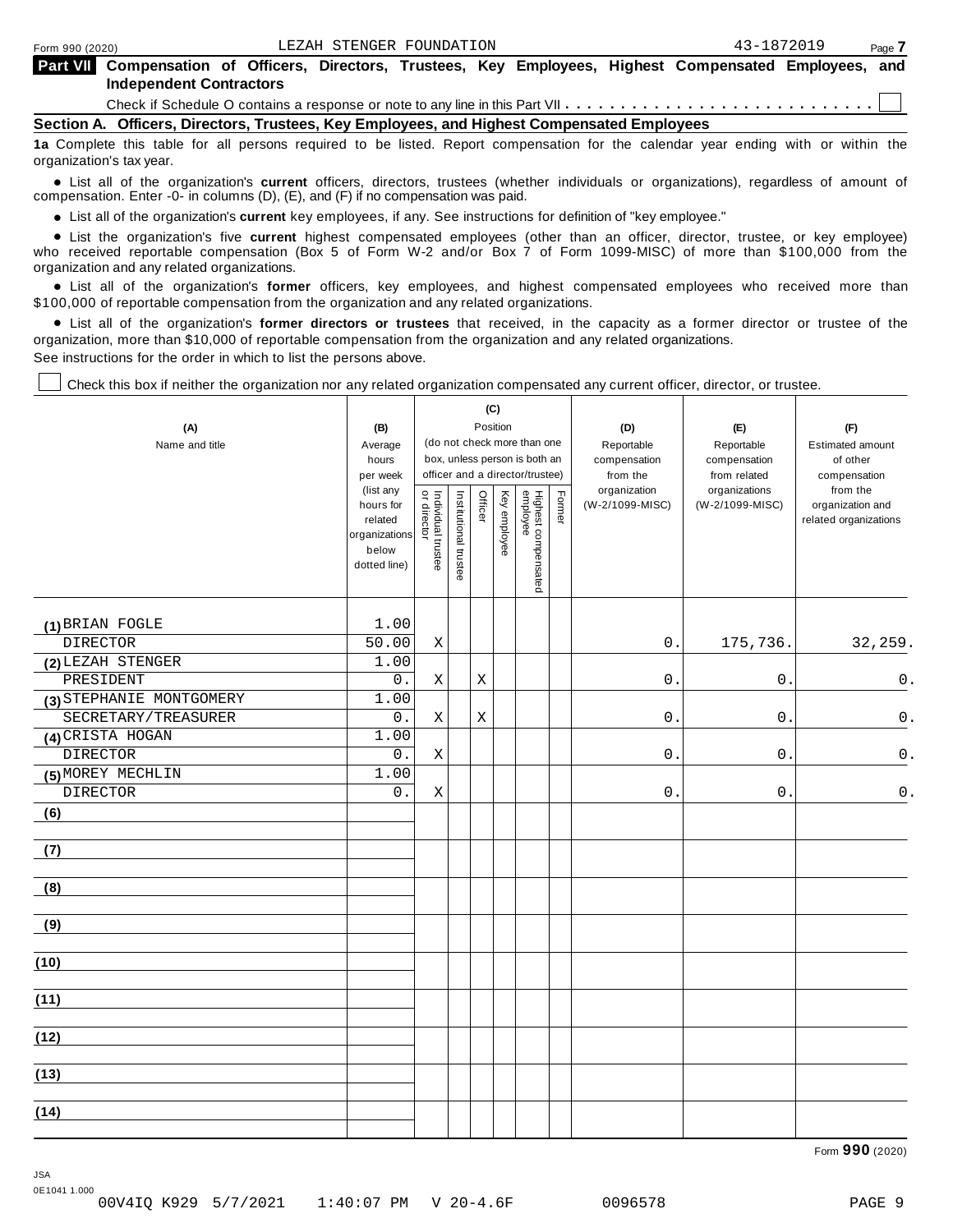Form 990 (2020) LEZAH STENGER FOUNDATION 43-1872019 Page **7**

**Part VII Compensation of Officers, Directors, Trustees, Key Employees, Highest Compensated Employees, and Independent Contractors**

Check if Schedule O contains a response or note to any line in this Part VII . . . . . . . . . . . . . . . . . . . . . . . . . . . . ☐

**Section A. Officers, Directors, Trustees, Key Employees, and Highest Compensated Employees**

**1a** Complete this table for all persons required to be listed. Report compensation for the calendar year ending with or within the organization's tax year.

- List all of the organization's **current** officers, directors, trustees (whether individuals or organizations), regardless of amount of compensation. Enter -0- in columns (D), (E), and (F) if no compensation was paid.
- List all of the organization's **current** key employees, if any. See instructions for definition of "key employee."
- List the organization's five **current** highest compensated employees (other than an officer, director, trustee, or key employee) who received reportable compensation (Box 5 of Form W-2 and/or Box 7 of Form 1099-MISC) of more than $100,000 from the organization and any related organizations.
- List all of the organization's **former** officers, key employees, and highest compensated employees who received more than $100,000 of reportable compensation from the organization and any related organizations.
- List all of the organization's **former directors or trustees** that received, in the capacity as a former director or trustee of the organization, more than $10,000 of reportable compensation from the organization and any related organizations.

See instructions for the order in which to list the persons above.

☐ Check this box if neither the organization nor any related organization compensated any current officer, director, or trustee.

| (A) Name and title | (B) Average hours per week (list any hours for related organizations below dotted line) | (C) Position: Individual trustee or director | Institutional trustee | Officer | Key employee | Highest compensated employee | Former | (D) Reportable compensation from the organization (W-2/1099-MISC) | (E) Reportable compensation from related organizations (W-2/1099-MISC) | (F) Estimated amount of other compensation from the organization and related organizations |
|---|---|---|---|---|---|---|---|---|---|---|
| (1) BRIAN FOGLE<br>DIRECTOR | 1.00<br>50.00 | X | | | | | | 0. | 175,736. | 32,259. |
| (2) LEZAH STENGER<br>PRESIDENT | 1.00<br>0. | X | | X | | | | 0. | 0. | 0. |
| (3) STEPHANIE MONTGOMERY<br>SECRETARY/TREASURER | 1.00<br>0. | X | | X | | | | 0. | 0. | 0. |
| (4) CRISTA HOGAN<br>DIRECTOR | 1.00<br>0. | X | | | | | | 0. | 0. | 0. |
| (5) MOREY MECHLIN<br>DIRECTOR | 1.00<br>0. | X | | | | | | 0. | 0. | 0. |
| (6) | | | | | | | | | | |
| (7) | | | | | | | | | | |
| (8) | | | | | | | | | | |
| (9) | | | | | | | | | | |
| (10) | | | | | | | | | | |
| (11) | | | | | | | | | | |
| (12) | | | | | | | | | | |
| (13) | | | | | | | | | | |
| (14) | | | | | | | | | | |

Form **990** (2020)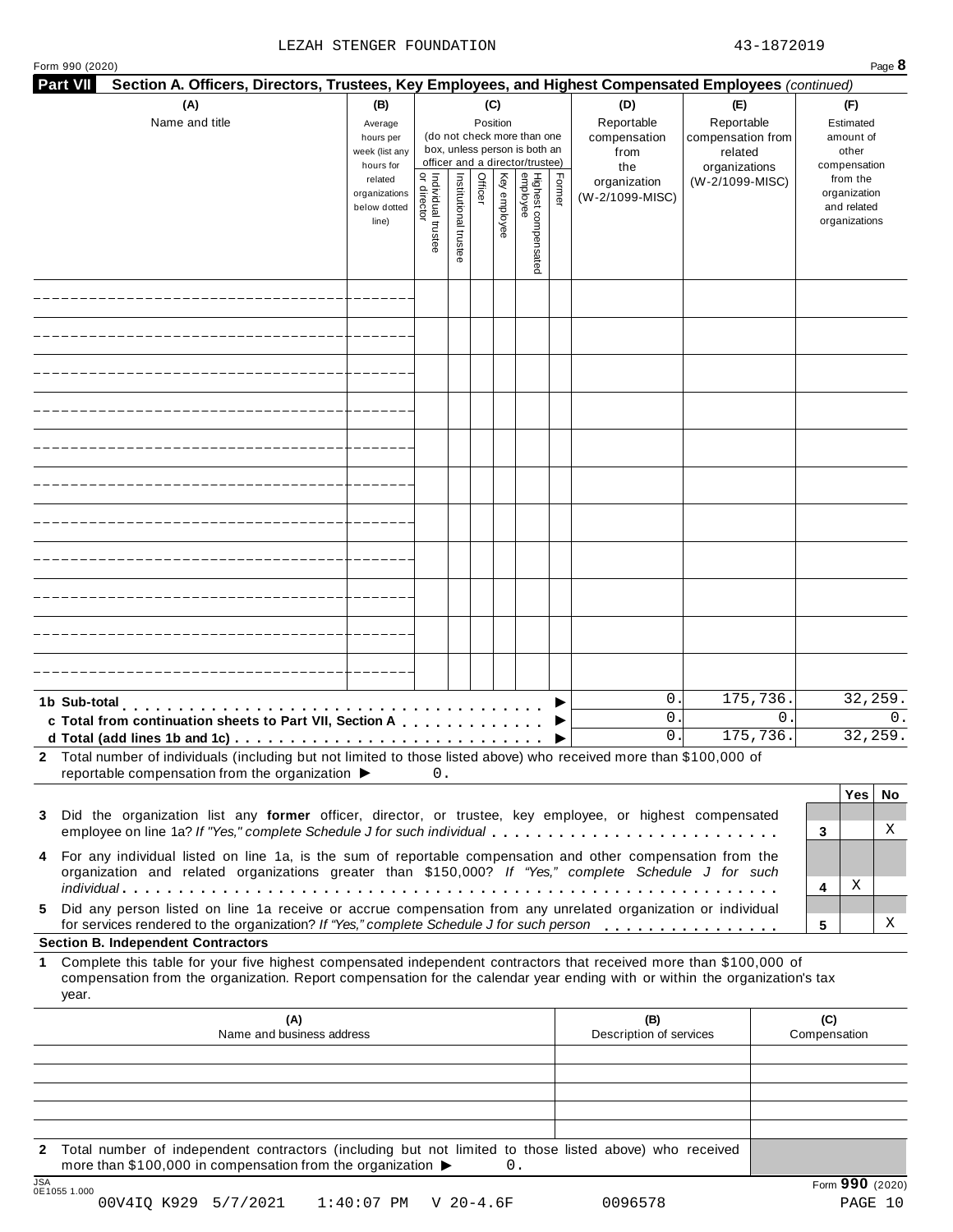LEZAH STENGER FOUNDATION 43-1872019

Form 990 (2020)

**Part VII Section A. Officers, Directors, Trustees, Key Employees, and Highest Compensated Employees** *(continued)*

| (A) Name and title | (B) Average hours per week (list any hours for related organizations below dotted line) | (C) Position: Individual trustee or director | Institutional trustee | Officer | Key employee | Highest compensated employee | Former | (D) Reportable compensation from the organization (W-2/1099-MISC) | (E) Reportable compensation from related organizations (W-2/1099-MISC) | (F) Estimated amount of other compensation from the organization and related organizations |
|---|---|---|---|---|---|---|---|---|---|---|
| | | | | | | | | | | |
| | | | | | | | | | | |
| | | | | | | | | | | |
| | | | | | | | | | | |
| | | | | | | | | | | |
| | | | | | | | | | | |
| | | | | | | | | | | |
| | | | | | | | | | | |
| | | | | | | | | | | |
| | | | | | | | | | | |
| | | | | | | | | | | |
| **1b Sub-total** | | | | | | | ▶ | 0. | 175,736. | 32,259. |
| **c Total from continuation sheets to Part VII, Section A** | | | | | | | ▶ | 0. | 0. | 0. |
| **d Total (add lines 1b and 1c)** | | | | | | | ▶ | 0. | 175,736. | 32,259. |

**2** Total number of individuals (including but not limited to those listed above) who received more than $100,000 of reportable compensation from the organization ▶ 0.

| | | Yes | No |
|---|---|---|---|
| **3** Did the organization list any **former** officer, director, or trustee, key employee, or highest compensated employee on line 1a? *If "Yes," complete Schedule J for such individual* | 3 | | X |
| **4** For any individual listed on line 1a, is the sum of reportable compensation and other compensation from the organization and related organizations greater than $150,000? *If "Yes," complete Schedule J for such individual* | 4 | X | |
| **5** Did any person listed on line 1a receive or accrue compensation from any unrelated organization or individual for services rendered to the organization? *If "Yes," complete Schedule J for such person* | 5 | | X |

**Section B. Independent Contractors**

**1** Complete this table for your five highest compensated independent contractors that received more than $100,000 of compensation from the organization. Report compensation for the calendar year ending with or within the organization's tax year.

| (A) Name and business address | (B) Description of services | (C) Compensation |
|---|---|---|
| | | |
| | | |
| | | |
| | | |
| | | |

**2** Total number of independent contractors (including but not limited to those listed above) who received more than $100,000 in compensation from the organization ▶ 0.

Form **990** (2020)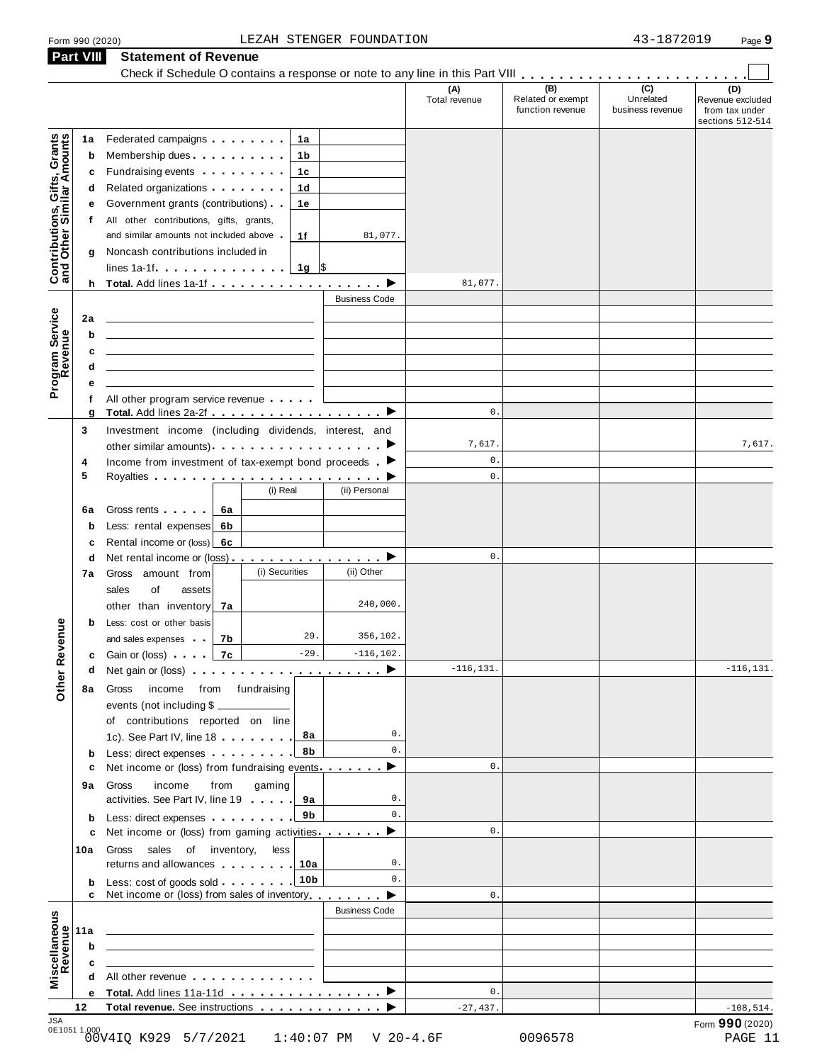Form 990 (2020) LEZAH STENGER FOUNDATION 43-1872019

## Part VIII Statement of Revenue

Check if Schedule O contains a response or note to any line in this Part VIII . . . . . . . . . . . . . . . . . . . . . . . ☐

| | | | | (A) Total revenue | (B) Related or exempt function revenue | (C) Unrelated business revenue | (D) Revenue excluded from tax under sections 512-514 |
|---|---|---|---|---|---|---|---|
| **Contributions, Gifts, Grants and Other Similar Amounts** | 1a | Federated campaigns | 1a | | | | | |
| | b | Membership dues | 1b | | | | | |
| | c | Fundraising events | 1c | | | | | |
| | d | Related organizations | 1d | | | | | |
| | e | Government grants (contributions) | 1e | | | | | |
| | f | All other contributions, gifts, grants, and similar amounts not included above | 1f | 81,077. | | | | |
| | g | Noncash contributions included in lines 1a-1f | 1g | $ | | | | |
| | h | **Total.** Add lines 1a-1f | | | 81,077. | | | |
| **Program Service Revenue** | | | | Business Code | | | | |
| | 2a | | | | | | | |
| | b | | | | | | | |
| | c | | | | | | | |
| | d | | | | | | | |
| | e | | | | | | | |
| | f | All other program service revenue | | | | | | |
| | g | **Total.** Add lines 2a-2f | | | 0. | | | |
| **Other Revenue** | 3 | Investment income (including dividends, interest, and other similar amounts) | | | 7,617. | | | 7,617. |
| | 4 | Income from investment of tax-exempt bond proceeds | | | 0. | | | |
| | 5 | Royalties | | | 0. | | | |
| | | | (i) Real | (ii) Personal | | | | |
| | 6a | Gross rents | 6a | | | | | |
| | b | Less: rental expenses | 6b | | | | | |
| | c | Rental income or (loss) | 6c | | | | | |
| | d | Net rental income or (loss) | | | 0. | | | |
| | | | (i) Securities | (ii) Other | | | | |
| | 7a | Gross amount from sales of assets other than inventory | 7a | 240,000. | | | | |
| | b | Less: cost or other basis and sales expenses | 7b: 29. | 356,102. | | | | |
| | c | Gain or (loss) | 7c: -29. | -116,102. | | | | |
| | d | Net gain or (loss) | | | -116,131. | | | -116,131. |
| | 8a | Gross income from fundraising events (not including $ of contributions reported on line 1c). See Part IV, line 18 | 8a | 0. | | | | |
| | b | Less: direct expenses | 8b | 0. | | | | |
| | c | Net income or (loss) from fundraising events | | | 0. | | | |
| | 9a | Gross income from gaming activities. See Part IV, line 19 | 9a | 0. | | | | |
| | b | Less: direct expenses | 9b | 0. | | | | |
| | c | Net income or (loss) from gaming activities | | | 0. | | | |
| | 10a | Gross sales of inventory, less returns and allowances | 10a | 0. | | | | |
| | b | Less: cost of goods sold | 10b | 0. | | | | |
| | c | Net income or (loss) from sales of inventory | | | 0. | | | |
| **Miscellaneous Revenue** | | | | Business Code | | | | |
| | 11a | | | | | | | |
| | b | | | | | | | |
| | c | | | | | | | |
| | d | All other revenue | | | | | | |
| | e | **Total.** Add lines 11a-11d | | | 0. | | | |
| | 12 | **Total revenue.** See instructions | | | -27,437. | | | -108,514. |

Form **990** (2020)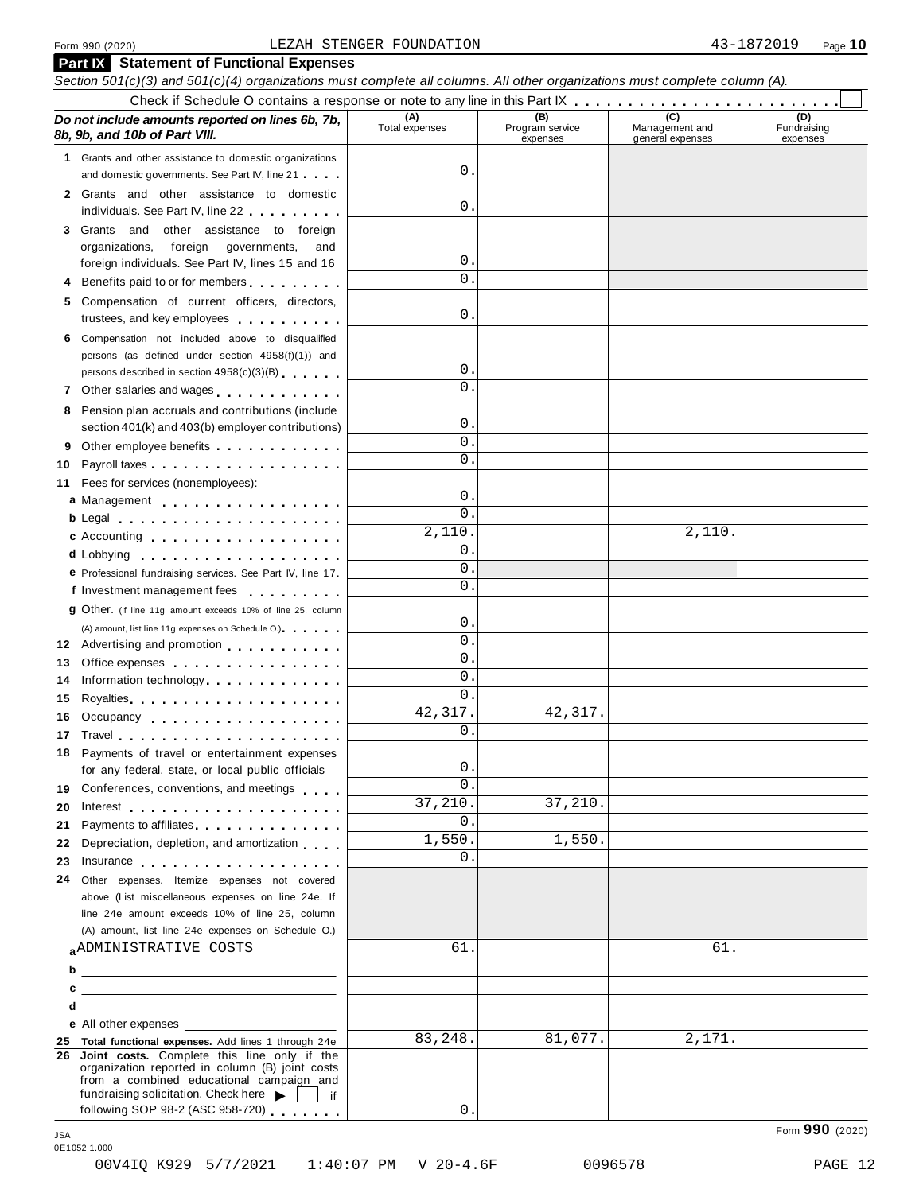Form 990 (2020) LEZAH STENGER FOUNDATION 43-1872019

## Part IX Statement of Functional Expenses

*Section 501(c)(3) and 501(c)(4) organizations must complete all columns. All other organizations must complete column (A).*

Check if Schedule O contains a response or note to any line in this Part IX . . . . . . . . . . . . . . . . . . . . . . . . ☐

| ***Do not include amounts reported on lines 6b, 7b, 8b, 9b, and 10b of Part VIII.*** | (A) Total expenses | (B) Program service expenses | (C) Management and general expenses | (D) Fundraising expenses |
|---|---|---|---|---|
| **1** Grants and other assistance to domestic organizations and domestic governments. See Part IV, line 21 | 0. | | | |
| **2** Grants and other assistance to domestic individuals. See Part IV, line 22 | 0. | | | |
| **3** Grants and other assistance to foreign organizations, foreign governments, and foreign individuals. See Part IV, lines 15 and 16 | 0. | | | |
| **4** Benefits paid to or for members | 0. | | | |
| **5** Compensation of current officers, directors, trustees, and key employees | 0. | | | |
| **6** Compensation not included above to disqualified persons (as defined under section 4958(f)(1)) and persons described in section 4958(c)(3)(B) | 0. | | | |
| **7** Other salaries and wages | 0. | | | |
| **8** Pension plan accruals and contributions (include section 401(k) and 403(b) employer contributions) | 0. | | | |
| **9** Other employee benefits | 0. | | | |
| **10** Payroll taxes | 0. | | | |
| **11** Fees for services (nonemployees): | | | | |
| **a** Management | 0. | | | |
| **b** Legal | 0. | | | |
| **c** Accounting | 2,110. | | 2,110. | |
| **d** Lobbying | 0. | | | |
| **e** Professional fundraising services. See Part IV, line 17 | 0. | | | |
| **f** Investment management fees | 0. | | | |
| **g** Other. (If line 11g amount exceeds 10% of line 25, column (A) amount, list line 11g expenses on Schedule O.) | 0. | | | |
| **12** Advertising and promotion | 0. | | | |
| **13** Office expenses | 0. | | | |
| **14** Information technology | 0. | | | |
| **15** Royalties | 0. | | | |
| **16** Occupancy | 42,317. | 42,317. | | |
| **17** Travel | 0. | | | |
| **18** Payments of travel or entertainment expenses for any federal, state, or local public officials | 0. | | | |
| **19** Conferences, conventions, and meetings | 0. | | | |
| **20** Interest | 37,210. | 37,210. | | |
| **21** Payments to affiliates | 0. | | | |
| **22** Depreciation, depletion, and amortization | 1,550. | 1,550. | | |
| **23** Insurance | 0. | | | |
| **24** Other expenses. Itemize expenses not covered above (List miscellaneous expenses on line 24e. If line 24e amount exceeds 10% of line 25, column (A) amount, list line 24e expenses on Schedule O.) | | | | |
| **a** ADMINISTRATIVE COSTS | 61. | | 61. | |
| **b** | | | | |
| **c** | | | | |
| **d** | | | | |
| **e** All other expenses | | | | |
| **25** **Total functional expenses.** Add lines 1 through 24e | 83,248. | 81,077. | 2,171. | |
| **26** **Joint costs.** Complete this line only if the organization reported in column (B) joint costs from a combined educational campaign and fundraising solicitation. Check here ▶ ☐ if following SOP 98-2 (ASC 958-720) | 0. | | | |

Form **990** (2020)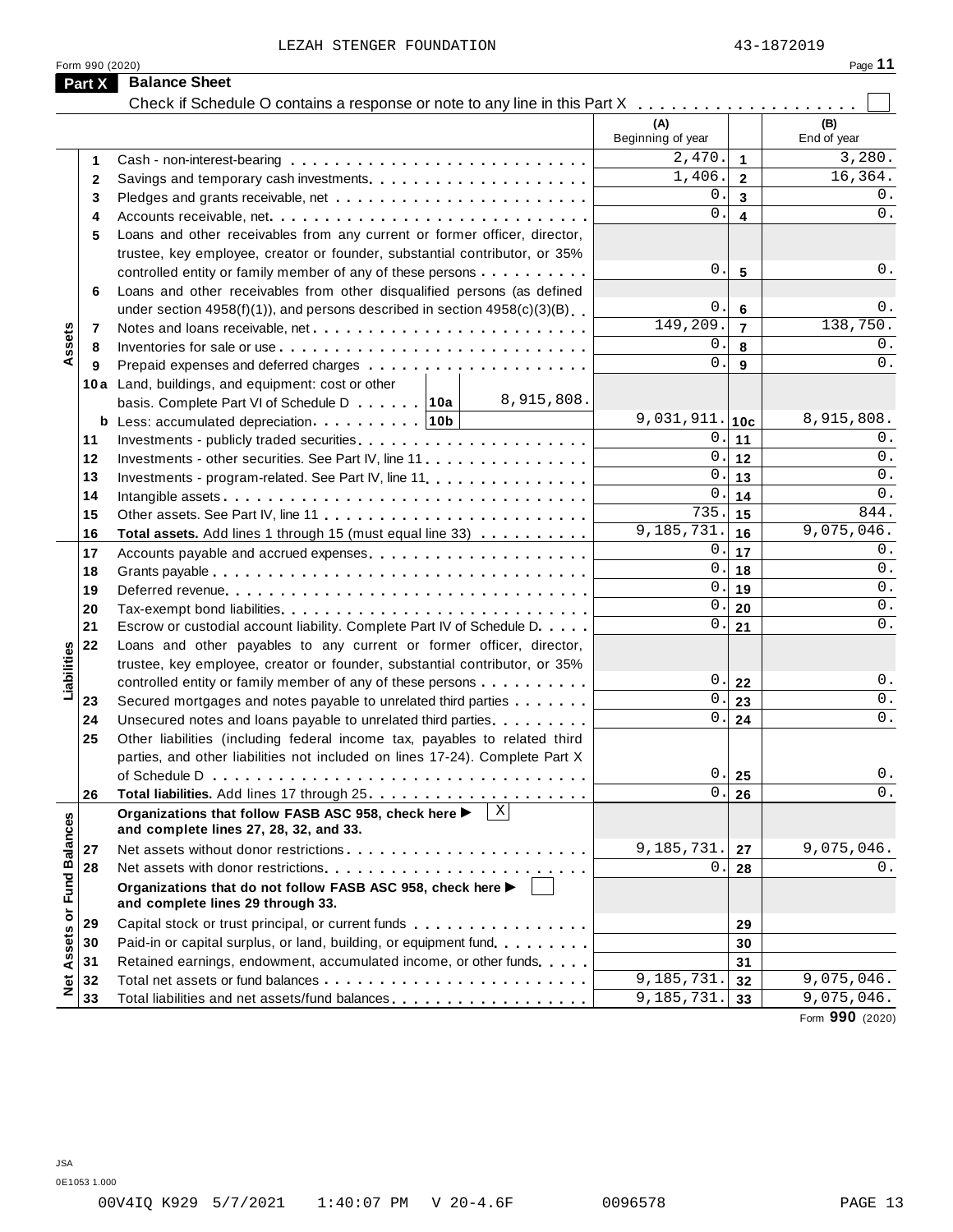LEZAH STENGER FOUNDATION 43-1872019

Form 990 (2020)

## Part X Balance Sheet

Check if Schedule O contains a response or note to any line in this Part X . . . . . . . . . . . . . . . . . . . . ☐

| | | | (A) Beginning of year | | (B) End of year |
|---|---|---|---|---|---|
| **Assets** | 1 | Cash - non-interest-bearing | 2,470. | 1 | 3,280. |
| | 2 | Savings and temporary cash investments | 1,406. | 2 | 16,364. |
| | 3 | Pledges and grants receivable, net | 0. | 3 | 0. |
| | 4 | Accounts receivable, net | 0. | 4 | 0. |
| | 5 | Loans and other receivables from any current or former officer, director, trustee, key employee, creator or founder, substantial contributor, or 35% controlled entity or family member of any of these persons | 0. | 5 | 0. |
| | 6 | Loans and other receivables from other disqualified persons (as defined under section 4958(f)(1)), and persons described in section 4958(c)(3)(B) | 0. | 6 | 0. |
| | 7 | Notes and loans receivable, net | 149,209. | 7 | 138,750. |
| | 8 | Inventories for sale or use | 0. | 8 | 0. |
| | 9 | Prepaid expenses and deferred charges | 0. | 9 | 0. |
| | 10a | Land, buildings, and equipment: cost or other basis. Complete Part VI of Schedule D . . . 10a 8,915,808. | | | |
| | b | Less: accumulated depreciation . . . 10b | 9,031,911. | 10c | 8,915,808. |
| | 11 | Investments - publicly traded securities | 0. | 11 | 0. |
| | 12 | Investments - other securities. See Part IV, line 11 | 0. | 12 | 0. |
| | 13 | Investments - program-related. See Part IV, line 11 | 0. | 13 | 0. |
| | 14 | Intangible assets | 0. | 14 | 0. |
| | 15 | Other assets. See Part IV, line 11 | 735. | 15 | 844. |
| | 16 | **Total assets.** Add lines 1 through 15 (must equal line 33) | 9,185,731. | 16 | 9,075,046. |
| **Liabilities** | 17 | Accounts payable and accrued expenses | 0. | 17 | 0. |
| | 18 | Grants payable | 0. | 18 | 0. |
| | 19 | Deferred revenue | 0. | 19 | 0. |
| | 20 | Tax-exempt bond liabilities | 0. | 20 | 0. |
| | 21 | Escrow or custodial account liability. Complete Part IV of Schedule D | 0. | 21 | 0. |
| | 22 | Loans and other payables to any current or former officer, director, trustee, key employee, creator or founder, substantial contributor, or 35% controlled entity or family member of any of these persons | 0. | 22 | 0. |
| | 23 | Secured mortgages and notes payable to unrelated third parties | 0. | 23 | 0. |
| | 24 | Unsecured notes and loans payable to unrelated third parties | 0. | 24 | 0. |
| | 25 | Other liabilities (including federal income tax, payables to related third parties, and other liabilities not included on lines 17-24). Complete Part X of Schedule D | 0. | 25 | 0. |
| | 26 | **Total liabilities.** Add lines 17 through 25 | 0. | 26 | 0. |
| **Net Assets or Fund Balances** | | **Organizations that follow FASB ASC 958, check here ▶** ☒ **and complete lines 27, 28, 32, and 33.** | | | |
| | 27 | Net assets without donor restrictions | 9,185,731. | 27 | 9,075,046. |
| | 28 | Net assets with donor restrictions | 0. | 28 | 0. |
| | | **Organizations that do not follow FASB ASC 958, check here ▶** ☐ **and complete lines 29 through 33.** | | | |
| | 29 | Capital stock or trust principal, or current funds | | 29 | |
| | 30 | Paid-in or capital surplus, or land, building, or equipment fund | | 30 | |
| | 31 | Retained earnings, endowment, accumulated income, or other funds | | 31 | |
| | 32 | Total net assets or fund balances | 9,185,731. | 32 | 9,075,046. |
| | 33 | Total liabilities and net assets/fund balances | 9,185,731. | 33 | 9,075,046. |

Form **990** (2020)

JSA
0E1053 1.000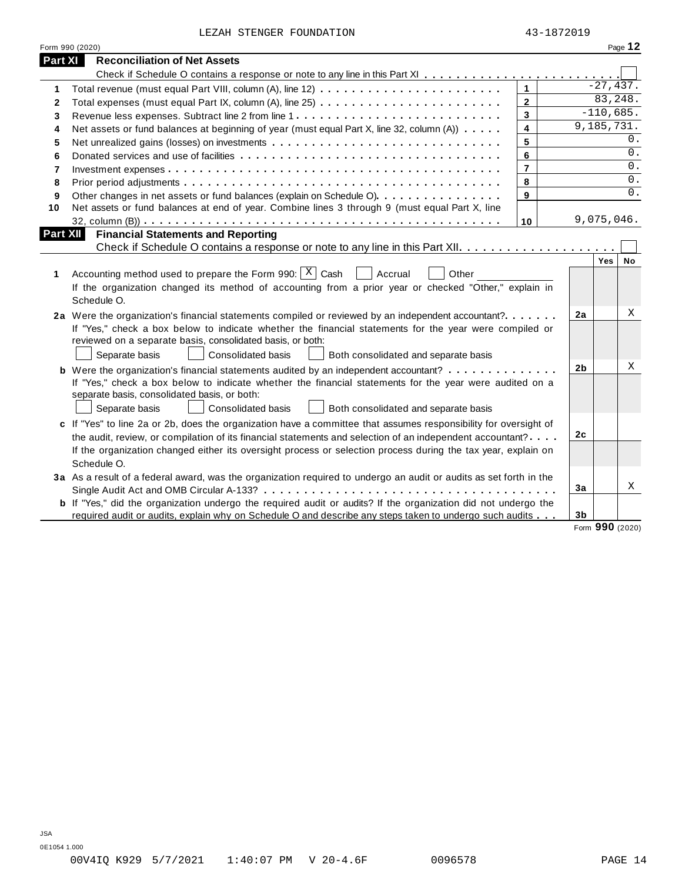LEZAH STENGER FOUNDATION 43-1872019

Form 990 (2020)

## Part XI Reconciliation of Net Assets

Check if Schedule O contains a response or note to any line in this Part XI . . . . . . . . . . . . . . . . . . . . . . . . ☐

| | | | |
|---|---|---|---|
| 1 | Total revenue (must equal Part VIII, column (A), line 12) | 1 | -27,437. |
| 2 | Total expenses (must equal Part IX, column (A), line 25) | 2 | 83,248. |
| 3 | Revenue less expenses. Subtract line 2 from line 1 | 3 | -110,685. |
| 4 | Net assets or fund balances at beginning of year (must equal Part X, line 32, column (A)) | 4 | 9,185,731. |
| 5 | Net unrealized gains (losses) on investments | 5 | 0. |
| 6 | Donated services and use of facilities | 6 | 0. |
| 7 | Investment expenses | 7 | 0. |
| 8 | Prior period adjustments | 8 | 0. |
| 9 | Other changes in net assets or fund balances (explain on Schedule O) | 9 | 0. |
| 10 | Net assets or fund balances at end of year. Combine lines 3 through 9 (must equal Part X, line 32, column (B)) | 10 | 9,075,046. |

## Part XII Financial Statements and Reporting

Check if Schedule O contains a response or note to any line in this Part XII. . . . . . . . . . . . . . . . . . . . ☐

| | | | Yes | No |
|---|---|---|---|---|
| 1 | Accounting method used to prepare the Form 990: ☒ Cash ☐ Accrual ☐ Other ____________<br>If the organization changed its method of accounting from a prior year or checked "Other," explain in Schedule O. | | | |
| 2a | Were the organization's financial statements compiled or reviewed by an independent accountant?<br>If "Yes," check a box below to indicate whether the financial statements for the year were compiled or reviewed on a separate basis, consolidated basis, or both:<br>☐ Separate basis ☐ Consolidated basis ☐ Both consolidated and separate basis | 2a | | X |
| b | Were the organization's financial statements audited by an independent accountant?<br>If "Yes," check a box below to indicate whether the financial statements for the year were audited on a separate basis, consolidated basis, or both:<br>☐ Separate basis ☐ Consolidated basis ☐ Both consolidated and separate basis | 2b | | X |
| c | If "Yes" to line 2a or 2b, does the organization have a committee that assumes responsibility for oversight of the audit, review, or compilation of its financial statements and selection of an independent accountant?<br>If the organization changed either its oversight process or selection process during the tax year, explain on Schedule O. | 2c | | |
| 3a | As a result of a federal award, was the organization required to undergo an audit or audits as set forth in the Single Audit Act and OMB Circular A-133? | 3a | | X |
| b | If "Yes," did the organization undergo the required audit or audits? If the organization did not undergo the required audit or audits, explain why on Schedule O and describe any steps taken to undergo such audits | 3b | | |

Form **990** (2020)

JSA
0E1054 1.000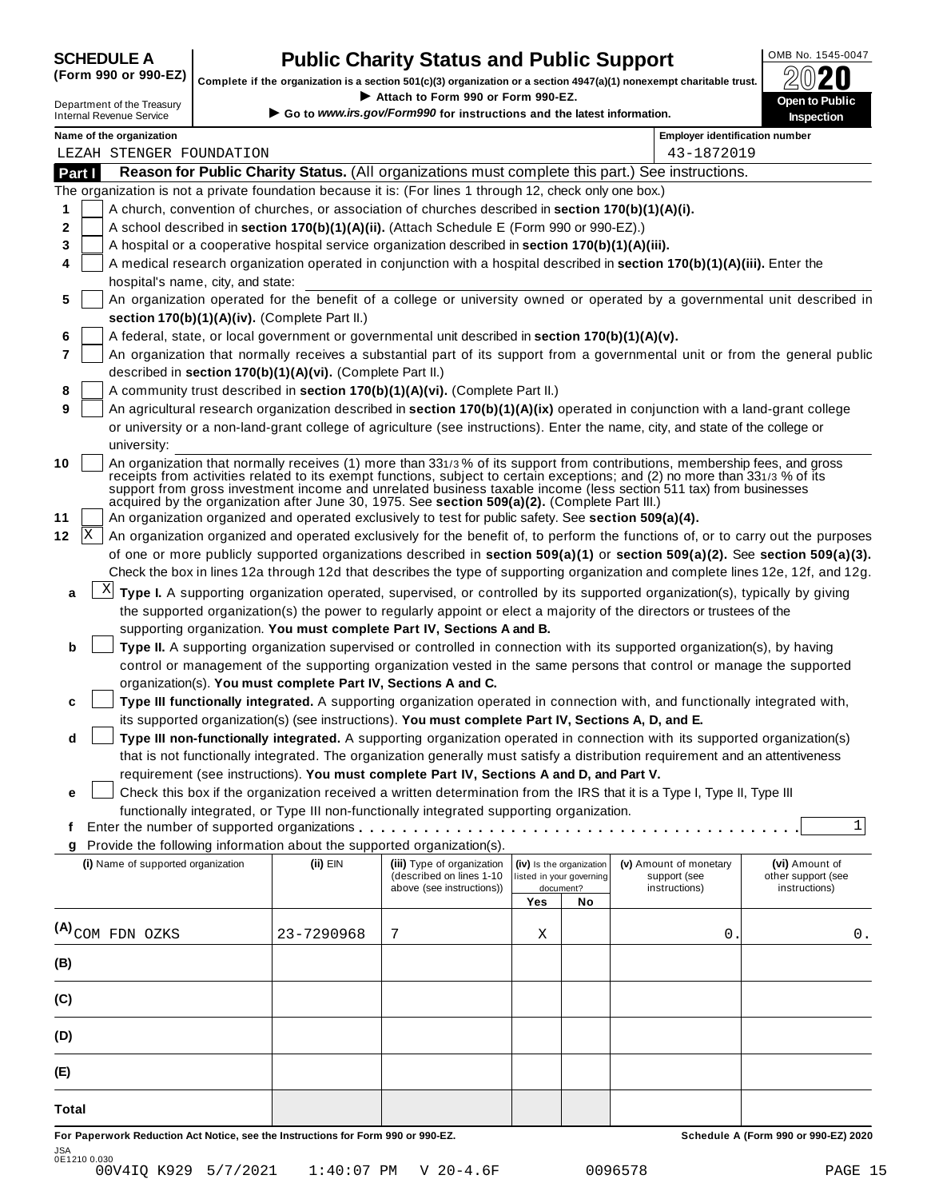# SCHEDULE A (Form 990 or 990-EZ)

Department of the Treasury
Internal Revenue Service

## Public Charity Status and Public Support

**Complete if the organization is a section 501(c)(3) organization or a section 4947(a)(1) nonexempt charitable trust.**

▶ Attach to Form 990 or Form 990-EZ.

▶ Go to *www.irs.gov/Form990* for instructions and the latest information.

OMB No. 1545-0047

2020

**Open to Public Inspection**

**Name of the organization:** LEZAH STENGER FOUNDATION

**Employer identification number:** 43-1872019

## Part I Reason for Public Charity Status. (All organizations must complete this part.) See instructions.

The organization is not a private foundation because it is: (For lines 1 through 12, check only one box.)

1. [ ] A church, convention of churches, or association of churches described in **section 170(b)(1)(A)(i).**
2. [ ] A school described in **section 170(b)(1)(A)(ii).** (Attach Schedule E (Form 990 or 990-EZ).)
3. [ ] A hospital or a cooperative hospital service organization described in **section 170(b)(1)(A)(iii).**
4. [ ] A medical research organization operated in conjunction with a hospital described in **section 170(b)(1)(A)(iii).** Enter the hospital's name, city, and state:
5. [ ] An organization operated for the benefit of a college or university owned or operated by a governmental unit described in **section 170(b)(1)(A)(iv).** (Complete Part II.)
6. [ ] A federal, state, or local government or governmental unit described in **section 170(b)(1)(A)(v).**
7. [ ] An organization that normally receives a substantial part of its support from a governmental unit or from the general public described in **section 170(b)(1)(A)(vi).** (Complete Part II.)
8. [ ] A community trust described in **section 170(b)(1)(A)(vi).** (Complete Part II.)
9. [ ] An agricultural research organization described in **section 170(b)(1)(A)(ix)** operated in conjunction with a land-grant college or university or a non-land-grant college of agriculture (see instructions). Enter the name, city, and state of the college or university:
10. [ ] An organization that normally receives (1) more than 33 1/3 % of its support from contributions, membership fees, and gross receipts from activities related to its exempt functions, subject to certain exceptions; and (2) no more than 33 1/3 % of its support from gross investment income and unrelated business taxable income (less section 511 tax) from businesses acquired by the organization after June 30, 1975. See **section 509(a)(2).** (Complete Part III.)
11. [ ] An organization organized and operated exclusively to test for public safety. See **section 509(a)(4).**
12. [X] An organization organized and operated exclusively for the benefit of, to perform the functions of, or to carry out the purposes of one or more publicly supported organizations described in **section 509(a)(1)** or **section 509(a)(2).** See **section 509(a)(3).** Check the box in lines 12a through 12d that describes the type of supporting organization and complete lines 12e, 12f, and 12g.

   **a** [X] **Type I.** A supporting organization operated, supervised, or controlled by its supported organization(s), typically by giving the supported organization(s) the power to regularly appoint or elect a majority of the directors or trustees of the supporting organization. **You must complete Part IV, Sections A and B.**

   **b** [ ] **Type II.** A supporting organization supervised or controlled in connection with its supported organization(s), by having control or management of the supporting organization vested in the same persons that control or manage the supported organization(s). **You must complete Part IV, Sections A and C.**

   **c** [ ] **Type III functionally integrated.** A supporting organization operated in connection with, and functionally integrated with, its supported organization(s) (see instructions). **You must complete Part IV, Sections A, D, and E.**

   **d** [ ] **Type III non-functionally integrated.** A supporting organization operated in connection with its supported organization(s) that is not functionally integrated. The organization generally must satisfy a distribution requirement and an attentiveness requirement (see instructions). **You must complete Part IV, Sections A and D, and Part V.**

   **e** [ ] Check this box if the organization received a written determination from the IRS that it is a Type I, Type II, Type III functionally integrated, or Type III non-functionally integrated supporting organization.

   **f** Enter the number of supported organizations . . . . . 1

   **g** Provide the following information about the supported organization(s).

| (i) Name of supported organization | (ii) EIN | (iii) Type of organization (described on lines 1-10 above (see instructions)) | (iv) Is the organization listed in your governing document? Yes | No | (v) Amount of monetary support (see instructions) | (vi) Amount of other support (see instructions) |
|---|---|---|---|---|---|---|
| (A) COM FDN OZKS | 23-7290968 | 7 | X | | 0. | 0. |
| (B) | | | | | | |
| (C) | | | | | | |
| (D) | | | | | | |
| (E) | | | | | | |
| Total | | | | | | |

**For Paperwork Reduction Act Notice, see the Instructions for Form 990 or 990-EZ.**

**Schedule A (Form 990 or 990-EZ) 2020**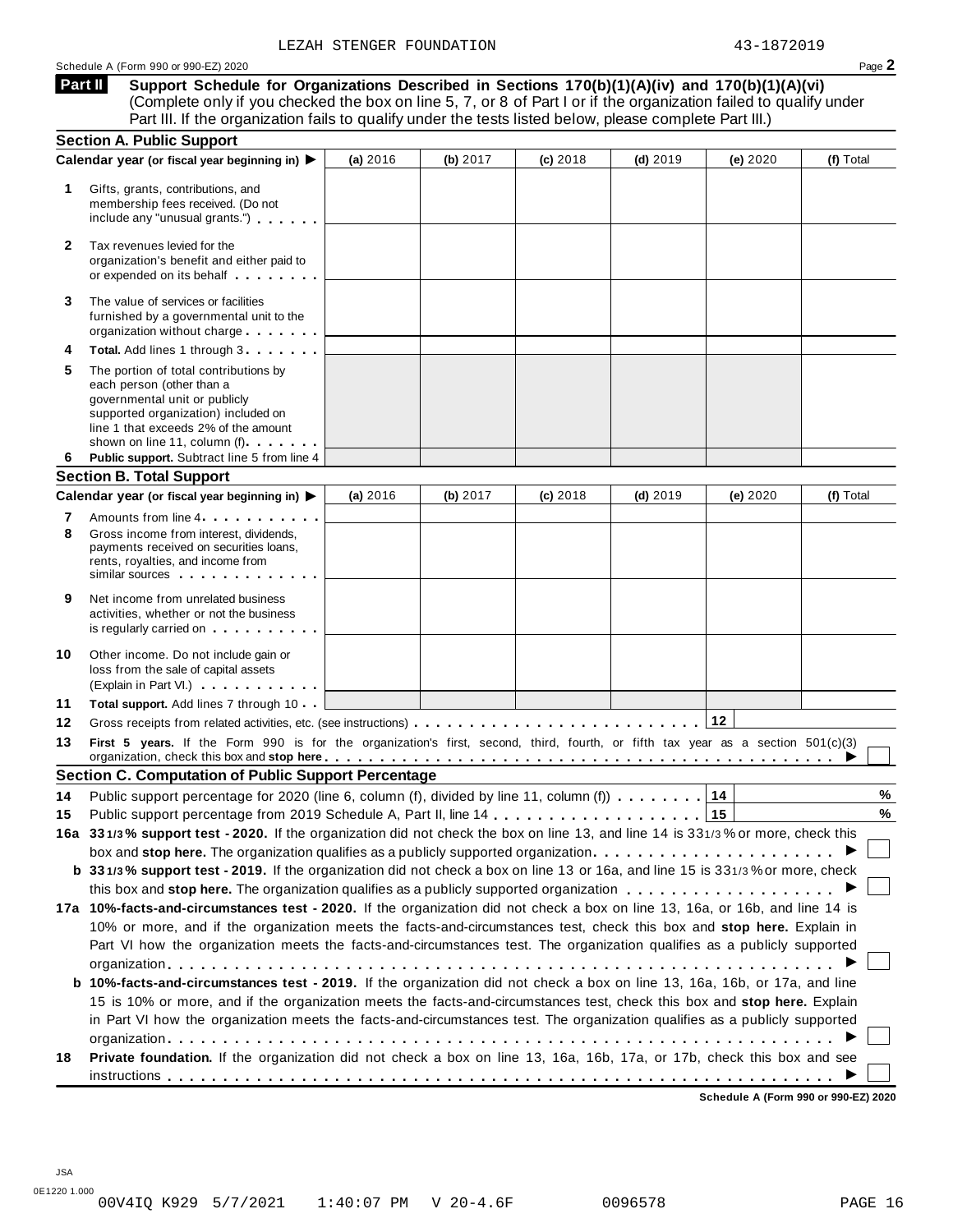LEZAH STENGER FOUNDATION 43-1872019

Schedule A (Form 990 or 990-EZ) 2020 Page **2**

**Part II** **Support Schedule for Organizations Described in Sections 170(b)(1)(A)(iv) and 170(b)(1)(A)(vi)** (Complete only if you checked the box on line 5, 7, or 8 of Part I or if the organization failed to qualify under Part III. If the organization fails to qualify under the tests listed below, please complete Part III.)

**Section A. Public Support**

| Calendar year (or fiscal year beginning in) ▶ | (a) 2016 | (b) 2017 | (c) 2018 | (d) 2019 | (e) 2020 | (f) Total |
|---|---|---|---|---|---|---|
| **1** Gifts, grants, contributions, and membership fees received. (Do not include any "unusual grants.") | | | | | | |
| **2** Tax revenues levied for the organization's benefit and either paid to or expended on its behalf | | | | | | |
| **3** The value of services or facilities furnished by a governmental unit to the organization without charge | | | | | | |
| **4** **Total.** Add lines 1 through 3 | | | | | | |
| **5** The portion of total contributions by each person (other than a governmental unit or publicly supported organization) included on line 1 that exceeds 2% of the amount shown on line 11, column (f) | | | | | | |
| **6** **Public support.** Subtract line 5 from line 4 | | | | | | |

**Section B. Total Support**

| Calendar year (or fiscal year beginning in) ▶ | (a) 2016 | (b) 2017 | (c) 2018 | (d) 2019 | (e) 2020 | (f) Total |
|---|---|---|---|---|---|---|
| **7** Amounts from line 4 | | | | | | |
| **8** Gross income from interest, dividends, payments received on securities loans, rents, royalties, and income from similar sources | | | | | | |
| **9** Net income from unrelated business activities, whether or not the business is regularly carried on | | | | | | |
| **10** Other income. Do not include gain or loss from the sale of capital assets (Explain in Part VI.) | | | | | | |
| **11** **Total support.** Add lines 7 through 10 | | | | | | |

**12** Gross receipts from related activities, etc. (see instructions) . . . **12**

**13** **First 5 years.** If the Form 990 is for the organization's first, second, third, fourth, or fifth tax year as a section 501(c)(3) organization, check this box and **stop here** . . . ▶ ☐

**Section C. Computation of Public Support Percentage**

**14** Public support percentage for 2020 (line 6, column (f), divided by line 11, column (f)) . . . **14** %

**15** Public support percentage from 2019 Schedule A, Part II, line 14 . . . **15** %

**16a** **33 1/3 % support test - 2020.** If the organization did not check the box on line 13, and line 14 is 33 1/3 % or more, check this box and **stop here.** The organization qualifies as a publicly supported organization . . . ▶ ☐

**b** **33 1/3 % support test - 2019.** If the organization did not check a box on line 13 or 16a, and line 15 is 33 1/3 % or more, check this box and **stop here.** The organization qualifies as a publicly supported organization . . . ▶ ☐

**17a** **10%-facts-and-circumstances test - 2020.** If the organization did not check a box on line 13, 16a, or 16b, and line 14 is 10% or more, and if the organization meets the facts-and-circumstances test, check this box and **stop here.** Explain in Part VI how the organization meets the facts-and-circumstances test. The organization qualifies as a publicly supported organization . . . ▶ ☐

**b** **10%-facts-and-circumstances test - 2019.** If the organization did not check a box on line 13, 16a, 16b, or 17a, and line 15 is 10% or more, and if the organization meets the facts-and-circumstances test, check this box and **stop here.** Explain in Part VI how the organization meets the facts-and-circumstances test. The organization qualifies as a publicly supported organization . . . ▶ ☐

**18** **Private foundation.** If the organization did not check a box on line 13, 16a, 16b, 17a, or 17b, check this box and see instructions . . . ▶ ☐

**Schedule A (Form 990 or 990-EZ) 2020**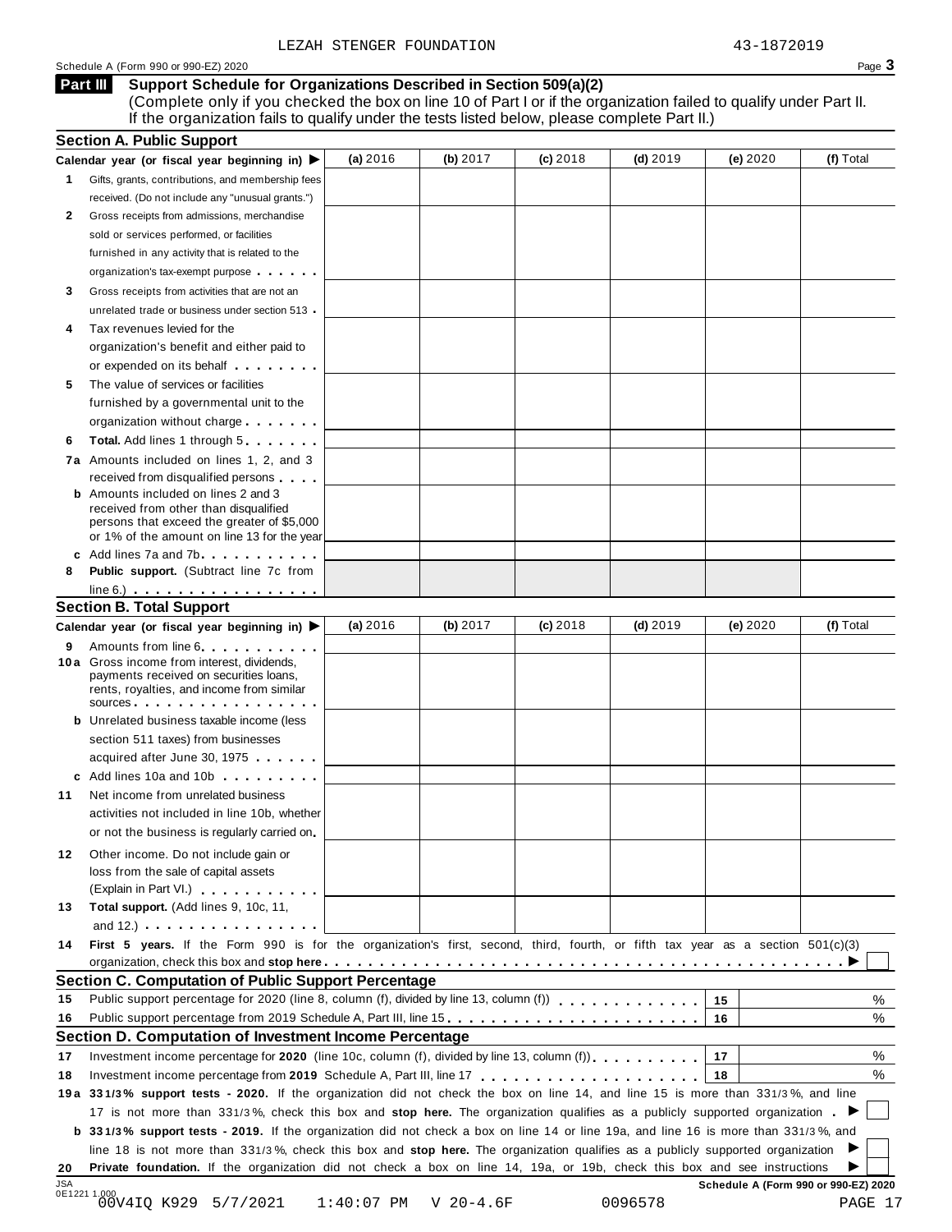LEZAH STENGER FOUNDATION 43-1872019

Schedule A (Form 990 or 990-EZ) 2020

## Part III Support Schedule for Organizations Described in Section 509(a)(2)

(Complete only if you checked the box on line 10 of Part I or if the organization failed to qualify under Part II. If the organization fails to qualify under the tests listed below, please complete Part II.)

### Section A. Public Support

| Calendar year (or fiscal year beginning in) ▶ | (a) 2016 | (b) 2017 | (c) 2018 | (d) 2019 | (e) 2020 | (f) Total |
|---|---|---|---|---|---|---|
| **1** Gifts, grants, contributions, and membership fees received. (Do not include any "unusual grants.") | | | | | | |
| **2** Gross receipts from admissions, merchandise sold or services performed, or facilities furnished in any activity that is related to the organization's tax-exempt purpose | | | | | | |
| **3** Gross receipts from activities that are not an unrelated trade or business under section 513 | | | | | | |
| **4** Tax revenues levied for the organization's benefit and either paid to or expended on its behalf | | | | | | |
| **5** The value of services or facilities furnished by a governmental unit to the organization without charge | | | | | | |
| **6** **Total.** Add lines 1 through 5 | | | | | | |
| **7a** Amounts included on lines 1, 2, and 3 received from disqualified persons | | | | | | |
| **b** Amounts included on lines 2 and 3 received from other than disqualified persons that exceed the greater of $5,000 or 1% of the amount on line 13 for the year | | | | | | |
| **c** Add lines 7a and 7b | | | | | | |
| **8** **Public support.** (Subtract line 7c from line 6.) | | | | | | |

### Section B. Total Support

| Calendar year (or fiscal year beginning in) ▶ | (a) 2016 | (b) 2017 | (c) 2018 | (d) 2019 | (e) 2020 | (f) Total |
|---|---|---|---|---|---|---|
| **9** Amounts from line 6 | | | | | | |
| **10a** Gross income from interest, dividends, payments received on securities loans, rents, royalties, and income from similar sources | | | | | | |
| **b** Unrelated business taxable income (less section 511 taxes) from businesses acquired after June 30, 1975 | | | | | | |
| **c** Add lines 10a and 10b | | | | | | |
| **11** Net income from unrelated business activities not included in line 10b, whether or not the business is regularly carried on | | | | | | |
| **12** Other income. Do not include gain or loss from the sale of capital assets (Explain in Part VI.) | | | | | | |
| **13** **Total support.** (Add lines 9, 10c, 11, and 12.) | | | | | | |

**14** **First 5 years.** If the Form 990 is for the organization's first, second, third, fourth, or fifth tax year as a section 501(c)(3) organization, check this box and **stop here** ▶ ☐

### Section C. Computation of Public Support Percentage

| | | | |
|---|---|---|---|
| **15** | Public support percentage for 2020 (line 8, column (f), divided by line 13, column (f)) | 15 | % |
| **16** | Public support percentage from 2019 Schedule A, Part III, line 15 | 16 | % |

### Section D. Computation of Investment Income Percentage

| | | | |
|---|---|---|---|
| **17** | Investment income percentage for **2020** (line 10c, column (f), divided by line 13, column (f)) | 17 | % |
| **18** | Investment income percentage from **2019** Schedule A, Part III, line 17 | 18 | % |

**19a** **33 1/3% support tests - 2020.** If the organization did not check the box on line 14, and line 15 is more than 33 1/3%, and line 17 is not more than 33 1/3%, check this box and **stop here.** The organization qualifies as a publicly supported organization ▶ ☐

**b** **33 1/3% support tests - 2019.** If the organization did not check a box on line 14 or line 19a, and line 16 is more than 33 1/3%, and line 18 is not more than 33 1/3%, check this box and **stop here.** The organization qualifies as a publicly supported organization ▶ ☐

**20** **Private foundation.** If the organization did not check a box on line 14, 19a, or 19b, check this box and see instructions ▶ ☐

Schedule A (Form 990 or 990-EZ) 2020

JSA 0E1221 1.000 00V4IQ K929 5/7/2021 1:40:07 PM V 20-4.6F 0096578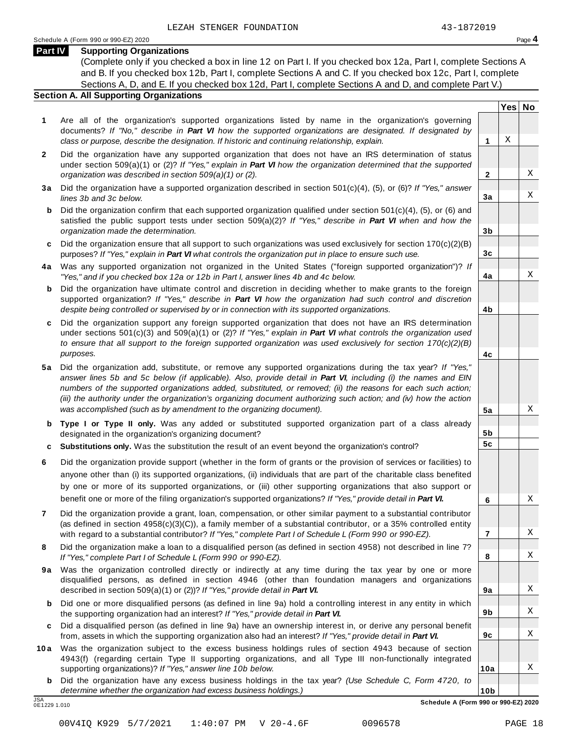LEZAH STENGER FOUNDATION 43-1872019

Schedule A (Form 990 or 990-EZ) 2020

## Part IV Supporting Organizations

(Complete only if you checked a box in line 12 on Part I. If you checked box 12a, Part I, complete Sections A and B. If you checked box 12b, Part I, complete Sections A and C. If you checked box 12c, Part I, complete Sections A, D, and E. If you checked box 12d, Part I, complete Sections A and D, and complete Part V.)

### Section A. All Supporting Organizations

| | | Line | Yes | No |
|---|---|---|---|---|
| **1** | Are all of the organization's supported organizations listed by name in the organization's governing documents? *If "No," describe in **Part VI** how the supported organizations are designated. If designated by class or purpose, describe the designation. If historic and continuing relationship, explain.* | **1** | X | |
| **2** | Did the organization have any supported organization that does not have an IRS determination of status under section 509(a)(1) or (2)? *If "Yes," explain in **Part VI** how the organization determined that the supported organization was described in section 509(a)(1) or (2).* | **2** | | X |
| **3a** | Did the organization have a supported organization described in section 501(c)(4), (5), or (6)? *If "Yes," answer lines 3b and 3c below.* | **3a** | | X |
| **b** | Did the organization confirm that each supported organization qualified under section 501(c)(4), (5), or (6) and satisfied the public support tests under section 509(a)(2)? *If "Yes," describe in **Part VI** when and how the organization made the determination.* | **3b** | | |
| **c** | Did the organization ensure that all support to such organizations was used exclusively for section 170(c)(2)(B) purposes? *If "Yes," explain in **Part VI** what controls the organization put in place to ensure such use.* | **3c** | | |
| **4a** | Was any supported organization not organized in the United States ("foreign supported organization")? *If "Yes," and if you checked box 12a or 12b in Part I, answer lines 4b and 4c below.* | **4a** | | X |
| **b** | Did the organization have ultimate control and discretion in deciding whether to make grants to the foreign supported organization? *If "Yes," describe in **Part VI** how the organization had such control and discretion despite being controlled or supervised by or in connection with its supported organizations.* | **4b** | | |
| **c** | Did the organization support any foreign supported organization that does not have an IRS determination under sections 501(c)(3) and 509(a)(1) or (2)? *If "Yes," explain in **Part VI** what controls the organization used to ensure that all support to the foreign supported organization was used exclusively for section 170(c)(2)(B) purposes.* | **4c** | | |
| **5a** | Did the organization add, substitute, or remove any supported organizations during the tax year? *If "Yes," answer lines 5b and 5c below (if applicable). Also, provide detail in **Part VI**, including (i) the names and EIN numbers of the supported organizations added, substituted, or removed; (ii) the reasons for each such action; (iii) the authority under the organization's organizing document authorizing such action; and (iv) how the action was accomplished (such as by amendment to the organizing document).* | **5a** | | X |
| **b** | **Type I or Type II only.** Was any added or substituted supported organization part of a class already designated in the organization's organizing document? | **5b** | | |
| **c** | **Substitutions only.** Was the substitution the result of an event beyond the organization's control? | **5c** | | |
| **6** | Did the organization provide support (whether in the form of grants or the provision of services or facilities) to anyone other than (i) its supported organizations, (ii) individuals that are part of the charitable class benefited by one or more of its supported organizations, or (iii) other supporting organizations that also support or benefit one or more of the filing organization's supported organizations? *If "Yes," provide detail in **Part VI.*** | **6** | | X |
| **7** | Did the organization provide a grant, loan, compensation, or other similar payment to a substantial contributor (as defined in section 4958(c)(3)(C)), a family member of a substantial contributor, or a 35% controlled entity with regard to a substantial contributor? *If "Yes," complete Part I of Schedule L (Form 990 or 990-EZ).* | **7** | | X |
| **8** | Did the organization make a loan to a disqualified person (as defined in section 4958) not described in line 7? *If "Yes," complete Part I of Schedule L (Form 990 or 990-EZ).* | **8** | | X |
| **9a** | Was the organization controlled directly or indirectly at any time during the tax year by one or more disqualified persons, as defined in section 4946 (other than foundation managers and organizations described in section 509(a)(1) or (2))? *If "Yes," provide detail in **Part VI.*** | **9a** | | X |
| **b** | Did one or more disqualified persons (as defined in line 9a) hold a controlling interest in any entity in which the supporting organization had an interest? *If "Yes," provide detail in **Part VI.*** | **9b** | | X |
| **c** | Did a disqualified person (as defined in line 9a) have an ownership interest in, or derive any personal benefit from, assets in which the supporting organization also had an interest? *If "Yes," provide detail in **Part VI.*** | **9c** | | X |
| **10a** | Was the organization subject to the excess business holdings rules of section 4943 because of section 4943(f) (regarding certain Type II supporting organizations, and all Type III non-functionally integrated supporting organizations)? *If "Yes," answer line 10b below.* | **10a** | | X |
| **b** | Did the organization have any excess business holdings in the tax year? *(Use Schedule C, Form 4720, to determine whether the organization had excess business holdings.)* | **10b** | | |

JSA 0E1229 1.010

**Schedule A (Form 990 or 990-EZ) 2020**

00V4IQ K929 5/7/2021 1:40:07 PM V 20-4.6F 0096578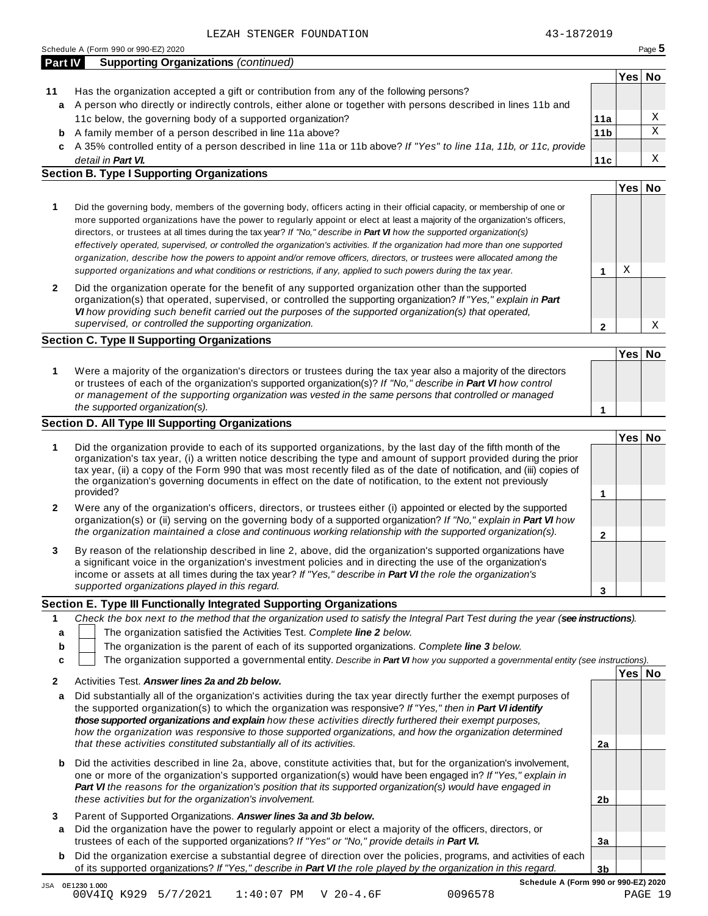LEZAH STENGER FOUNDATION 43-1872019

Schedule A (Form 990 or 990-EZ) 2020

**Part IV Supporting Organizations** *(continued)*

| | | | Yes | No |
|---|---|---|---|---|
| **11** | Has the organization accepted a gift or contribution from any of the following persons? | | | |
| **a** | A person who directly or indirectly controls, either alone or together with persons described in lines 11b and 11c below, the governing body of a supported organization? | **11a** | | X |
| **b** | A family member of a person described in line 11a above? | **11b** | | X |
| **c** | A 35% controlled entity of a person described in line 11a or 11b above? *If "Yes" to line 11a, 11b, or 11c, provide detail in **Part VI.*** | **11c** | | X |

**Section B. Type I Supporting Organizations**

| | | | Yes | No |
|---|---|---|---|---|
| **1** | Did the governing body, members of the governing body, officers acting in their official capacity, or membership of one or more supported organizations have the power to regularly appoint or elect at least a majority of the organization's officers, directors, or trustees at all times during the tax year? *If "No," describe in **Part VI** how the supported organization(s) effectively operated, supervised, or controlled the organization's activities. If the organization had more than one supported organization, describe how the powers to appoint and/or remove officers, directors, or trustees were allocated among the supported organizations and what conditions or restrictions, if any, applied to such powers during the tax year.* | **1** | X | |
| **2** | Did the organization operate for the benefit of any supported organization other than the supported organization(s) that operated, supervised, or controlled the supporting organization? *If "Yes," explain in **Part VI** how providing such benefit carried out the purposes of the supported organization(s) that operated, supervised, or controlled the supporting organization.* | **2** | | X |

**Section C. Type II Supporting Organizations**

| | | | Yes | No |
|---|---|---|---|---|
| **1** | Were a majority of the organization's directors or trustees during the tax year also a majority of the directors or trustees of each of the organization's supported organization(s)? *If "No," describe in **Part VI** how control or management of the supporting organization was vested in the same persons that controlled or managed the supported organization(s).* | **1** | | |

**Section D. All Type III Supporting Organizations**

| | | | Yes | No |
|---|---|---|---|---|
| **1** | Did the organization provide to each of its supported organizations, by the last day of the fifth month of the organization's tax year, (i) a written notice describing the type and amount of support provided during the prior tax year, (ii) a copy of the Form 990 that was most recently filed as of the date of notification, and (iii) copies of the organization's governing documents in effect on the date of notification, to the extent not previously provided? | **1** | | |
| **2** | Were any of the organization's officers, directors, or trustees either (i) appointed or elected by the supported organization(s) or (ii) serving on the governing body of a supported organization? *If "No," explain in **Part VI** how the organization maintained a close and continuous working relationship with the supported organization(s).* | **2** | | |
| **3** | By reason of the relationship described in line 2, above, did the organization's supported organizations have a significant voice in the organization's investment policies and in directing the use of the organization's income or assets at all times during the tax year? *If "Yes," describe in **Part VI** the role the organization's supported organizations played in this regard.* | **3** | | |

**Section E. Type III Functionally Integrated Supporting Organizations**

**1** *Check the box next to the method that the organization used to satisfy the Integral Part Test during the year (**see instructions**).*

- **a** ☐ The organization satisfied the Activities Test. *Complete **line 2** below.*
- **b** ☐ The organization is the parent of each of its supported organizations. *Complete **line 3** below.*
- **c** ☐ The organization supported a governmental entity. *Describe in **Part VI** how you supported a governmental entity (see instructions).*

| | | | Yes | No |
|---|---|---|---|---|
| **2** | Activities Test. ***Answer lines 2a and 2b below.*** | | | |
| **a** | Did substantially all of the organization's activities during the tax year directly further the exempt purposes of the supported organization(s) to which the organization was responsive? *If "Yes," then in **Part VI identify those supported organizations and explain** how these activities directly furthered their exempt purposes, how the organization was responsive to those supported organizations, and how the organization determined that these activities constituted substantially all of its activities.* | **2a** | | |
| **b** | Did the activities described in line 2a, above, constitute activities that, but for the organization's involvement, one or more of the organization's supported organization(s) would have been engaged in? *If "Yes," explain in **Part VI** the reasons for the organization's position that its supported organization(s) would have engaged in these activities but for the organization's involvement.* | **2b** | | |
| **3** | Parent of Supported Organizations. ***Answer lines 3a and 3b below.*** | | | |
| **a** | Did the organization have the power to regularly appoint or elect a majority of the officers, directors, or trustees of each of the supported organizations? *If "Yes" or "No," provide details in **Part VI.*** | **3a** | | |
| **b** | Did the organization exercise a substantial degree of direction over the policies, programs, and activities of each of its supported organizations? *If "Yes," describe in **Part VI** the role played by the organization in this regard.* | **3b** | | |

JSA 0E1230 1.000

**Schedule A (Form 990 or 990-EZ) 2020**

00V4IQ K929 5/7/2021 1:40:07 PM V 20-4.6F 0096578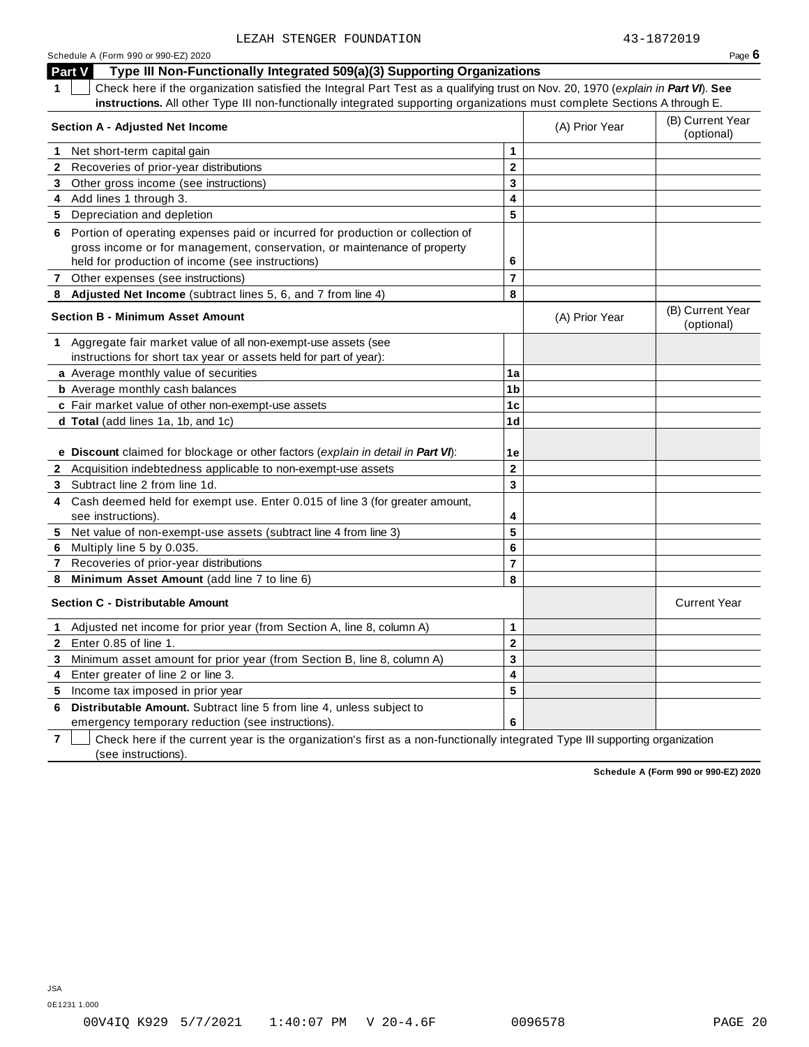LEZAH STENGER FOUNDATION 43-1872019

Schedule A (Form 990 or 990-EZ) 2020 Page **6**

## Part V Type III Non-Functionally Integrated 509(a)(3) Supporting Organizations

**1** ☐ Check here if the organization satisfied the Integral Part Test as a qualifying trust on Nov. 20, 1970 (*explain in **Part VI***). **See instructions.** All other Type III non-functionally integrated supporting organizations must complete Sections A through E.

| **Section A - Adjusted Net Income** | | (A) Prior Year | (B) Current Year (optional) |
|---|---|---|---|
| **1** Net short-term capital gain | **1** | | |
| **2** Recoveries of prior-year distributions | **2** | | |
| **3** Other gross income (see instructions) | **3** | | |
| **4** Add lines 1 through 3. | **4** | | |
| **5** Depreciation and depletion | **5** | | |
| **6** Portion of operating expenses paid or incurred for production or collection of gross income or for management, conservation, or maintenance of property held for production of income (see instructions) | **6** | | |
| **7** Other expenses (see instructions) | **7** | | |
| **8** **Adjusted Net Income** (subtract lines 5, 6, and 7 from line 4) | **8** | | |

| **Section B - Minimum Asset Amount** | | (A) Prior Year | (B) Current Year (optional) |
|---|---|---|---|
| **1** Aggregate fair market value of all non-exempt-use assets (see instructions for short tax year or assets held for part of year): | | | |
| **a** Average monthly value of securities | **1a** | | |
| **b** Average monthly cash balances | **1b** | | |
| **c** Fair market value of other non-exempt-use assets | **1c** | | |
| **d Total** (add lines 1a, 1b, and 1c) | **1d** | | |
| **e Discount** claimed for blockage or other factors (*explain in detail in **Part VI***): | **1e** | | |
| **2** Acquisition indebtedness applicable to non-exempt-use assets | **2** | | |
| **3** Subtract line 2 from line 1d. | **3** | | |
| **4** Cash deemed held for exempt use. Enter 0.015 of line 3 (for greater amount, see instructions). | **4** | | |
| **5** Net value of non-exempt-use assets (subtract line 4 from line 3) | **5** | | |
| **6** Multiply line 5 by 0.035. | **6** | | |
| **7** Recoveries of prior-year distributions | **7** | | |
| **8** **Minimum Asset Amount** (add line 7 to line 6) | **8** | | |

| **Section C - Distributable Amount** | | | Current Year |
|---|---|---|---|
| **1** Adjusted net income for prior year (from Section A, line 8, column A) | **1** | | |
| **2** Enter 0.85 of line 1. | **2** | | |
| **3** Minimum asset amount for prior year (from Section B, line 8, column A) | **3** | | |
| **4** Enter greater of line 2 or line 3. | **4** | | |
| **5** Income tax imposed in prior year | **5** | | |
| **6** **Distributable Amount.** Subtract line 5 from line 4, unless subject to emergency temporary reduction (see instructions). | **6** | | |

**7** ☐ Check here if the current year is the organization's first as a non-functionally integrated Type III supporting organization (see instructions).

**Schedule A (Form 990 or 990-EZ) 2020**

JSA
0E1231 1.000

00V4IQ K929 5/7/2021 1:40:07 PM V 20-4.6F 0096578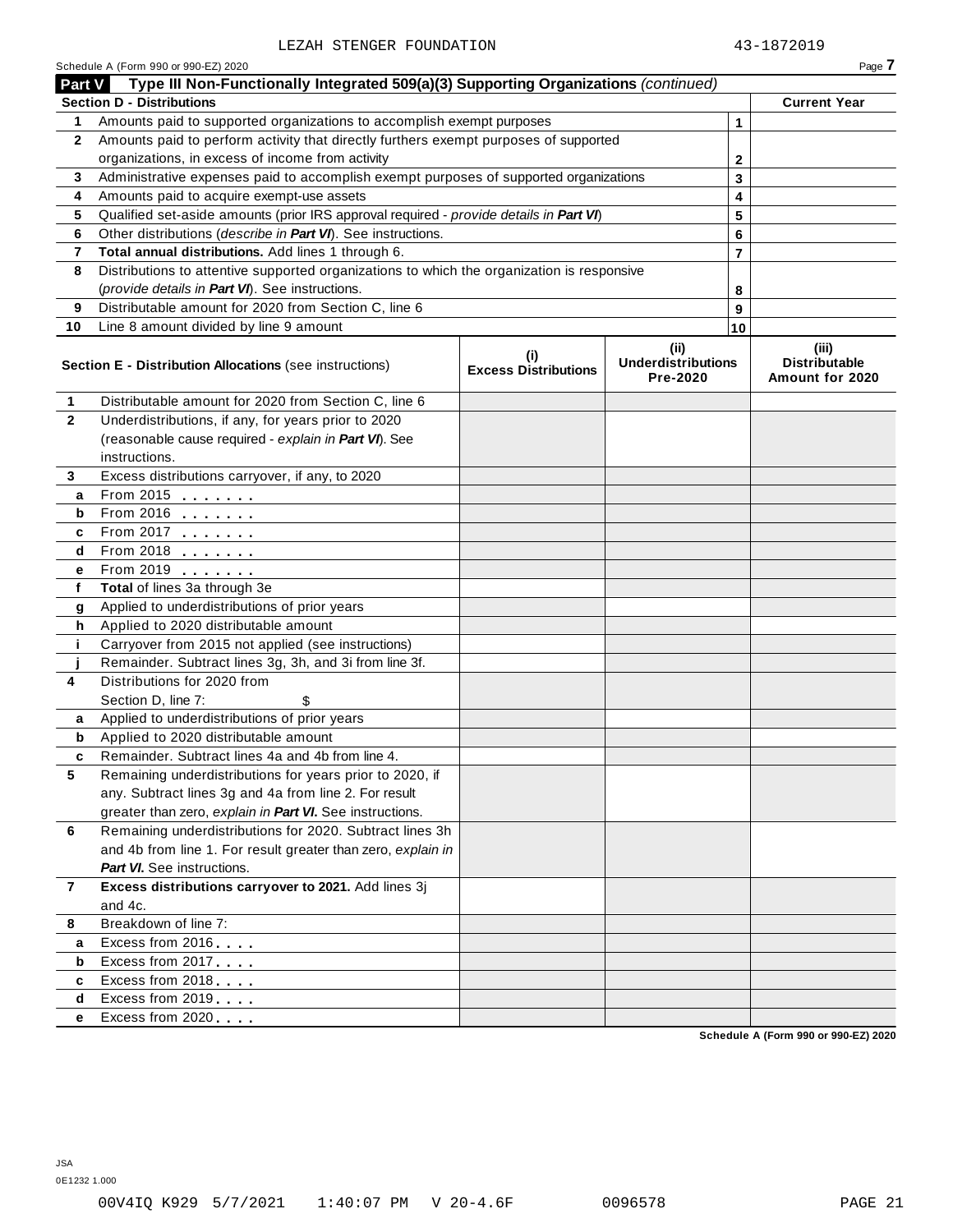LEZAH STENGER FOUNDATION 43-1872019

Schedule A (Form 990 or 990-EZ) 2020

## Part V Type III Non-Functionally Integrated 509(a)(3) Supporting Organizations *(continued)*

| **Section D - Distributions** | | | **Current Year** |
|---|---|---|---|
| 1 | Amounts paid to supported organizations to accomplish exempt purposes | 1 | |
| 2 | Amounts paid to perform activity that directly furthers exempt purposes of supported organizations, in excess of income from activity | 2 | |
| 3 | Administrative expenses paid to accomplish exempt purposes of supported organizations | 3 | |
| 4 | Amounts paid to acquire exempt-use assets | 4 | |
| 5 | Qualified set-aside amounts (prior IRS approval required - *provide details in **Part VI***) | 5 | |
| 6 | Other distributions (*describe in **Part VI***). See instructions. | 6 | |
| 7 | **Total annual distributions.** Add lines 1 through 6. | 7 | |
| 8 | Distributions to attentive supported organizations to which the organization is responsive (*provide details in **Part VI***). See instructions. | 8 | |
| 9 | Distributable amount for 2020 from Section C, line 6 | 9 | |
| 10 | Line 8 amount divided by line 9 amount | 10 | |

| | **Section E - Distribution Allocations** (see instructions) | **(i) Excess Distributions** | **(ii) Underdistributions Pre-2020** | **(iii) Distributable Amount for 2020** |
|---|---|---|---|---|
| 1 | Distributable amount for 2020 from Section C, line 6 | | | |
| 2 | Underdistributions, if any, for years prior to 2020 (reasonable cause required - *explain in **Part VI***). See instructions. | | | |
| 3 | Excess distributions carryover, if any, to 2020 | | | |
| a | From 2015 | | | |
| b | From 2016 | | | |
| c | From 2017 | | | |
| d | From 2018 | | | |
| e | From 2019 | | | |
| f | **Total** of lines 3a through 3e | | | |
| g | Applied to underdistributions of prior years | | | |
| h | Applied to 2020 distributable amount | | | |
| i | Carryover from 2015 not applied (see instructions) | | | |
| j | Remainder. Subtract lines 3g, 3h, and 3i from line 3f. | | | |
| 4 | Distributions for 2020 from Section D, line 7: $ | | | |
| a | Applied to underdistributions of prior years | | | |
| b | Applied to 2020 distributable amount | | | |
| c | Remainder. Subtract lines 4a and 4b from line 4. | | | |
| 5 | Remaining underdistributions for years prior to 2020, if any. Subtract lines 3g and 4a from line 2. For result greater than zero, *explain in **Part VI***. See instructions. | | | |
| 6 | Remaining underdistributions for 2020. Subtract lines 3h and 4b from line 1. For result greater than zero, *explain in **Part VI***. See instructions. | | | |
| 7 | **Excess distributions carryover to 2021.** Add lines 3j and 4c. | | | |
| 8 | Breakdown of line 7: | | | |
| a | Excess from 2016 | | | |
| b | Excess from 2017 | | | |
| c | Excess from 2018 | | | |
| d | Excess from 2019 | | | |
| e | Excess from 2020 | | | |

Schedule A (Form 990 or 990-EZ) 2020

JSA
0E1232 1.000

00V4IQ K929 5/7/2021 1:40:07 PM V 20-4.6F 0096578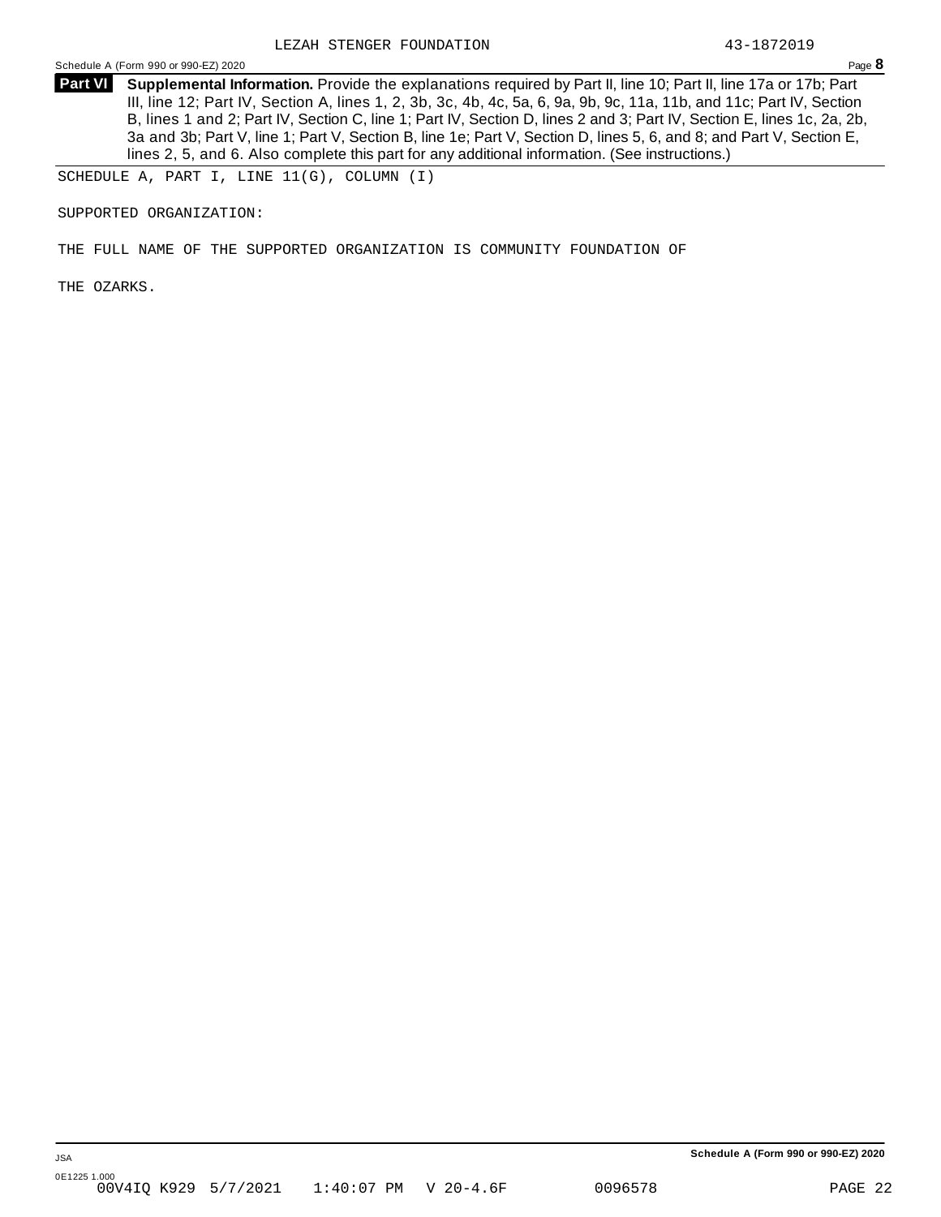**Part VI** **Supplemental Information.** Provide the explanations required by Part II, line 10; Part II, line 17a or 17b; Part III, line 12; Part IV, Section A, lines 1, 2, 3b, 3c, 4b, 4c, 5a, 6, 9a, 9b, 9c, 11a, 11b, and 11c; Part IV, Section B, lines 1 and 2; Part IV, Section C, line 1; Part IV, Section D, lines 2 and 3; Part IV, Section E, lines 1c, 2a, 2b, 3a and 3b; Part V, line 1; Part V, Section B, line 1e; Part V, Section D, lines 5, 6, and 8; and Part V, Section E, lines 2, 5, and 6. Also complete this part for any additional information. (See instructions.)

SCHEDULE A, PART I, LINE 11(G), COLUMN (I)

SUPPORTED ORGANIZATION:

THE FULL NAME OF THE SUPPORTED ORGANIZATION IS COMMUNITY FOUNDATION OF THE OZARKS.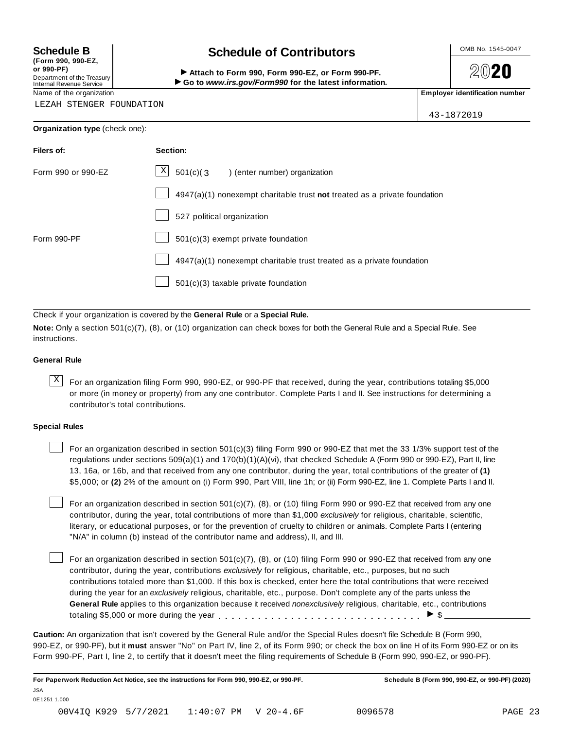**Schedule B**
**(Form 990, 990-EZ, or 990-PF)**
Department of the Treasury
Internal Revenue Service

# Schedule of Contributors

▶ **Attach to Form 990, Form 990-EZ, or Form 990-PF.**
▶ **Go to *www.irs.gov/Form990* for the latest information.**

OMB No. 1545-0047

**2020**

Name of the organization: LEZAH STENGER FOUNDATION

**Employer identification number**: 43-1872019

**Organization type** (check one):

| **Filers of:** | **Section:** |
|---|---|
| Form 990 or 990-EZ | [X] 501(c)( 3 ) (enter number) organization |
| | [ ] 4947(a)(1) nonexempt charitable trust **not** treated as a private foundation |
| | [ ] 527 political organization |
| Form 990-PF | [ ] 501(c)(3) exempt private foundation |
| | [ ] 4947(a)(1) nonexempt charitable trust treated as a private foundation |
| | [ ] 501(c)(3) taxable private foundation |

Check if your organization is covered by the **General Rule** or a **Special Rule.**

**Note:** Only a section 501(c)(7), (8), or (10) organization can check boxes for both the General Rule and a Special Rule. See instructions.

### General Rule

[X] For an organization filing Form 990, 990-EZ, or 990-PF that received, during the year, contributions totaling $5,000 or more (in money or property) from any one contributor. Complete Parts I and II. See instructions for determining a contributor's total contributions.

### Special Rules

[ ] For an organization described in section 501(c)(3) filing Form 990 or 990-EZ that met the 33 1/3% support test of the regulations under sections 509(a)(1) and 170(b)(1)(A)(vi), that checked Schedule A (Form 990 or 990-EZ), Part II, line 13, 16a, or 16b, and that received from any one contributor, during the year, total contributions of the greater of **(1)** $5,000; or **(2)** 2% of the amount on (i) Form 990, Part VIII, line 1h; or (ii) Form 990-EZ, line 1. Complete Parts I and II.

[ ] For an organization described in section 501(c)(7), (8), or (10) filing Form 990 or 990-EZ that received from any one contributor, during the year, total contributions of more than $1,000 *exclusively* for religious, charitable, scientific, literary, or educational purposes, or for the prevention of cruelty to children or animals. Complete Parts I (entering "N/A" in column (b) instead of the contributor name and address), II, and III.

[ ] For an organization described in section 501(c)(7), (8), or (10) filing Form 990 or 990-EZ that received from any one contributor, during the year, contributions *exclusively* for religious, charitable, etc., purposes, but no such contributions totaled more than $1,000. If this box is checked, enter here the total contributions that were received during the year for an *exclusively* religious, charitable, etc., purpose. Don't complete any of the parts unless the **General Rule** applies to this organization because it received *nonexclusively* religious, charitable, etc., contributions totaling $5,000 or more during the year . . . . . . . . . . . . . . . . . . . . . . . . . . . . . ▶ $ ________

**Caution:** An organization that isn't covered by the General Rule and/or the Special Rules doesn't file Schedule B (Form 990, 990-EZ, or 990-PF), but it **must** answer "No" on Part IV, line 2, of its Form 990; or check the box on line H of its Form 990-EZ or on its Form 990-PF, Part I, line 2, to certify that it doesn't meet the filing requirements of Schedule B (Form 990, 990-EZ, or 990-PF).

**For Paperwork Reduction Act Notice, see the instructions for Form 990, 990-EZ, or 990-PF.** **Schedule B (Form 990, 990-EZ, or 990-PF) (2020)**

JSA
0E1251 1.000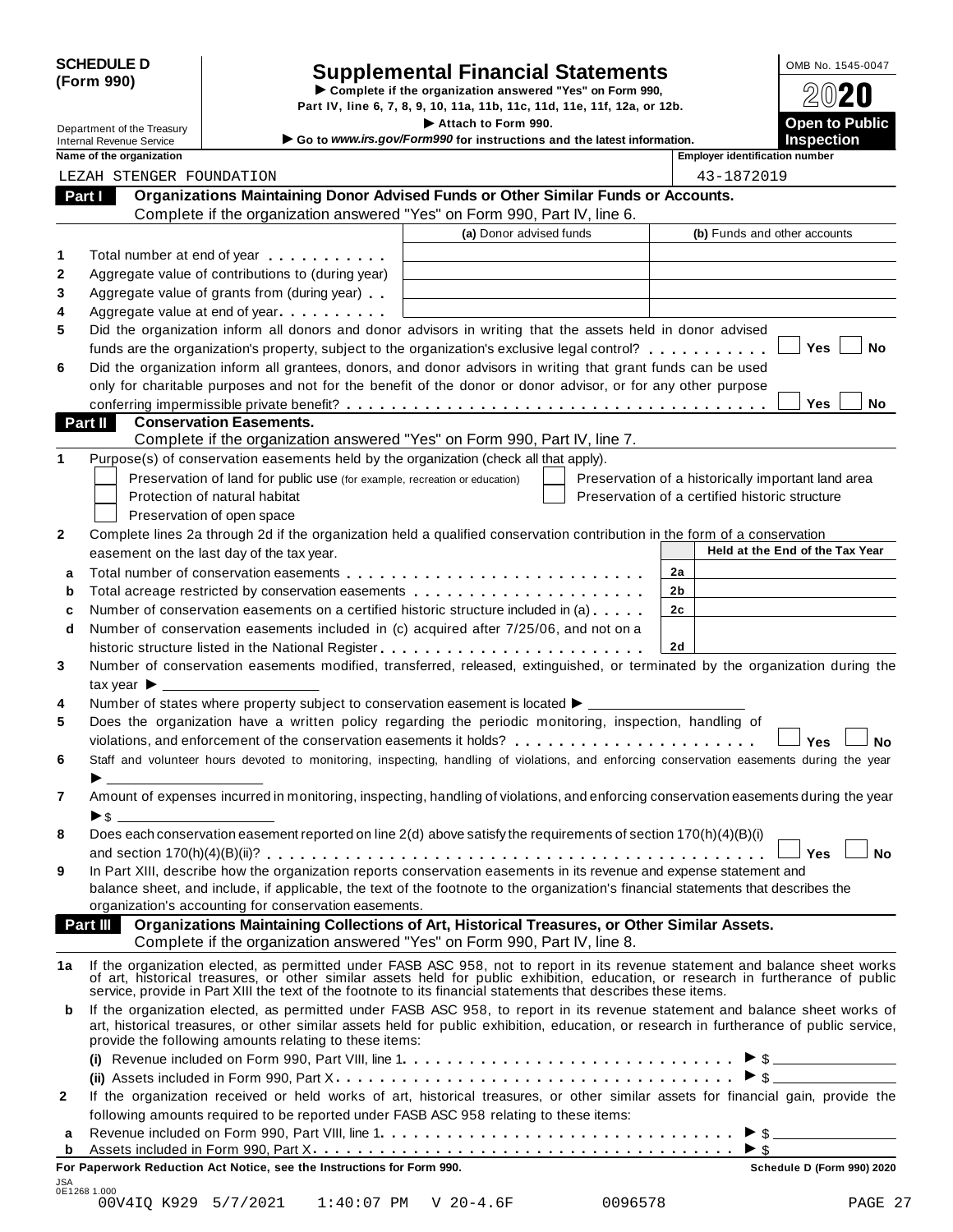**SCHEDULE D (Form 990)**

Department of the Treasury
Internal Revenue Service

# Supplemental Financial Statements

▶ Complete if the organization answered "Yes" on Form 990, Part IV, line 6, 7, 8, 9, 10, 11a, 11b, 11c, 11d, 11e, 11f, 12a, or 12b.
▶ Attach to Form 990.
▶ Go to *www.irs.gov/Form990* for instructions and the latest information.

OMB No. 1545-0047
2020
**Open to Public Inspection**

| Name of the organization | Employer identification number |
|---|---|
| LEZAH STENGER FOUNDATION | 43-1872019 |

## Part I Organizations Maintaining Donor Advised Funds or Other Similar Funds or Accounts.

Complete if the organization answered "Yes" on Form 990, Part IV, line 6.

| | | (a) Donor advised funds | (b) Funds and other accounts |
|---|---|---|---|
| 1 | Total number at end of year | | |
| 2 | Aggregate value of contributions to (during year) | | |
| 3 | Aggregate value of grants from (during year) | | |
| 4 | Aggregate value at end of year | | |

5 Did the organization inform all donors and donor advisors in writing that the assets held in donor advised funds are the organization's property, subject to the organization's exclusive legal control? ☐ Yes ☐ No

6 Did the organization inform all grantees, donors, and donor advisors in writing that grant funds can be used only for charitable purposes and not for the benefit of the donor or donor advisor, or for any other purpose conferring impermissible private benefit? ☐ Yes ☐ No

## Part II Conservation Easements.

Complete if the organization answered "Yes" on Form 990, Part IV, line 7.

1 Purpose(s) of conservation easements held by the organization (check all that apply).

- ☐ Preservation of land for public use (for example, recreation or education)
- ☐ Protection of natural habitat
- ☐ Preservation of open space
- ☐ Preservation of a historically important land area
- ☐ Preservation of a certified historic structure

2 Complete lines 2a through 2d if the organization held a qualified conservation contribution in the form of a conservation easement on the last day of the tax year.

| | | | Held at the End of the Tax Year |
|---|---|---|---|
| a | Total number of conservation easements | 2a | |
| b | Total acreage restricted by conservation easements | 2b | |
| c | Number of conservation easements on a certified historic structure included in (a) | 2c | |
| d | Number of conservation easements included in (c) acquired after 7/25/06, and not on a historic structure listed in the National Register | 2d | |

3 Number of conservation easements modified, transferred, released, extinguished, or terminated by the organization during the tax year ▶ ____________

4 Number of states where property subject to conservation easement is located ▶ ____________

5 Does the organization have a written policy regarding the periodic monitoring, inspection, handling of violations, and enforcement of the conservation easements it holds? ☐ Yes ☐ No

6 Staff and volunteer hours devoted to monitoring, inspecting, handling of violations, and enforcing conservation easements during the year ▶ ____________

7 Amount of expenses incurred in monitoring, inspecting, handling of violations, and enforcing conservation easements during the year ▶ $ ____________

8 Does each conservation easement reported on line 2(d) above satisfy the requirements of section 170(h)(4)(B)(i) and section 170(h)(4)(B)(ii)? ☐ Yes ☐ No

9 In Part XIII, describe how the organization reports conservation easements in its revenue and expense statement and balance sheet, and include, if applicable, the text of the footnote to the organization's financial statements that describes the organization's accounting for conservation easements.

## Part III Organizations Maintaining Collections of Art, Historical Treasures, or Other Similar Assets.

Complete if the organization answered "Yes" on Form 990, Part IV, line 8.

1a If the organization elected, as permitted under FASB ASC 958, not to report in its revenue statement and balance sheet works of art, historical treasures, or other similar assets held for public exhibition, education, or research in furtherance of public service, provide in Part XIII the text of the footnote to its financial statements that describes these items.

b If the organization elected, as permitted under FASB ASC 958, to report in its revenue statement and balance sheet works of art, historical treasures, or other similar assets held for public exhibition, education, or research in furtherance of public service, provide the following amounts relating to these items:

(i) Revenue included on Form 990, Part VIII, line 1 ▶ $ ____________

(ii) Assets included in Form 990, Part X ▶ $ ____________

2 If the organization received or held works of art, historical treasures, or other similar assets for financial gain, provide the following amounts required to be reported under FASB ASC 958 relating to these items:

a Revenue included on Form 990, Part VIII, line 1 ▶ $ ____________

b Assets included in Form 990, Part X ▶ $ ____________

**For Paperwork Reduction Act Notice, see the Instructions for Form 990.** **Schedule D (Form 990) 2020**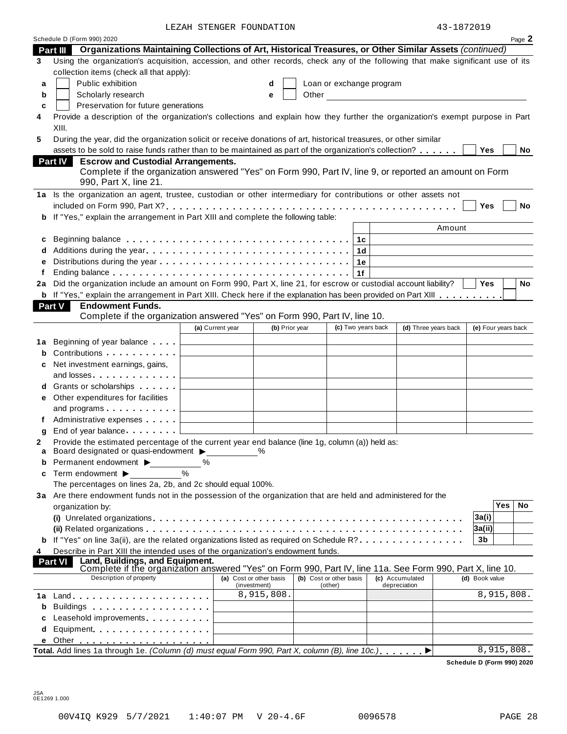LEZAH STENGER FOUNDATION 43-1872019

Schedule D (Form 990) 2020 Page **2**

## Part III Organizations Maintaining Collections of Art, Historical Treasures, or Other Similar Assets *(continued)*

**3** Using the organization's acquisition, accession, and other records, check any of the following that make significant use of its collection items (check all that apply):

- **a** ☐ Public exhibition
- **b** ☐ Scholarly research
- **c** ☐ Preservation for future generations
- **d** ☐ Loan or exchange program
- **e** ☐ Other

**4** Provide a description of the organization's collections and explain how they further the organization's exempt purpose in Part XIII.

**5** During the year, did the organization solicit or receive donations of art, historical treasures, or other similar assets to be sold to raise funds rather than to be maintained as part of the organization's collection? ☐ Yes ☐ No

## Part IV Escrow and Custodial Arrangements.

Complete if the organization answered "Yes" on Form 990, Part IV, line 9, or reported an amount on Form 990, Part X, line 21.

**1a** Is the organization an agent, trustee, custodian or other intermediary for contributions or other assets not included on Form 990, Part X? ☐ Yes ☐ No

**b** If "Yes," explain the arrangement in Part XIII and complete the following table:

| | | | Amount |
|---|---|---|---|
| **c** | Beginning balance | 1c | |
| **d** | Additions during the year | 1d | |
| **e** | Distributions during the year | 1e | |
| **f** | Ending balance | 1f | |

**2a** Did the organization include an amount on Form 990, Part X, line 21, for escrow or custodial account liability? ☐ Yes ☐ No

**b** If "Yes," explain the arrangement in Part XIII. Check here if the explanation has been provided on Part XIII ☐

## Part V Endowment Funds.

Complete if the organization answered "Yes" on Form 990, Part IV, line 10.

| | | (a) Current year | (b) Prior year | (c) Two years back | (d) Three years back | (e) Four years back |
|---|---|---|---|---|---|---|
| **1a** | Beginning of year balance | | | | | |
| **b** | Contributions | | | | | |
| **c** | Net investment earnings, gains, and losses | | | | | |
| **d** | Grants or scholarships | | | | | |
| **e** | Other expenditures for facilities and programs | | | | | |
| **f** | Administrative expenses | | | | | |
| **g** | End of year balance | | | | | |

**2** Provide the estimated percentage of the current year end balance (line 1g, column (a)) held as:

- **a** Board designated or quasi-endowment ▶ ______ %
- **b** Permanent endowment ▶ ______ %
- **c** Term endowment ▶ ______ %

The percentages on lines 2a, 2b, and 2c should equal 100%.

**3a** Are there endowment funds not in the possession of the organization that are held and administered for the organization by:

| | | | Yes | No |
|---|---|---|---|---|
| | (i) Unrelated organizations | 3a(i) | | |
| | (ii) Related organizations | 3a(ii) | | |
| **b** | If "Yes" on line 3a(ii), are the related organizations listed as required on Schedule R? | 3b | | |

**4** Describe in Part XIII the intended uses of the organization's endowment funds.

## Part VI Land, Buildings, and Equipment.

Complete if the organization answered "Yes" on Form 990, Part IV, line 11a. See Form 990, Part X, line 10.

| | Description of property | (a) Cost or other basis (investment) | (b) Cost or other basis (other) | (c) Accumulated depreciation | (d) Book value |
|---|---|---|---|---|---|
| **1a** | Land | 8,915,808. | | | 8,915,808. |
| **b** | Buildings | | | | |
| **c** | Leasehold improvements | | | | |
| **d** | Equipment | | | | |
| **e** | Other | | | | |
| | **Total.** Add lines 1a through 1e. *(Column (d) must equal Form 990, Part X, column (B), line 10c.)* ▶ | | | | 8,915,808. |

**Schedule D (Form 990) 2020**

JSA
0E1269 1.000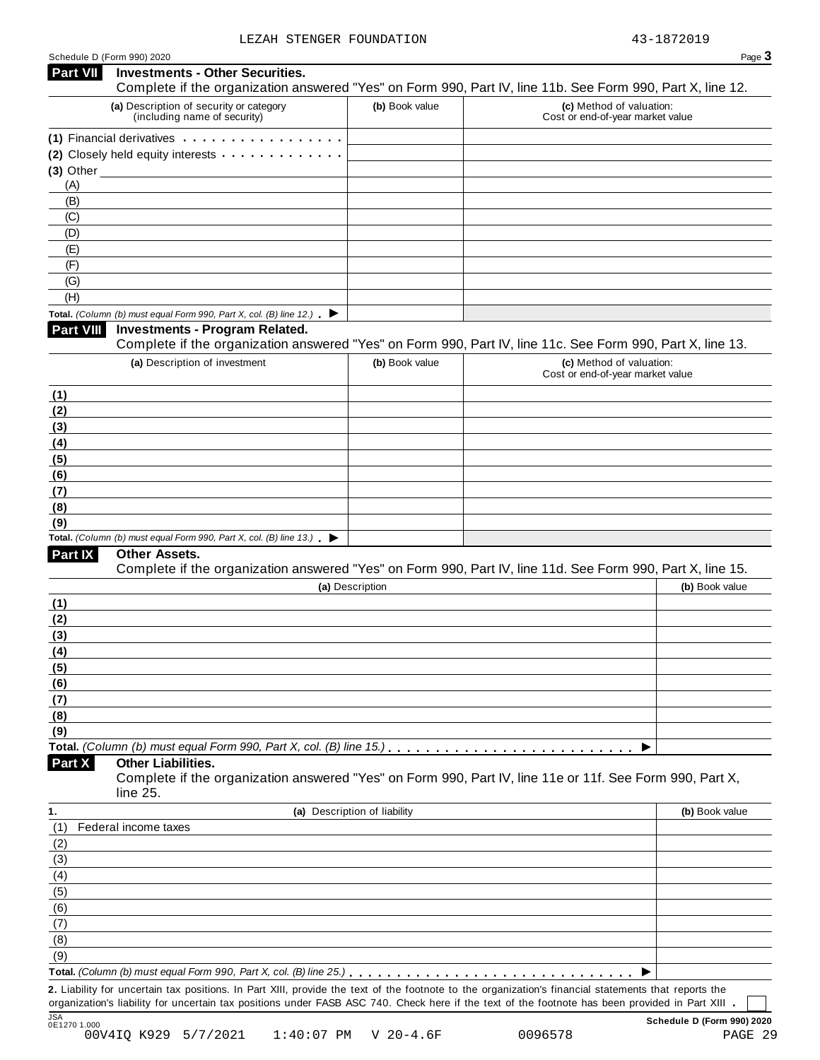LEZAH STENGER FOUNDATION 43-1872019

Schedule D (Form 990) 2020

## Part VII Investments - Other Securities.

Complete if the organization answered "Yes" on Form 990, Part IV, line 11b. See Form 990, Part X, line 12.

| (a) Description of security or category (including name of security) | (b) Book value | (c) Method of valuation: Cost or end-of-year market value |
|---|---|---|
| (1) Financial derivatives | | |
| (2) Closely held equity interests | | |
| (3) Other | | |
| (A) | | |
| (B) | | |
| (C) | | |
| (D) | | |
| (E) | | |
| (F) | | |
| (G) | | |
| (H) | | |
| **Total.** *(Column (b) must equal Form 990, Part X, col. (B) line 12.)* ▶ | | |

## Part VIII Investments - Program Related.

Complete if the organization answered "Yes" on Form 990, Part IV, line 11c. See Form 990, Part X, line 13.

| (a) Description of investment | (b) Book value | (c) Method of valuation: Cost or end-of-year market value |
|---|---|---|
| (1) | | |
| (2) | | |
| (3) | | |
| (4) | | |
| (5) | | |
| (6) | | |
| (7) | | |
| (8) | | |
| (9) | | |
| **Total.** *(Column (b) must equal Form 990, Part X, col. (B) line 13.)* ▶ | | |

## Part IX Other Assets.

Complete if the organization answered "Yes" on Form 990, Part IV, line 11d. See Form 990, Part X, line 15.

| (a) Description | (b) Book value |
|---|---|
| (1) | |
| (2) | |
| (3) | |
| (4) | |
| (5) | |
| (6) | |
| (7) | |
| (8) | |
| (9) | |
| **Total.** *(Column (b) must equal Form 990, Part X, col. (B) line 15.)* ▶ | |

## Part X Other Liabilities.

Complete if the organization answered "Yes" on Form 990, Part IV, line 11e or 11f. See Form 990, Part X, line 25.

| 1. (a) Description of liability | (b) Book value |
|---|---|
| (1) Federal income taxes | |
| (2) | |
| (3) | |
| (4) | |
| (5) | |
| (6) | |
| (7) | |
| (8) | |
| (9) | |
| **Total.** *(Column (b) must equal Form 990, Part X, col. (B) line 25.)* ▶ | |

**2.** Liability for uncertain tax positions. In Part XIII, provide the text of the footnote to the organization's financial statements that reports the organization's liability for uncertain tax positions under FASB ASC 740. Check here if the text of the footnote has been provided in Part XIII . ☐

JSA 0E1270 1.000 **Schedule D (Form 990) 2020**

00V4IQ K929 5/7/2021 1:40:07 PM V 20-4.6F 0096578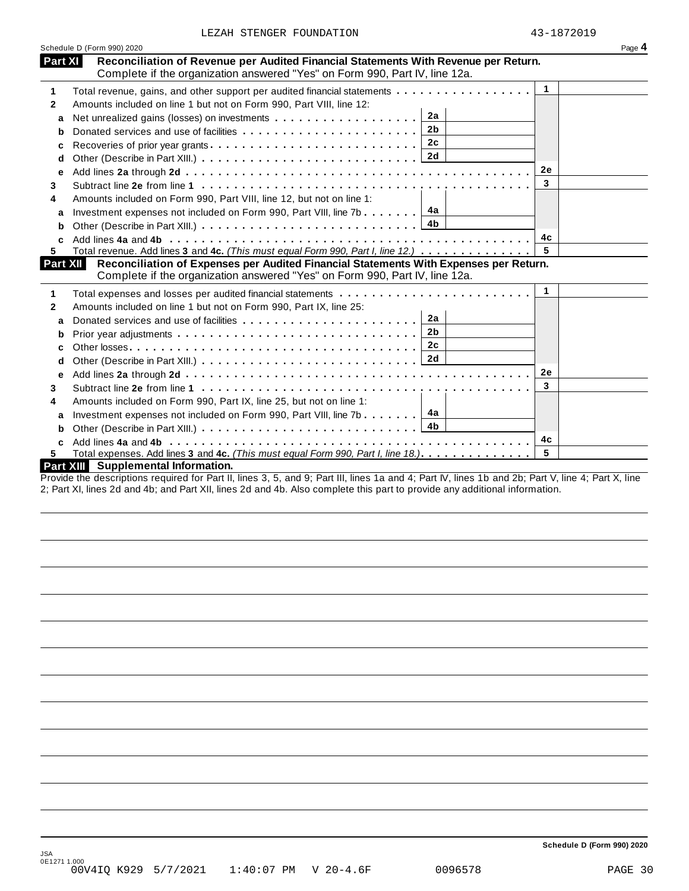LEZAH STENGER FOUNDATION 43-1872019

Schedule D (Form 990) 2020 Page **4**

## Part XI Reconciliation of Revenue per Audited Financial Statements With Revenue per Return.

Complete if the organization answered "Yes" on Form 990, Part IV, line 12a.

| | | | | | |
|---|---|---|---|---|---|
| 1 | Total revenue, gains, and other support per audited financial statements | | | 1 | |
| 2 | Amounts included on line 1 but not on Form 990, Part VIII, line 12: | | | | |
| a | Net unrealized gains (losses) on investments | 2a | | | |
| b | Donated services and use of facilities | 2b | | | |
| c | Recoveries of prior year grants | 2c | | | |
| d | Other (Describe in Part XIII.) | 2d | | | |
| e | Add lines **2a** through **2d** | | | 2e | |
| 3 | Subtract line **2e** from line **1** | | | 3 | |
| 4 | Amounts included on Form 990, Part VIII, line 12, but not on line 1: | | | | |
| a | Investment expenses not included on Form 990, Part VIII, line 7b | 4a | | | |
| b | Other (Describe in Part XIII.) | 4b | | | |
| c | Add lines **4a** and **4b** | | | 4c | |
| 5 | Total revenue. Add lines **3** and **4c.** *(This must equal Form 990, Part I, line 12.)* | | | 5 | |

## Part XII Reconciliation of Expenses per Audited Financial Statements With Expenses per Return.

Complete if the organization answered "Yes" on Form 990, Part IV, line 12a.

| | | | | | |
|---|---|---|---|---|---|
| 1 | Total expenses and losses per audited financial statements | | | 1 | |
| 2 | Amounts included on line 1 but not on Form 990, Part IX, line 25: | | | | |
| a | Donated services and use of facilities | 2a | | | |
| b | Prior year adjustments | 2b | | | |
| c | Other losses | 2c | | | |
| d | Other (Describe in Part XIII.) | 2d | | | |
| e | Add lines **2a** through **2d** | | | 2e | |
| 3 | Subtract line **2e** from line **1** | | | 3 | |
| 4 | Amounts included on Form 990, Part IX, line 25, but not on line 1: | | | | |
| a | Investment expenses not included on Form 990, Part VIII, line 7b | 4a | | | |
| b | Other (Describe in Part XIII.) | 4b | | | |
| c | Add lines **4a** and **4b** | | | 4c | |
| 5 | Total expenses. Add lines **3** and **4c.** *(This must equal Form 990, Part I, line 18.)* | | | 5 | |

## Part XIII Supplemental Information.

Provide the descriptions required for Part II, lines 3, 5, and 9; Part III, lines 1a and 4; Part IV, lines 1b and 2b; Part V, line 4; Part X, line 2; Part XI, lines 2d and 4b; and Part XII, lines 2d and 4b. Also complete this part to provide any additional information.

Schedule D (Form 990) 2020

JSA
0E1271 1.000
00V4IQ K929 5/7/2021 1:40:07 PM V 20-4.6F 0096578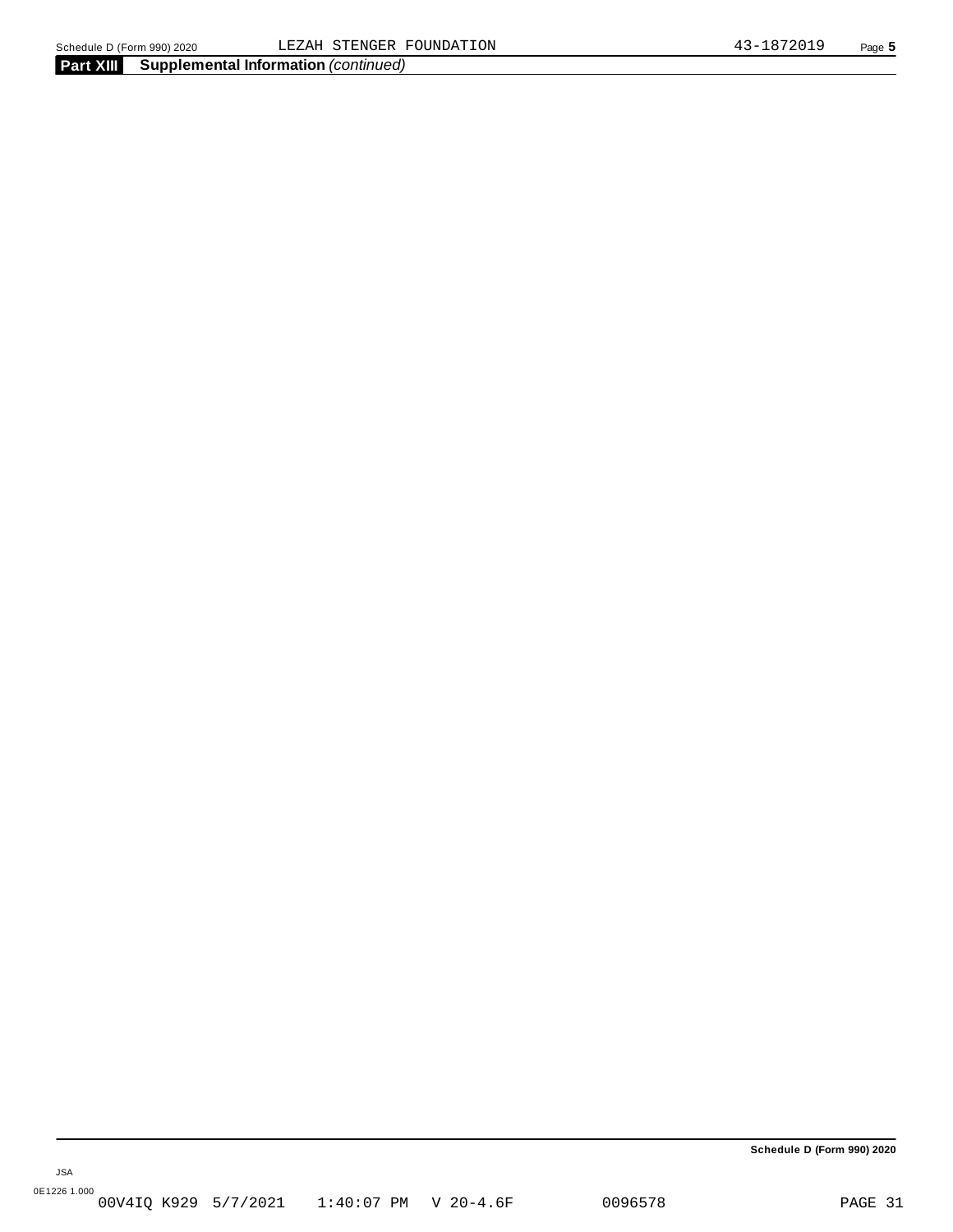**Part XIII** **Supplemental Information** *(continued)*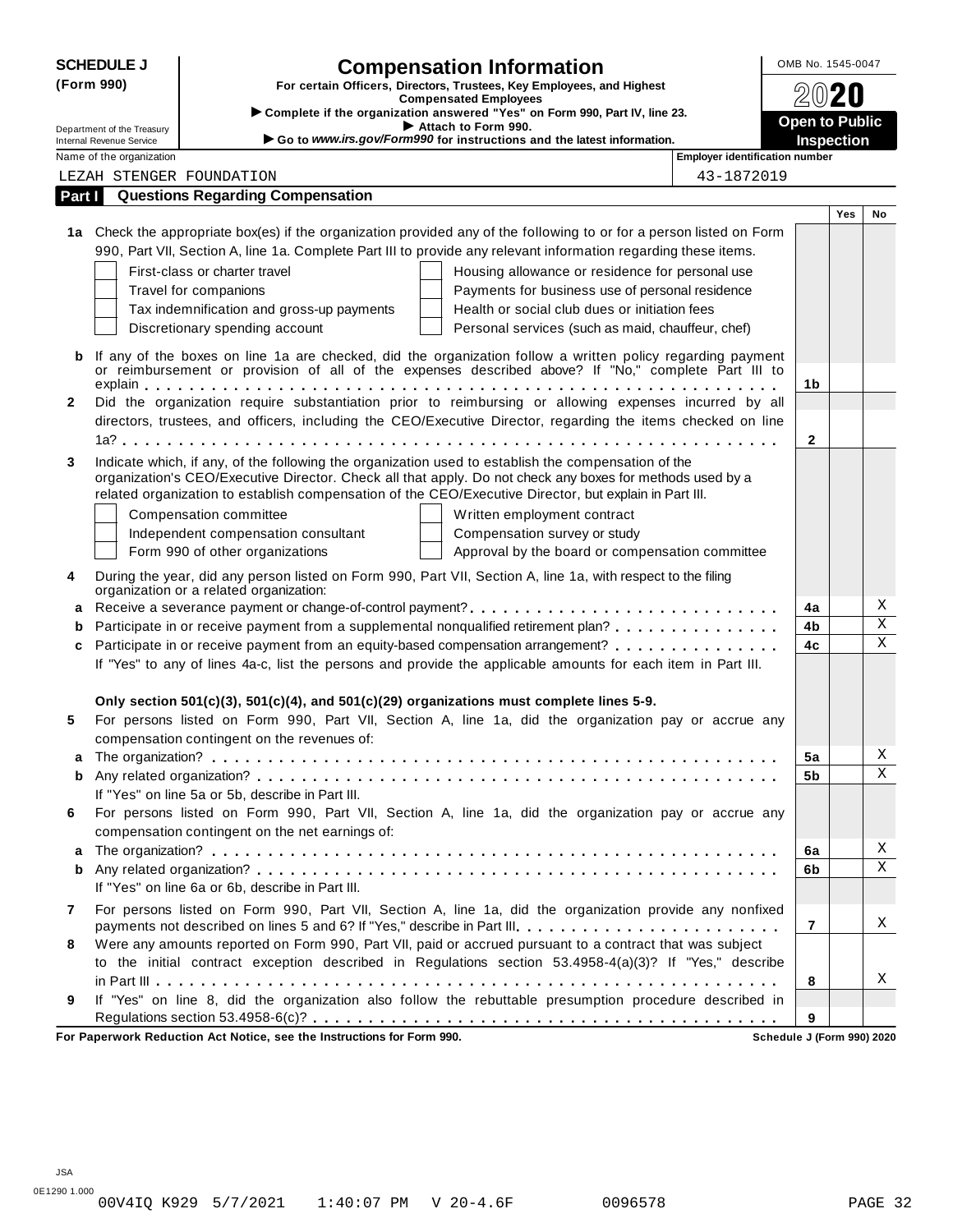**SCHEDULE J (Form 990)**

Department of the Treasury
Internal Revenue Service

# Compensation Information

**For certain Officers, Directors, Trustees, Key Employees, and Highest Compensated Employees**

▶ Complete if the organization answered "Yes" on Form 990, Part IV, line 23.
▶ Attach to Form 990.
▶ Go to *www.irs.gov/Form990* for instructions and the latest information.

OMB No. 1545-0047

**2020**

**Open to Public Inspection**

| Name of the organization | Employer identification number |
|---|---|
| LEZAH STENGER FOUNDATION | 43-1872019 |

## Part I Questions Regarding Compensation

| | | | Yes | No |
|---|---|---|---|---|
| **1a** | Check the appropriate box(es) if the organization provided any of the following to or for a person listed on Form 990, Part VII, Section A, line 1a. Complete Part III to provide any relevant information regarding these items.<br>☐ First-class or charter travel ☐ Housing allowance or residence for personal use<br>☐ Travel for companions ☐ Payments for business use of personal residence<br>☐ Tax indemnification and gross-up payments ☐ Health or social club dues or initiation fees<br>☐ Discretionary spending account ☐ Personal services (such as maid, chauffeur, chef) | | | |
| **b** | If any of the boxes on line 1a are checked, did the organization follow a written policy regarding payment or reimbursement or provision of all of the expenses described above? If "No," complete Part III to explain | 1b | | |
| **2** | Did the organization require substantiation prior to reimbursing or allowing expenses incurred by all directors, trustees, and officers, including the CEO/Executive Director, regarding the items checked on line 1a? | 2 | | |
| **3** | Indicate which, if any, of the following the organization used to establish the compensation of the organization's CEO/Executive Director. Check all that apply. Do not check any boxes for methods used by a related organization to establish compensation of the CEO/Executive Director, but explain in Part III.<br>☐ Compensation committee ☐ Written employment contract<br>☐ Independent compensation consultant ☐ Compensation survey or study<br>☐ Form 990 of other organizations ☐ Approval by the board or compensation committee | | | |
| **4** | During the year, did any person listed on Form 990, Part VII, Section A, line 1a, with respect to the filing organization or a related organization: | | | |
| **a** | Receive a severance payment or change-of-control payment? | 4a | | X |
| **b** | Participate in or receive payment from a supplemental nonqualified retirement plan? | 4b | | X |
| **c** | Participate in or receive payment from an equity-based compensation arrangement? | 4c | | X |
| | If "Yes" to any of lines 4a-c, list the persons and provide the applicable amounts for each item in Part III. | | | |
| | **Only section 501(c)(3), 501(c)(4), and 501(c)(29) organizations must complete lines 5-9.** | | | |
| **5** | For persons listed on Form 990, Part VII, Section A, line 1a, did the organization pay or accrue any compensation contingent on the revenues of: | | | |
| **a** | The organization? | 5a | | X |
| **b** | Any related organization? | 5b | | X |
| | If "Yes" on line 5a or 5b, describe in Part III. | | | |
| **6** | For persons listed on Form 990, Part VII, Section A, line 1a, did the organization pay or accrue any compensation contingent on the net earnings of: | | | |
| **a** | The organization? | 6a | | X |
| **b** | Any related organization? | 6b | | X |
| | If "Yes" on line 6a or 6b, describe in Part III. | | | |
| **7** | For persons listed on Form 990, Part VII, Section A, line 1a, did the organization provide any nonfixed payments not described on lines 5 and 6? If "Yes," describe in Part III. | 7 | | X |
| **8** | Were any amounts reported on Form 990, Part VII, paid or accrued pursuant to a contract that was subject to the initial contract exception described in Regulations section 53.4958-4(a)(3)? If "Yes," describe in Part III | 8 | | X |
| **9** | If "Yes" on line 8, did the organization also follow the rebuttable presumption procedure described in Regulations section 53.4958-6(c)? | 9 | | |

**For Paperwork Reduction Act Notice, see the Instructions for Form 990.** **Schedule J (Form 990) 2020**

JSA
0E1290 1.000
00V4IQ K929 5/7/2021 1:40:07 PM V 20-4.6F 0096578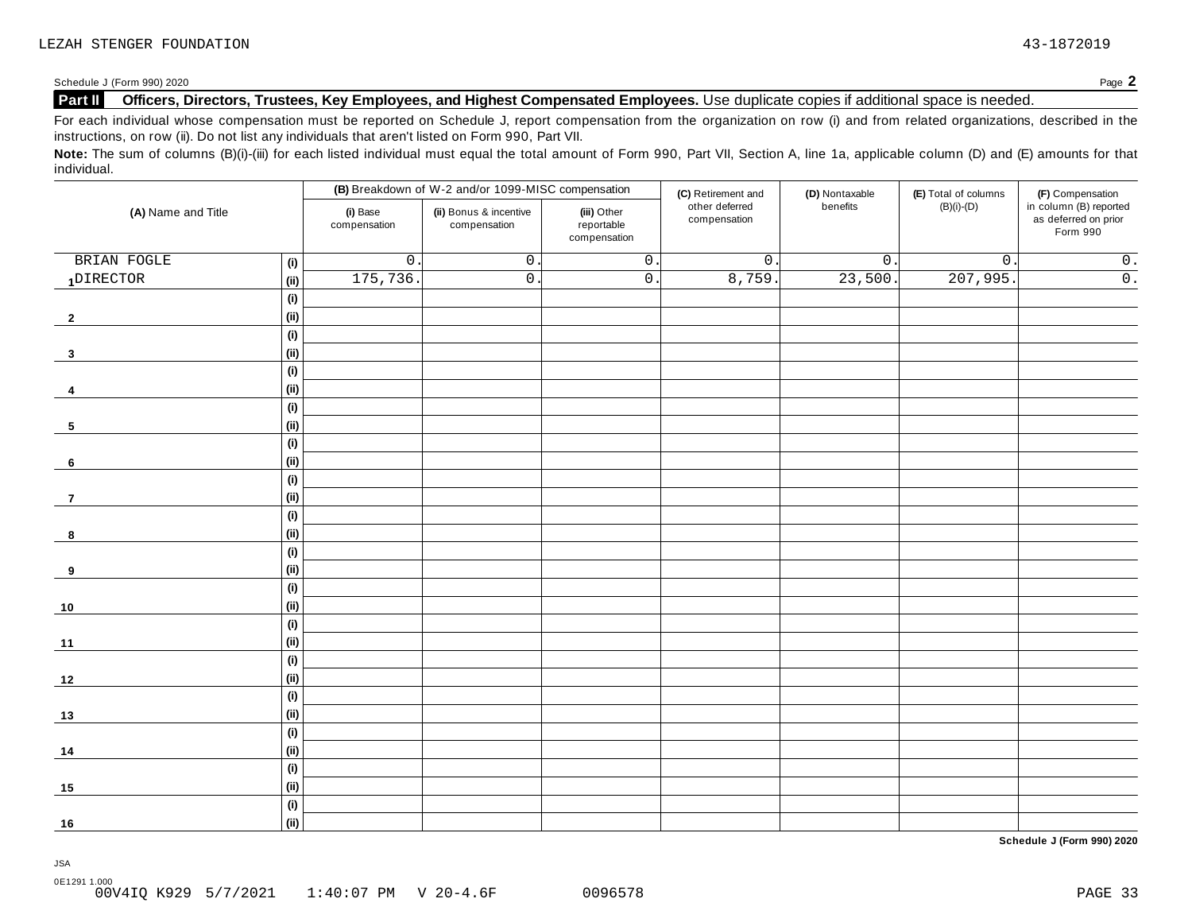LEZAH STENGER FOUNDATION 43-1872019

Schedule J (Form 990) 2020 Page **2**

**Part II** **Officers, Directors, Trustees, Key Employees, and Highest Compensated Employees.** Use duplicate copies if additional space is needed.

For each individual whose compensation must be reported on Schedule J, report compensation from the organization on row (i) and from related organizations, described in the instructions, on row (ii). Do not list any individuals that aren't listed on Form 990, Part VII.

**Note:** The sum of columns (B)(i)-(iii) for each listed individual must equal the total amount of Form 990, Part VII, Section A, line 1a, applicable column (D) and (E) amounts for that individual.

| (A) Name and Title | | (B) Breakdown of W-2 and/or 1099-MISC compensation | | | (C) Retirement and other deferred compensation | (D) Nontaxable benefits | (E) Total of columns (B)(i)-(D) | (F) Compensation in column (B) reported as deferred on prior Form 990 |
|---|---|---|---|---|---|---|---|---|
| | | (i) Base compensation | (ii) Bonus & incentive compensation | (iii) Other reportable compensation | | | | |
| BRIAN FOGLE | (i) | 0. | 0. | 0. | 0. | 0. | 0. | 0. |
| 1 DIRECTOR | (ii) | 175,736. | 0. | 0. | 8,759. | 23,500. | 207,995. | 0. |
| | (i) | | | | | | | |
| 2 | (ii) | | | | | | | |
| | (i) | | | | | | | |
| 3 | (ii) | | | | | | | |
| | (i) | | | | | | | |
| 4 | (ii) | | | | | | | |
| | (i) | | | | | | | |
| 5 | (ii) | | | | | | | |
| | (i) | | | | | | | |
| 6 | (ii) | | | | | | | |
| | (i) | | | | | | | |
| 7 | (ii) | | | | | | | |
| | (i) | | | | | | | |
| 8 | (ii) | | | | | | | |
| | (i) | | | | | | | |
| 9 | (ii) | | | | | | | |
| | (i) | | | | | | | |
| 10 | (ii) | | | | | | | |
| | (i) | | | | | | | |
| 11 | (ii) | | | | | | | |
| | (i) | | | | | | | |
| 12 | (ii) | | | | | | | |
| | (i) | | | | | | | |
| 13 | (ii) | | | | | | | |
| | (i) | | | | | | | |
| 14 | (ii) | | | | | | | |
| | (i) | | | | | | | |
| 15 | (ii) | | | | | | | |
| | (i) | | | | | | | |
| 16 | (ii) | | | | | | | |

**Schedule J (Form 990) 2020**

JSA
0E1291 1.000
00V4IQ K929 5/7/2021 1:40:07 PM V 20-4.6F 0096578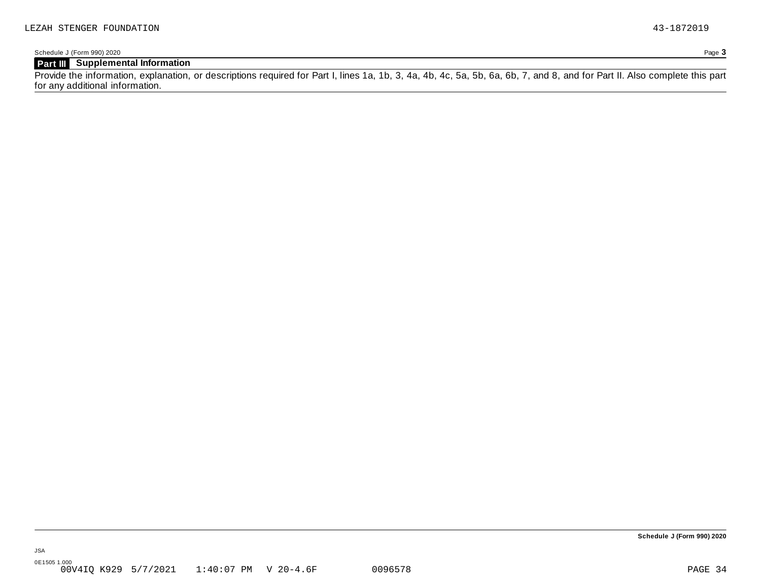## Part III Supplemental Information

Provide the information, explanation, or descriptions required for Part I, lines 1a, 1b, 3, 4a, 4b, 4c, 5a, 5b, 6a, 6b, 7, and 8, and for Part II. Also complete this part for any additional information.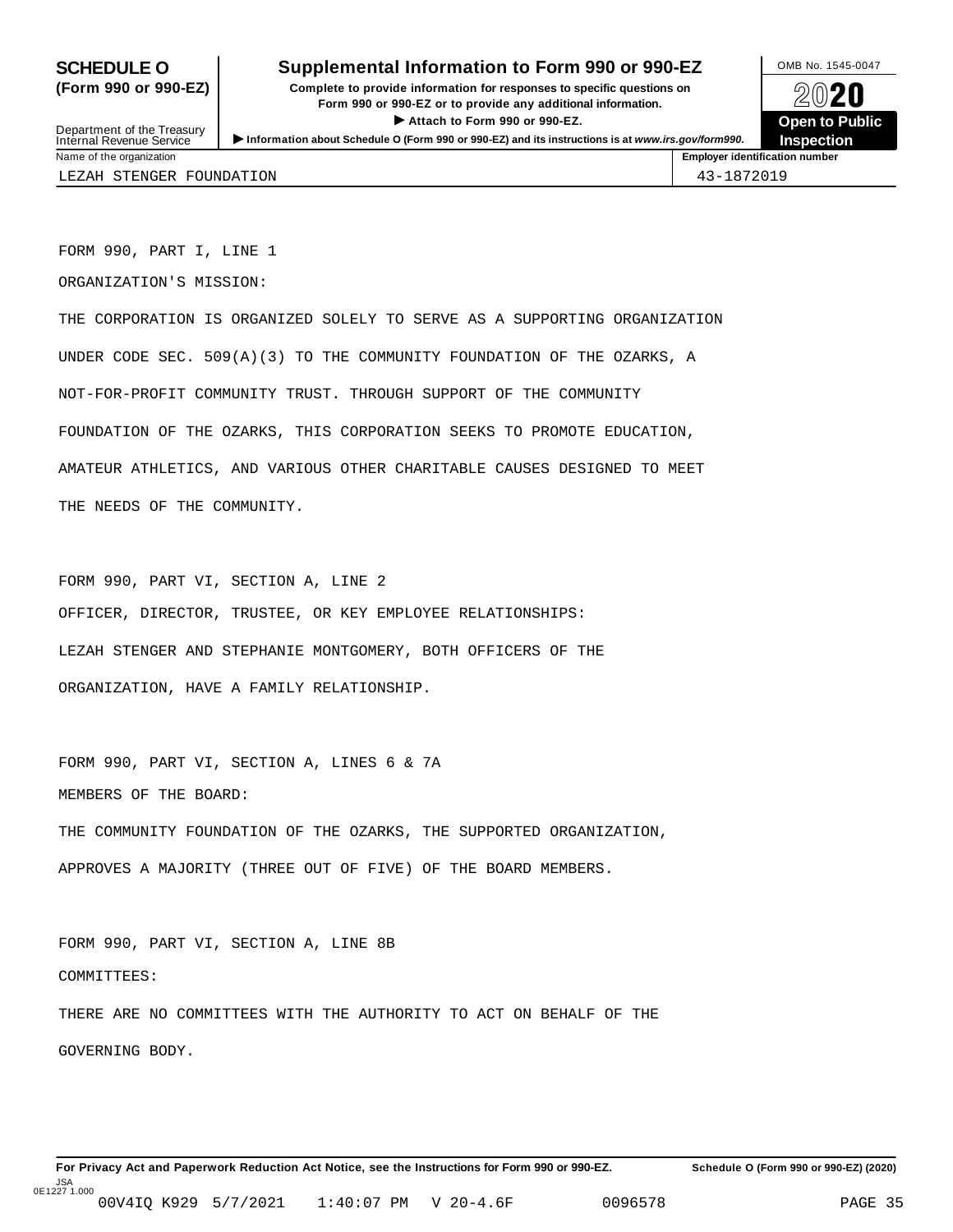# SCHEDULE O (Form 990 or 990-EZ)

## Supplemental Information to Form 990 or 990-EZ

**Complete to provide information for responses to specific questions on Form 990 or 990-EZ or to provide any additional information.**

▶ **Attach to Form 990 or 990-EZ.**

▶ **Information about Schedule O (Form 990 or 990-EZ) and its instructions is at** ***www.irs.gov/form990.***

Department of the Treasury
Internal Revenue Service

OMB No. 1545-0047

**2020**

**Open to Public Inspection**

| Name of the organization | Employer identification number |
|---|---|
| LEZAH STENGER FOUNDATION | 43-1872019 |

FORM 990, PART I, LINE 1

ORGANIZATION'S MISSION:

THE CORPORATION IS ORGANIZED SOLELY TO SERVE AS A SUPPORTING ORGANIZATION UNDER CODE SEC. 509(A)(3) TO THE COMMUNITY FOUNDATION OF THE OZARKS, A NOT-FOR-PROFIT COMMUNITY TRUST. THROUGH SUPPORT OF THE COMMUNITY FOUNDATION OF THE OZARKS, THIS CORPORATION SEEKS TO PROMOTE EDUCATION, AMATEUR ATHLETICS, AND VARIOUS OTHER CHARITABLE CAUSES DESIGNED TO MEET THE NEEDS OF THE COMMUNITY.

FORM 990, PART VI, SECTION A, LINE 2

OFFICER, DIRECTOR, TRUSTEE, OR KEY EMPLOYEE RELATIONSHIPS:

LEZAH STENGER AND STEPHANIE MONTGOMERY, BOTH OFFICERS OF THE ORGANIZATION, HAVE A FAMILY RELATIONSHIP.

FORM 990, PART VI, SECTION A, LINES 6 & 7A

MEMBERS OF THE BOARD:

THE COMMUNITY FOUNDATION OF THE OZARKS, THE SUPPORTED ORGANIZATION, APPROVES A MAJORITY (THREE OUT OF FIVE) OF THE BOARD MEMBERS.

FORM 990, PART VI, SECTION A, LINE 8B

COMMITTEES:

THERE ARE NO COMMITTEES WITH THE AUTHORITY TO ACT ON BEHALF OF THE GOVERNING BODY.

**For Privacy Act and Paperwork Reduction Act Notice, see the Instructions for Form 990 or 990-EZ.** **Schedule O (Form 990 or 990-EZ) (2020)**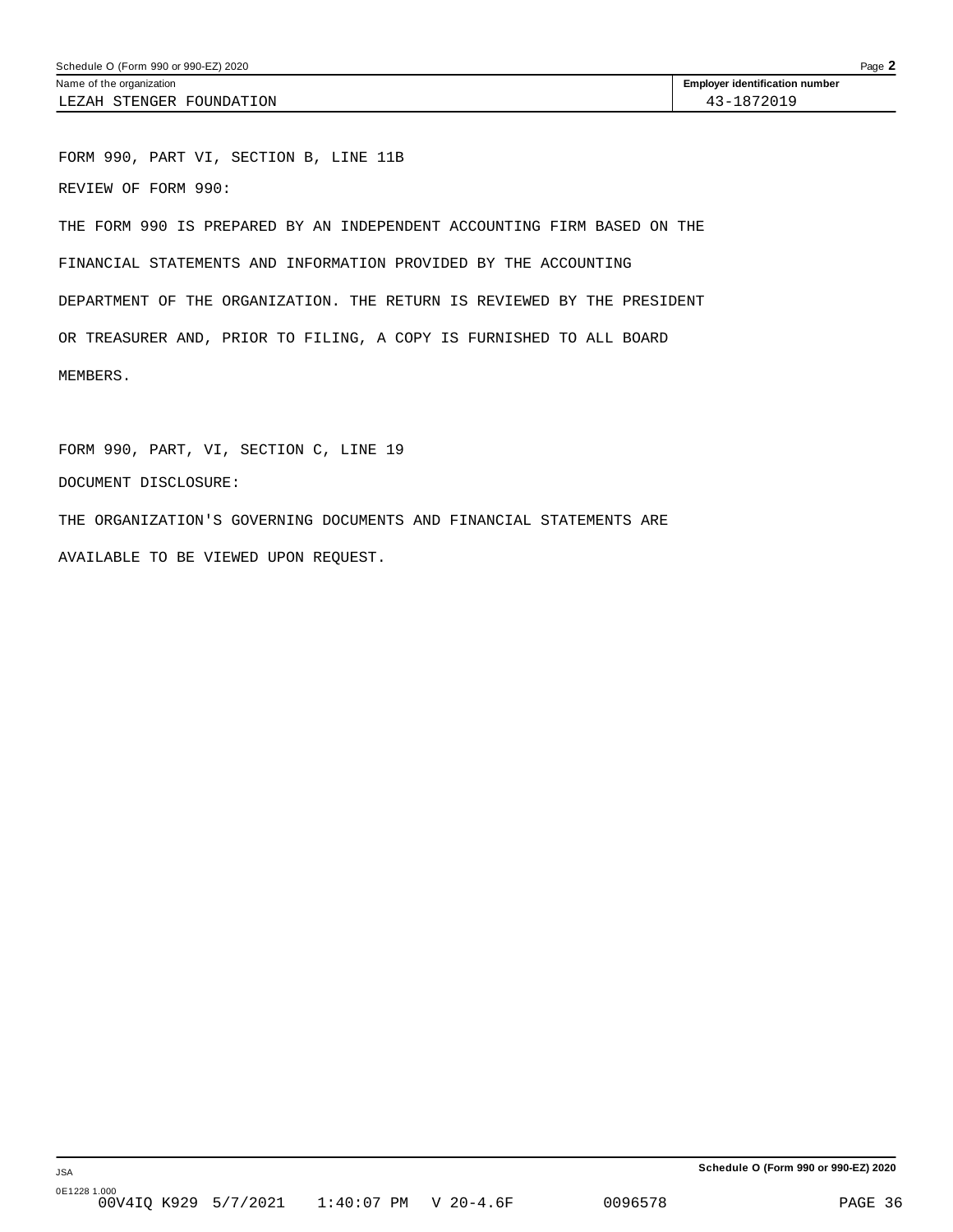Name of the organization: LEZAH STENGER FOUNDATION

Employer identification number: 43-1872019

FORM 990, PART VI, SECTION B, LINE 11B

REVIEW OF FORM 990:

THE FORM 990 IS PREPARED BY AN INDEPENDENT ACCOUNTING FIRM BASED ON THE FINANCIAL STATEMENTS AND INFORMATION PROVIDED BY THE ACCOUNTING DEPARTMENT OF THE ORGANIZATION. THE RETURN IS REVIEWED BY THE PRESIDENT OR TREASURER AND, PRIOR TO FILING, A COPY IS FURNISHED TO ALL BOARD MEMBERS.

FORM 990, PART, VI, SECTION C, LINE 19

DOCUMENT DISCLOSURE:

THE ORGANIZATION'S GOVERNING DOCUMENTS AND FINANCIAL STATEMENTS ARE AVAILABLE TO BE VIEWED UPON REQUEST.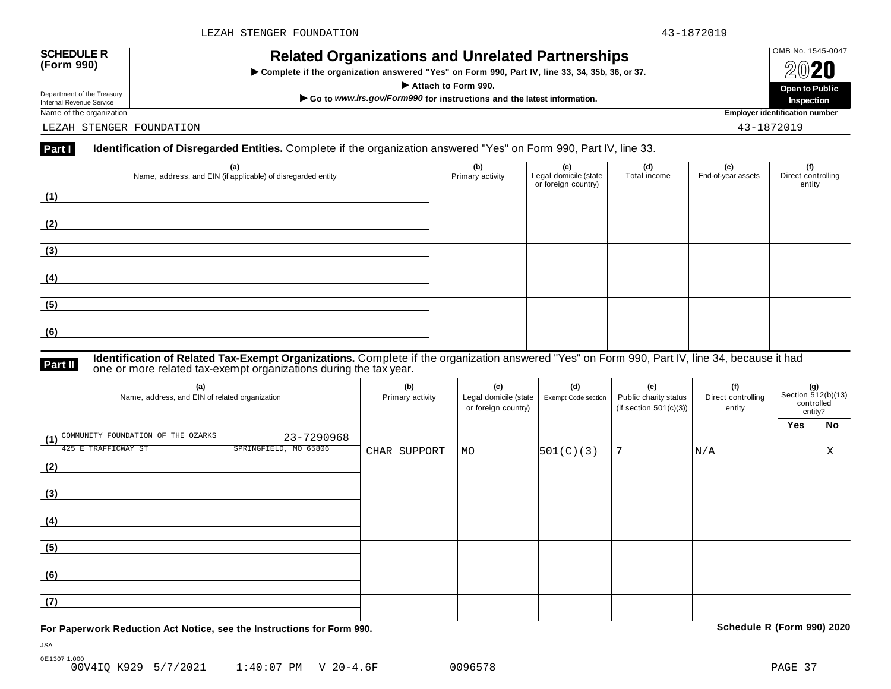**SCHEDULE R (Form 990)**

Department of the Treasury
Internal Revenue Service

# Related Organizations and Unrelated Partnerships

▶ Complete if the organization answered "Yes" on Form 990, Part IV, line 33, 34, 35b, 36, or 37.

▶ Attach to Form 990.

▶ Go to *www.irs.gov/Form990* for instructions and the latest information.

OMB No. 1545-0047

2020

Open to Public Inspection

Name of the organization: LEZAH STENGER FOUNDATION

Employer identification number: 43-1872019

## Part I Identification of Disregarded Entities. Complete if the organization answered "Yes" on Form 990, Part IV, line 33.

| (a) Name, address, and EIN (if applicable) of disregarded entity | (b) Primary activity | (c) Legal domicile (state or foreign country) | (d) Total income | (e) End-of-year assets | (f) Direct controlling entity |
|---|---|---|---|---|---|
| (1) | | | | | |
| (2) | | | | | |
| (3) | | | | | |
| (4) | | | | | |
| (5) | | | | | |
| (6) | | | | | |

## Part II Identification of Related Tax-Exempt Organizations. Complete if the organization answered "Yes" on Form 990, Part IV, line 34, because it had one or more related tax-exempt organizations during the tax year.

| (a) Name, address, and EIN of related organization | (b) Primary activity | (c) Legal domicile (state or foreign country) | (d) Exempt Code section | (e) Public charity status (if section 501(c)(3)) | (f) Direct controlling entity | (g) Section 512(b)(13) controlled entity? Yes | No |
|---|---|---|---|---|---|---|---|
| (1) COMMUNITY FOUNDATION OF THE OZARKS 23-7290968 425 E TRAFFICWAY ST SPRINGFIELD, MO 65806 | CHAR SUPPORT | MO | 501(C)(3) | 7 | N/A | | X |
| (2) | | | | | | | |
| (3) | | | | | | | |
| (4) | | | | | | | |
| (5) | | | | | | | |
| (6) | | | | | | | |
| (7) | | | | | | | |

**For Paperwork Reduction Act Notice, see the Instructions for Form 990.** **Schedule R (Form 990) 2020**

JSA
0E1307 1.000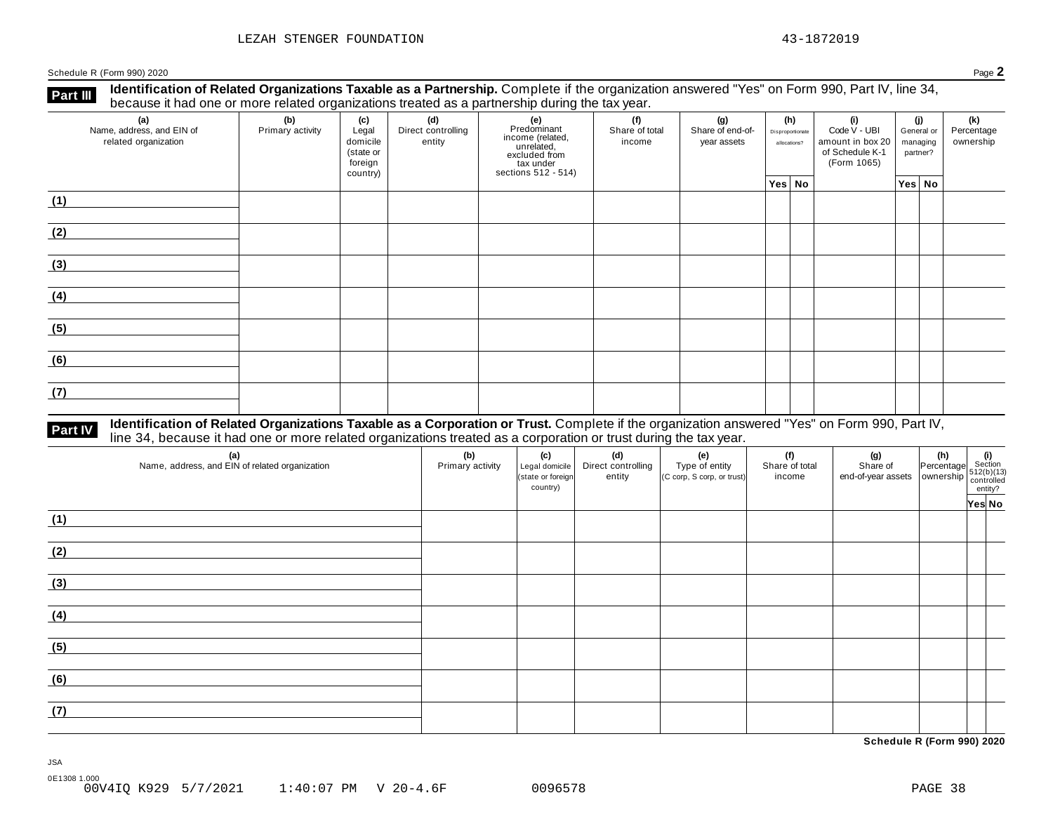LEZAH STENGER FOUNDATION 43-1872019

Schedule R (Form 990) 2020 Page **2**

## Part III Identification of Related Organizations Taxable as a Partnership.

Complete if the organization answered "Yes" on Form 990, Part IV, line 34, because it had one or more related organizations treated as a partnership during the tax year.

| (a) Name, address, and EIN of related organization | (b) Primary activity | (c) Legal domicile (state or foreign country) | (d) Direct controlling entity | (e) Predominant income (related, unrelated, excluded from tax under sections 512 - 514) | (f) Share of total income | (g) Share of end-of-year assets | (h) Disproportionate allocations? | | (i) Code V - UBI amount in box 20 of Schedule K-1 (Form 1065) | (j) General or managing partner? | | (k) Percentage ownership |
|---|---|---|---|---|---|---|---|---|---|---|---|---|
| | | | | | | | Yes | No | | Yes | No | |
| (1) | | | | | | | | | | | | |
| (2) | | | | | | | | | | | | |
| (3) | | | | | | | | | | | | |
| (4) | | | | | | | | | | | | |
| (5) | | | | | | | | | | | | |
| (6) | | | | | | | | | | | | |
| (7) | | | | | | | | | | | | |

## Part IV Identification of Related Organizations Taxable as a Corporation or Trust.

Complete if the organization answered "Yes" on Form 990, Part IV, line 34, because it had one or more related organizations treated as a corporation or trust during the tax year.

| (a) Name, address, and EIN of related organization | (b) Primary activity | (c) Legal domicile (state or foreign country) | (d) Direct controlling entity | (e) Type of entity (C corp, S corp, or trust) | (f) Share of total income | (g) Share of end-of-year assets | (h) Percentage ownership | (i) Section 512(b)(13) controlled entity? | |
|---|---|---|---|---|---|---|---|---|---|
| | | | | | | | | Yes | No |
| (1) | | | | | | | | | |
| (2) | | | | | | | | | |
| (3) | | | | | | | | | |
| (4) | | | | | | | | | |
| (5) | | | | | | | | | |
| (6) | | | | | | | | | |
| (7) | | | | | | | | | |

**Schedule R (Form 990) 2020**

JSA
0E1308 1.000
00V4IQ K929 5/7/2021 1:40:07 PM V 20-4.6F 0096578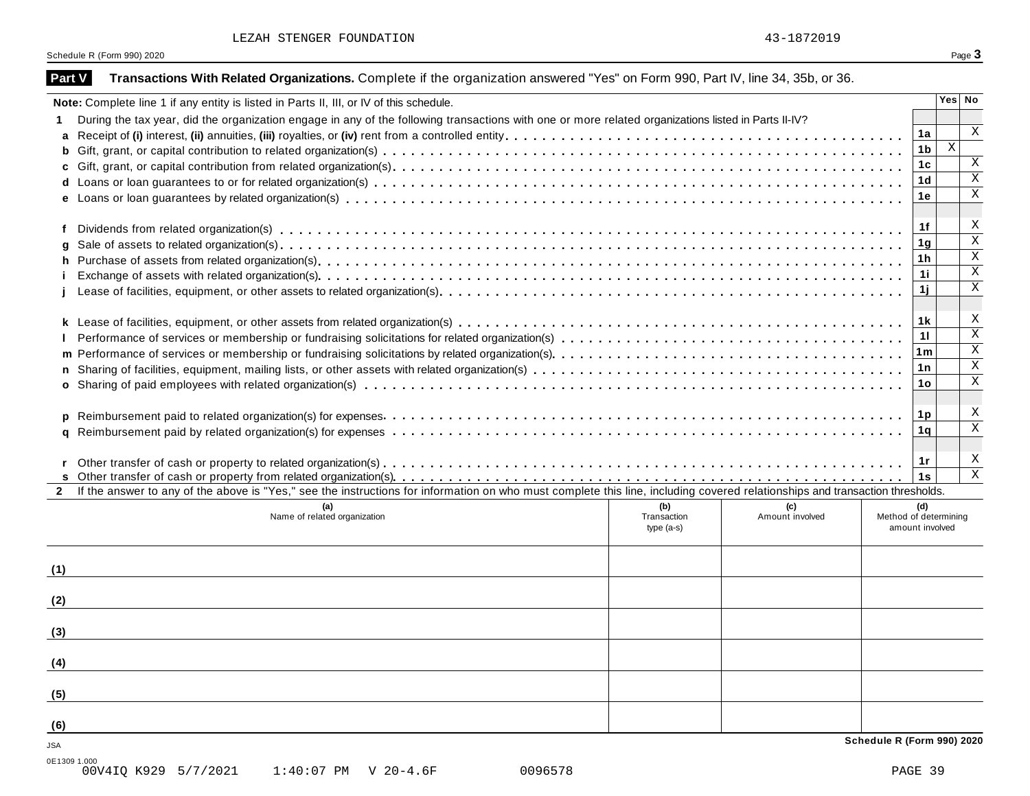LEZAH STENGER FOUNDATION 43-1872019

Schedule R (Form 990) 2020

## Part V Transactions With Related Organizations. Complete if the organization answered "Yes" on Form 990, Part IV, line 34, 35b, or 36.

| **Note:** Complete line 1 if any entity is listed in Parts II, III, or IV of this schedule. | | Yes | No |
|---|---|---|---|
| **1** During the tax year, did the organization engage in any of the following transactions with one or more related organizations listed in Parts II-IV? | | | |
| **a** Receipt of **(i)** interest, **(ii)** annuities, **(iii)** royalties, or **(iv)** rent from a controlled entity | 1a | | X |
| **b** Gift, grant, or capital contribution to related organization(s) | 1b | X | |
| **c** Gift, grant, or capital contribution from related organization(s) | 1c | | X |
| **d** Loans or loan guarantees to or for related organization(s) | 1d | | X |
| **e** Loans or loan guarantees by related organization(s) | 1e | | X |
| **f** Dividends from related organization(s) | 1f | | X |
| **g** Sale of assets to related organization(s) | 1g | | X |
| **h** Purchase of assets from related organization(s) | 1h | | X |
| **i** Exchange of assets with related organization(s) | 1i | | X |
| **j** Lease of facilities, equipment, or other assets to related organization(s) | 1j | | X |
| **k** Lease of facilities, equipment, or other assets from related organization(s) | 1k | | X |
| **l** Performance of services or membership or fundraising solicitations for related organization(s) | 1l | | X |
| **m** Performance of services or membership or fundraising solicitations by related organization(s) | 1m | | X |
| **n** Sharing of facilities, equipment, mailing lists, or other assets with related organization(s) | 1n | | X |
| **o** Sharing of paid employees with related organization(s) | 1o | | X |
| **p** Reimbursement paid to related organization(s) for expenses | 1p | | X |
| **q** Reimbursement paid by related organization(s) for expenses | 1q | | X |
| **r** Other transfer of cash or property to related organization(s) | 1r | | X |
| **s** Other transfer of cash or property from related organization(s) | 1s | | X |

**2** If the answer to any of the above is "Yes," see the instructions for information on who must complete this line, including covered relationships and transaction thresholds.

| | (a) Name of related organization | (b) Transaction type (a-s) | (c) Amount involved | (d) Method of determining amount involved |
|---|---|---|---|---|
| (1) | | | | |
| (2) | | | | |
| (3) | | | | |
| (4) | | | | |
| (5) | | | | |
| (6) | | | | |

JSA

0E1309 1.000

**Schedule R (Form 990) 2020**

00V4IQ K929 5/7/2021 1:40:07 PM V 20-4.6F 0096578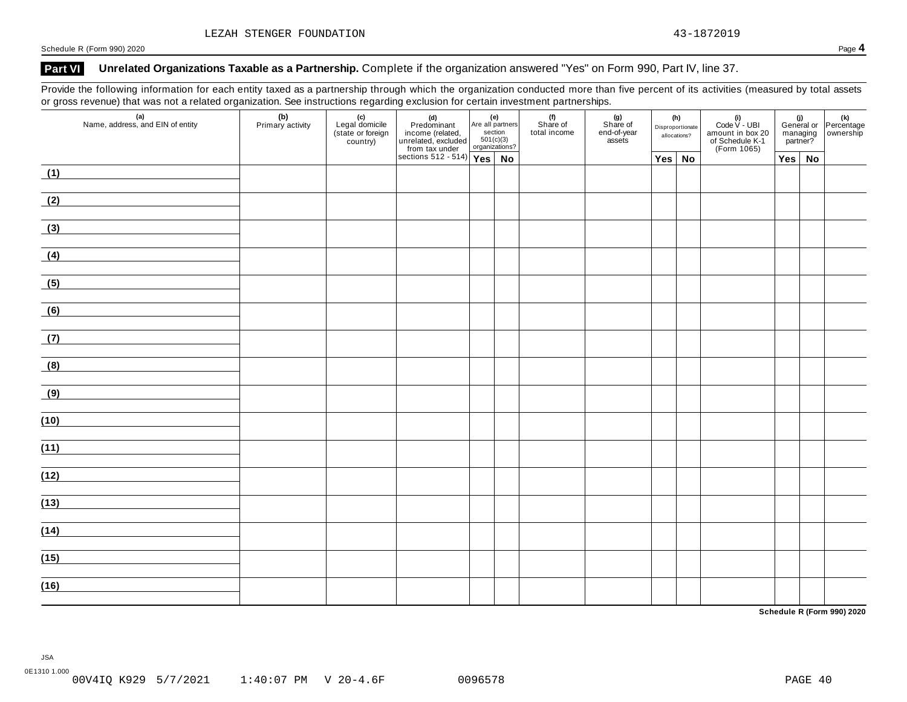LEZAH STENGER FOUNDATION 43-1872019

Schedule R (Form 990) 2020

## Part VI Unrelated Organizations Taxable as a Partnership. Complete if the organization answered "Yes" on Form 990, Part IV, line 37.

Provide the following information for each entity taxed as a partnership through which the organization conducted more than five percent of its activities (measured by total assets or gross revenue) that was not a related organization. See instructions regarding exclusion for certain investment partnerships.

| (a) Name, address, and EIN of entity | (b) Primary activity | (c) Legal domicile (state or foreign country) | (d) Predominant income (related, unrelated, excluded from tax under sections 512 - 514) | (e) Are all partners section 501(c)(3) organizations? | | (f) Share of total income | (g) Share of end-of-year assets | (h) Disproportionate allocations? | | (i) Code V - UBI amount in box 20 of Schedule K-1 (Form 1065) | (j) General or managing partner? | | (k) Percentage ownership |
|---|---|---|---|---|---|---|---|---|---|---|---|---|---|
| | | | | Yes | No | | | Yes | No | | Yes | No | |
| (1) | | | | | | | | | | | | | |
| (2) | | | | | | | | | | | | | |
| (3) | | | | | | | | | | | | | |
| (4) | | | | | | | | | | | | | |
| (5) | | | | | | | | | | | | | |
| (6) | | | | | | | | | | | | | |
| (7) | | | | | | | | | | | | | |
| (8) | | | | | | | | | | | | | |
| (9) | | | | | | | | | | | | | |
| (10) | | | | | | | | | | | | | |
| (11) | | | | | | | | | | | | | |
| (12) | | | | | | | | | | | | | |
| (13) | | | | | | | | | | | | | |
| (14) | | | | | | | | | | | | | |
| (15) | | | | | | | | | | | | | |
| (16) | | | | | | | | | | | | | |

Schedule R (Form 990) 2020

JSA
0E1310 1.000
00V4IQ K929 5/7/2021 1:40:07 PM V 20-4.6F 0096578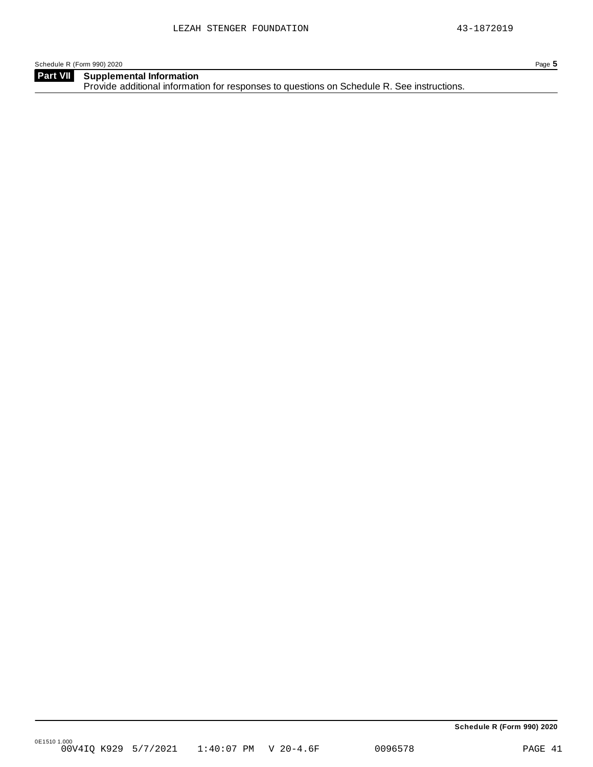## Part VII Supplemental Information

Provide additional information for responses to questions on Schedule R. See instructions.